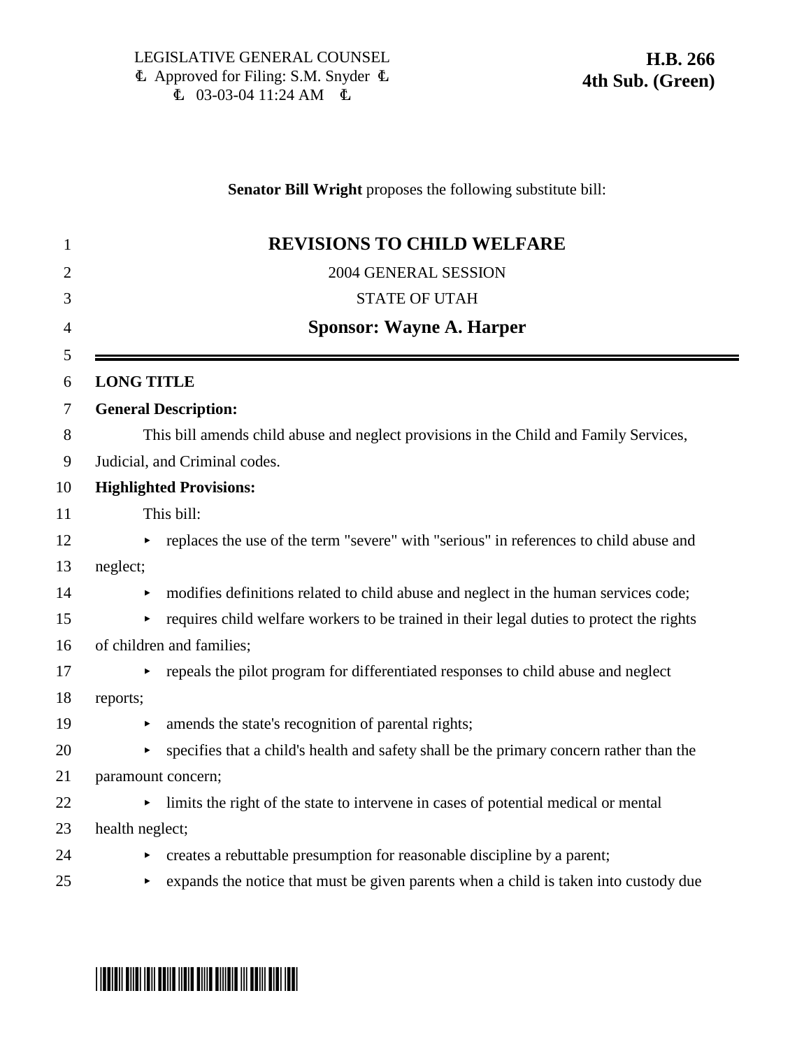LEGISLATIVE GENERAL COUNSEL
Approved for Filing: S.M. Snyder
03-03-04 11:24 AM

**H.B. 266**
**4th Sub. (Green)**

**Senator Bill Wright** proposes the following substitute bill:

# REVISIONS TO CHILD WELFARE

2004 GENERAL SESSION

STATE OF UTAH

**Sponsor: Wayne A. Harper**

**LONG TITLE**

**General Description:**

This bill amends child abuse and neglect provisions in the Child and Family Services, Judicial, and Criminal codes.

**Highlighted Provisions:**

This bill:

- replaces the use of the term "severe" with "serious" in references to child abuse and neglect;
- modifies definitions related to child abuse and neglect in the human services code;
- requires child welfare workers to be trained in their legal duties to protect the rights of children and families;
- repeals the pilot program for differentiated responses to child abuse and neglect reports;
- amends the state's recognition of parental rights;
- specifies that a child's health and safety shall be the primary concern rather than the paramount concern;
- limits the right of the state to intervene in cases of potential medical or mental health neglect;
- creates a rebuttable presumption for reasonable discipline by a parent;
- expands the notice that must be given parents when a child is taken into custody due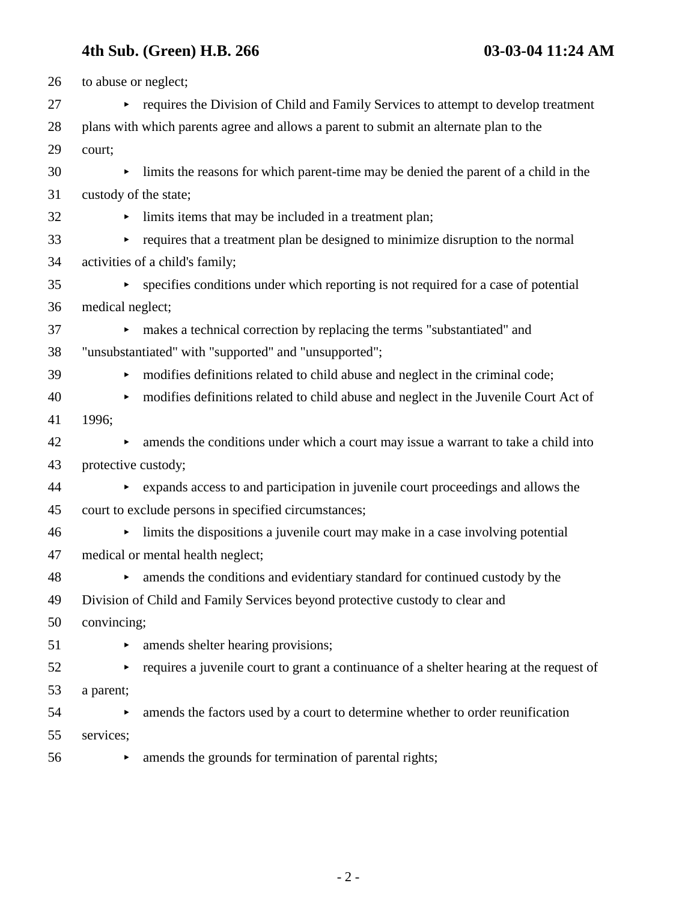to abuse or neglect;

- requires the Division of Child and Family Services to attempt to develop treatment plans with which parents agree and allows a parent to submit an alternate plan to the court;
- limits the reasons for which parent-time may be denied the parent of a child in the custody of the state;
- limits items that may be included in a treatment plan;
- requires that a treatment plan be designed to minimize disruption to the normal activities of a child's family;
- specifies conditions under which reporting is not required for a case of potential medical neglect;
- makes a technical correction by replacing the terms "substantiated" and "unsubstantiated" with "supported" and "unsupported";
- modifies definitions related to child abuse and neglect in the criminal code;
- modifies definitions related to child abuse and neglect in the Juvenile Court Act of 1996;
- amends the conditions under which a court may issue a warrant to take a child into protective custody;
- expands access to and participation in juvenile court proceedings and allows the court to exclude persons in specified circumstances;
- limits the dispositions a juvenile court may make in a case involving potential medical or mental health neglect;
- amends the conditions and evidentiary standard for continued custody by the Division of Child and Family Services beyond protective custody to clear and convincing;
- amends shelter hearing provisions;
- requires a juvenile court to grant a continuance of a shelter hearing at the request of a parent;
- amends the factors used by a court to determine whether to order reunification services;
- amends the grounds for termination of parental rights;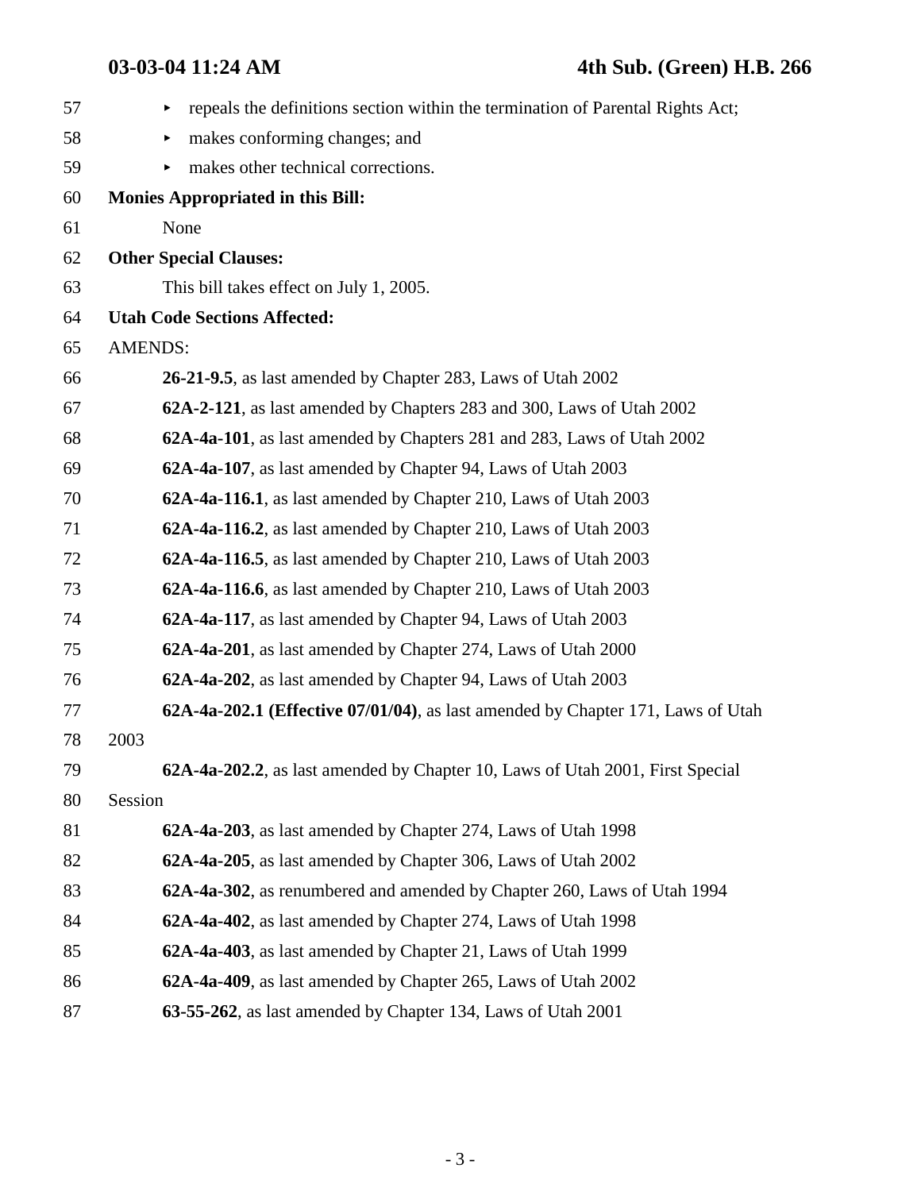- repeals the definitions section within the termination of Parental Rights Act;
- makes conforming changes; and
- makes other technical corrections.

**Monies Appropriated in this Bill:**

None

**Other Special Clauses:**

This bill takes effect on July 1, 2005.

**Utah Code Sections Affected:**

AMENDS:

**26-21-9.5**, as last amended by Chapter 283, Laws of Utah 2002

**62A-2-121**, as last amended by Chapters 283 and 300, Laws of Utah 2002

**62A-4a-101**, as last amended by Chapters 281 and 283, Laws of Utah 2002

**62A-4a-107**, as last amended by Chapter 94, Laws of Utah 2003

**62A-4a-116.1**, as last amended by Chapter 210, Laws of Utah 2003

**62A-4a-116.2**, as last amended by Chapter 210, Laws of Utah 2003

**62A-4a-116.5**, as last amended by Chapter 210, Laws of Utah 2003

**62A-4a-116.6**, as last amended by Chapter 210, Laws of Utah 2003

**62A-4a-117**, as last amended by Chapter 94, Laws of Utah 2003

**62A-4a-201**, as last amended by Chapter 274, Laws of Utah 2000

**62A-4a-202**, as last amended by Chapter 94, Laws of Utah 2003

**62A-4a-202.1 (Effective 07/01/04)**, as last amended by Chapter 171, Laws of Utah 2003

**62A-4a-202.2**, as last amended by Chapter 10, Laws of Utah 2001, First Special Session

**62A-4a-203**, as last amended by Chapter 274, Laws of Utah 1998

**62A-4a-205**, as last amended by Chapter 306, Laws of Utah 2002

**62A-4a-302**, as renumbered and amended by Chapter 260, Laws of Utah 1994

**62A-4a-402**, as last amended by Chapter 274, Laws of Utah 1998

**62A-4a-403**, as last amended by Chapter 21, Laws of Utah 1999

**62A-4a-409**, as last amended by Chapter 265, Laws of Utah 2002

**63-55-262**, as last amended by Chapter 134, Laws of Utah 2001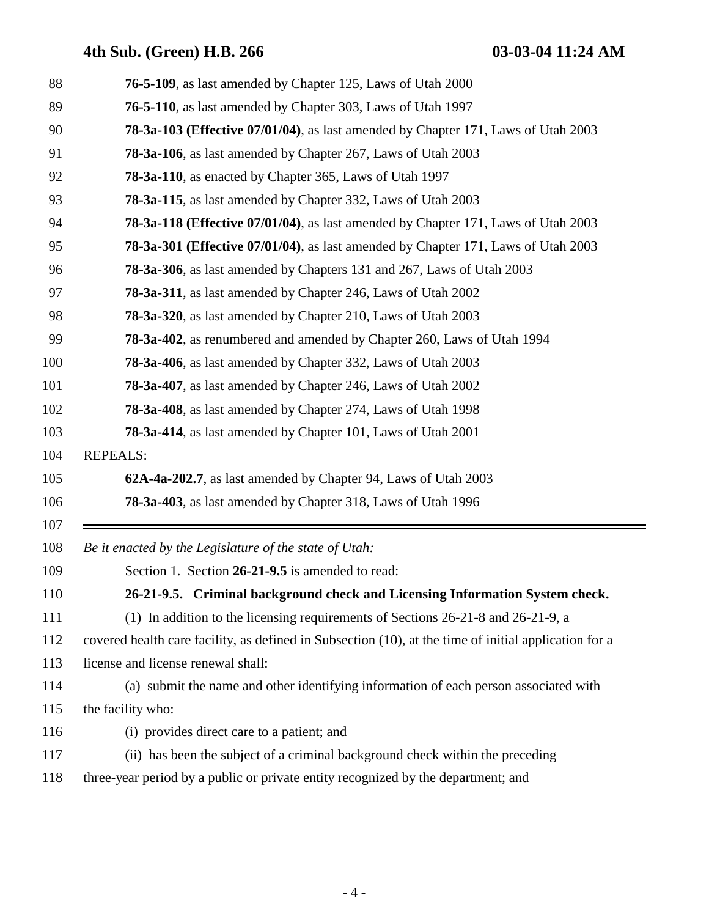**76-5-109**, as last amended by Chapter 125, Laws of Utah 2000

**76-5-110**, as last amended by Chapter 303, Laws of Utah 1997

**78-3a-103 (Effective 07/01/04)**, as last amended by Chapter 171, Laws of Utah 2003

**78-3a-106**, as last amended by Chapter 267, Laws of Utah 2003

**78-3a-110**, as enacted by Chapter 365, Laws of Utah 1997

**78-3a-115**, as last amended by Chapter 332, Laws of Utah 2003

**78-3a-118 (Effective 07/01/04)**, as last amended by Chapter 171, Laws of Utah 2003

**78-3a-301 (Effective 07/01/04)**, as last amended by Chapter 171, Laws of Utah 2003

**78-3a-306**, as last amended by Chapters 131 and 267, Laws of Utah 2003

**78-3a-311**, as last amended by Chapter 246, Laws of Utah 2002

**78-3a-320**, as last amended by Chapter 210, Laws of Utah 2003

**78-3a-402**, as renumbered and amended by Chapter 260, Laws of Utah 1994

**78-3a-406**, as last amended by Chapter 332, Laws of Utah 2003

**78-3a-407**, as last amended by Chapter 246, Laws of Utah 2002

**78-3a-408**, as last amended by Chapter 274, Laws of Utah 1998

**78-3a-414**, as last amended by Chapter 101, Laws of Utah 2001

REPEALS:

**62A-4a-202.7**, as last amended by Chapter 94, Laws of Utah 2003

**78-3a-403**, as last amended by Chapter 318, Laws of Utah 1996

---

*Be it enacted by the Legislature of the state of Utah:*

Section 1. Section **26-21-9.5** is amended to read:

**26-21-9.5. Criminal background check and Licensing Information System check.**

(1) In addition to the licensing requirements of Sections 26-21-8 and 26-21-9, a covered health care facility, as defined in Subsection (10), at the time of initial application for a license and license renewal shall:

(a) submit the name and other identifying information of each person associated with the facility who:

(i) provides direct care to a patient; and

(ii) has been the subject of a criminal background check within the preceding three-year period by a public or private entity recognized by the department; and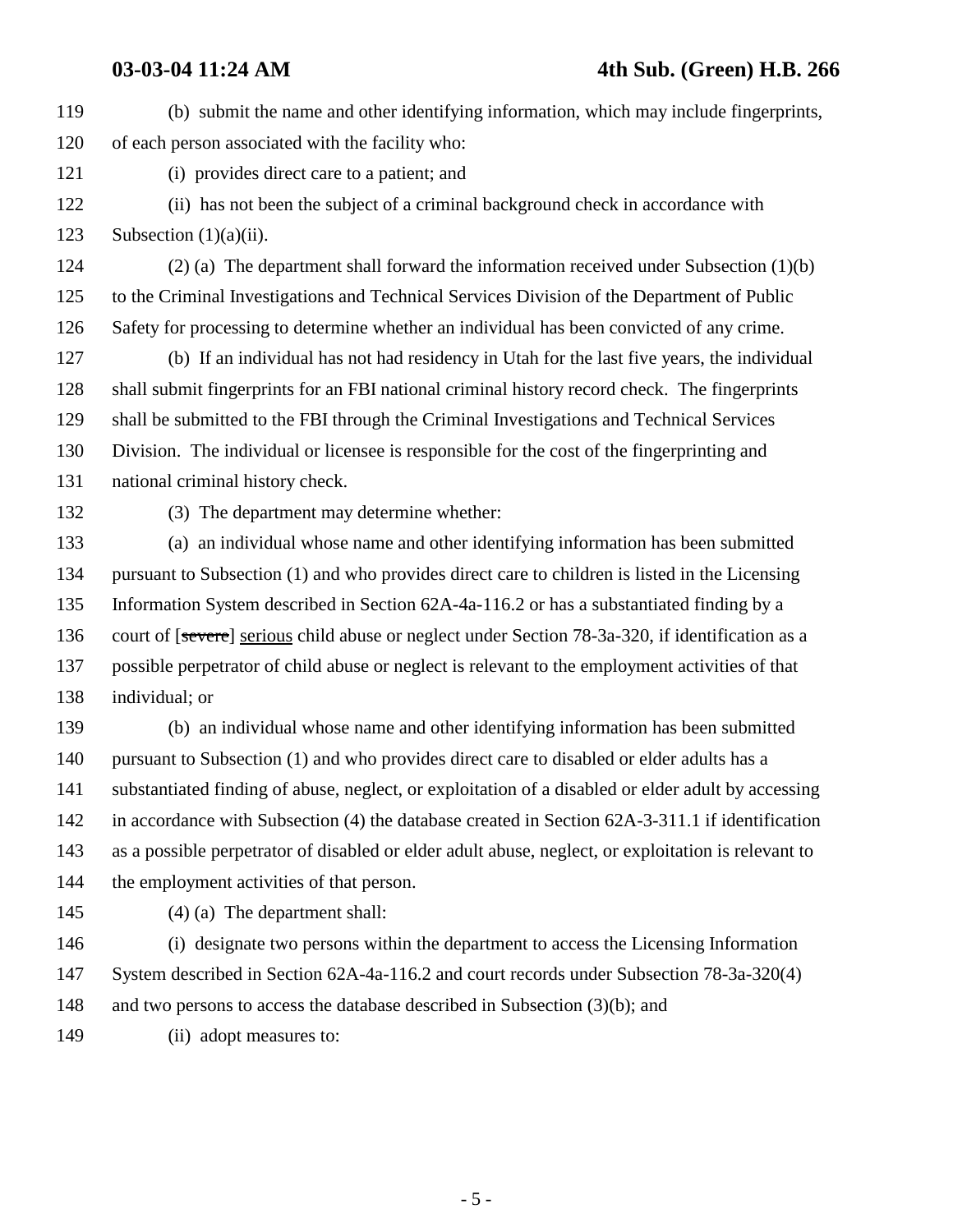(b) submit the name and other identifying information, which may include fingerprints, of each person associated with the facility who:

(i) provides direct care to a patient; and

(ii) has not been the subject of a criminal background check in accordance with Subsection (1)(a)(ii).

(2) (a) The department shall forward the information received under Subsection (1)(b) to the Criminal Investigations and Technical Services Division of the Department of Public Safety for processing to determine whether an individual has been convicted of any crime.

(b) If an individual has not had residency in Utah for the last five years, the individual shall submit fingerprints for an FBI national criminal history record check. The fingerprints shall be submitted to the FBI through the Criminal Investigations and Technical Services Division. The individual or licensee is responsible for the cost of the fingerprinting and national criminal history check.

(3) The department may determine whether:

(a) an individual whose name and other identifying information has been submitted pursuant to Subsection (1) and who provides direct care to children is listed in the Licensing Information System described in Section 62A-4a-116.2 or has a substantiated finding by a court of [~~severe~~] serious child abuse or neglect under Section 78-3a-320, if identification as a possible perpetrator of child abuse or neglect is relevant to the employment activities of that individual; or

(b) an individual whose name and other identifying information has been submitted pursuant to Subsection (1) and who provides direct care to disabled or elder adults has a substantiated finding of abuse, neglect, or exploitation of a disabled or elder adult by accessing in accordance with Subsection (4) the database created in Section 62A-3-311.1 if identification as a possible perpetrator of disabled or elder adult abuse, neglect, or exploitation is relevant to the employment activities of that person.

(4) (a) The department shall:

(i) designate two persons within the department to access the Licensing Information System described in Section 62A-4a-116.2 and court records under Subsection 78-3a-320(4) and two persons to access the database described in Subsection (3)(b); and

(ii) adopt measures to: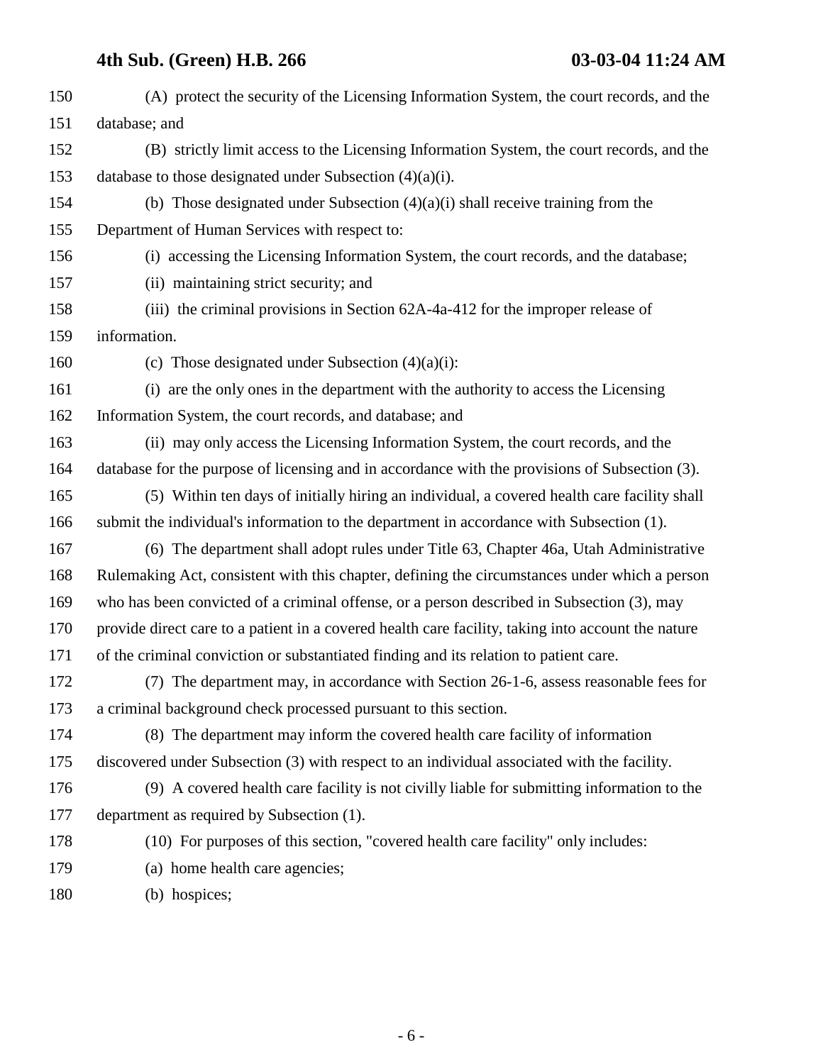(A) protect the security of the Licensing Information System, the court records, and the database; and

(B) strictly limit access to the Licensing Information System, the court records, and the database to those designated under Subsection (4)(a)(i).

(b) Those designated under Subsection (4)(a)(i) shall receive training from the Department of Human Services with respect to:

(i) accessing the Licensing Information System, the court records, and the database;

(ii) maintaining strict security; and

(iii) the criminal provisions in Section 62A-4a-412 for the improper release of information.

(c) Those designated under Subsection (4)(a)(i):

(i) are the only ones in the department with the authority to access the Licensing Information System, the court records, and database; and

(ii) may only access the Licensing Information System, the court records, and the database for the purpose of licensing and in accordance with the provisions of Subsection (3).

(5) Within ten days of initially hiring an individual, a covered health care facility shall submit the individual's information to the department in accordance with Subsection (1).

(6) The department shall adopt rules under Title 63, Chapter 46a, Utah Administrative Rulemaking Act, consistent with this chapter, defining the circumstances under which a person who has been convicted of a criminal offense, or a person described in Subsection (3), may provide direct care to a patient in a covered health care facility, taking into account the nature of the criminal conviction or substantiated finding and its relation to patient care.

(7) The department may, in accordance with Section 26-1-6, assess reasonable fees for a criminal background check processed pursuant to this section.

(8) The department may inform the covered health care facility of information discovered under Subsection (3) with respect to an individual associated with the facility.

(9) A covered health care facility is not civilly liable for submitting information to the department as required by Subsection (1).

(10) For purposes of this section, "covered health care facility" only includes:

(a) home health care agencies;

(b) hospices;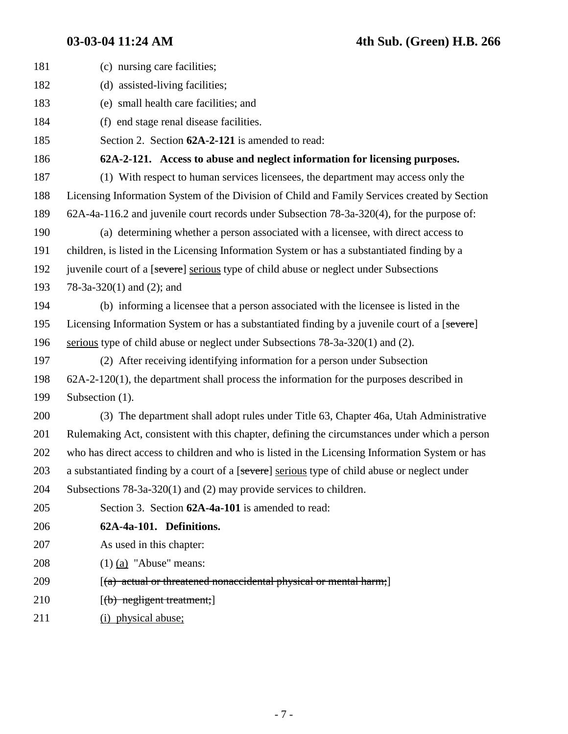(c) nursing care facilities;

(d) assisted-living facilities;

(e) small health care facilities; and

(f) end stage renal disease facilities.

Section 2. Section **62A-2-121** is amended to read:

**62A-2-121. Access to abuse and neglect information for licensing purposes.**

(1) With respect to human services licensees, the department may access only the Licensing Information System of the Division of Child and Family Services created by Section 62A-4a-116.2 and juvenile court records under Subsection 78-3a-320(4), for the purpose of:

(a) determining whether a person associated with a licensee, with direct access to children, is listed in the Licensing Information System or has a substantiated finding by a juvenile court of a [~~severe~~] <u>serious</u> type of child abuse or neglect under Subsections 78-3a-320(1) and (2); and

(b) informing a licensee that a person associated with the licensee is listed in the Licensing Information System or has a substantiated finding by a juvenile court of a [~~severe~~] <u>serious</u> type of child abuse or neglect under Subsections 78-3a-320(1) and (2).

(2) After receiving identifying information for a person under Subsection 62A-2-120(1), the department shall process the information for the purposes described in Subsection (1).

(3) The department shall adopt rules under Title 63, Chapter 46a, Utah Administrative Rulemaking Act, consistent with this chapter, defining the circumstances under which a person who has direct access to children and who is listed in the Licensing Information System or has a substantiated finding by a court of a [~~severe~~] <u>serious</u> type of child abuse or neglect under Subsections 78-3a-320(1) and (2) may provide services to children.

Section 3. Section **62A-4a-101** is amended to read:

**62A-4a-101. Definitions.**

As used in this chapter:

(1) <u>(a)</u> "Abuse" means:

[~~(a) actual or threatened nonaccidental physical or mental harm;~~]

[~~(b) negligent treatment;~~]

<u>(i) physical abuse;</u>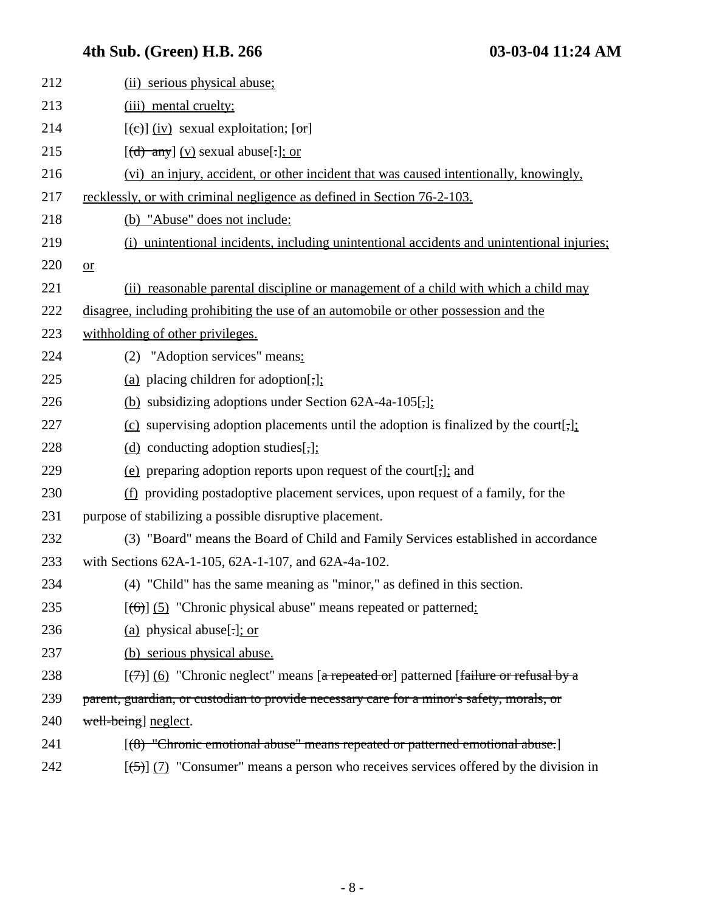212 (ii) serious physical abuse;

213 (iii) mental cruelty;

214 [(c)] (iv) sexual exploitation; [or]

215 [(d) any] (v) sexual abuse[.]; or

216 (vi) an injury, accident, or other incident that was caused intentionally, knowingly,

217 recklessly, or with criminal negligence as defined in Section 76-2-103.

218 (b) "Abuse" does not include:

219 (i) unintentional incidents, including unintentional accidents and unintentional injuries;

220 or

221 (ii) reasonable parental discipline or management of a child with which a child may

222 disagree, including prohibiting the use of an automobile or other possession and the

223 withholding of other privileges.

224 (2) "Adoption services" means:

225 (a) placing children for adoption[;];

226 (b) subsidizing adoptions under Section 62A-4a-105[,];

227 (c) supervising adoption placements until the adoption is finalized by the court[;];

228 (d) conducting adoption studies[,];

229 (e) preparing adoption reports upon request of the court[;]; and

230 (f) providing postadoptive placement services, upon request of a family, for the

231 purpose of stabilizing a possible disruptive placement.

232 (3) "Board" means the Board of Child and Family Services established in accordance

233 with Sections 62A-1-105, 62A-1-107, and 62A-4a-102.

234 (4) "Child" has the same meaning as "minor," as defined in this section.

235 [(6)] (5) "Chronic physical abuse" means repeated or patterned:

236 (a) physical abuse[.]; or

237 (b) serious physical abuse.

238 [(7)] (6) "Chronic neglect" means [a repeated or] patterned [failure or refusal by a

239 parent, guardian, or custodian to provide necessary care for a minor's safety, morals, or

240 well-being] neglect.

241 [(8) "Chronic emotional abuse" means repeated or patterned emotional abuse.]

242 [(5)] (7) "Consumer" means a person who receives services offered by the division in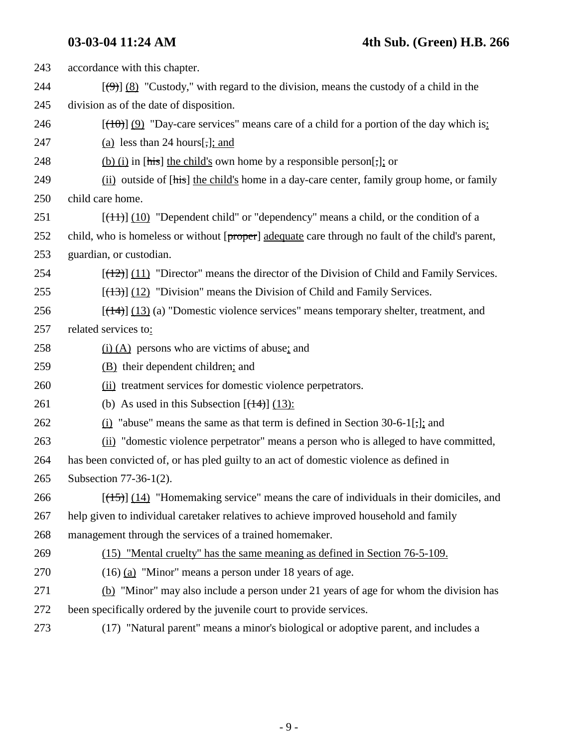243 accordance with this chapter.

244 [~~(9)~~] (8) "Custody," with regard to the division, means the custody of a child in the

245 division as of the date of disposition.

246 [~~(10)~~] (9) "Day-care services" means care of a child for a portion of the day which is:

247 (a) less than 24 hours[,]; and

248 (b) (i) in [~~his~~] the child's own home by a responsible person[;]; or

249 (ii) outside of [~~his~~] the child's home in a day-care center, family group home, or family

250 child care home.

251 [~~(11)~~] (10) "Dependent child" or "dependency" means a child, or the condition of a

252 child, who is homeless or without [~~proper~~] adequate care through no fault of the child's parent,

253 guardian, or custodian.

254 [~~(12)~~] (11) "Director" means the director of the Division of Child and Family Services.

255 [~~(13)~~] (12) "Division" means the Division of Child and Family Services.

256 [~~(14)~~] (13) (a) "Domestic violence services" means temporary shelter, treatment, and

257 related services to:

258 (i) (A) persons who are victims of abuse; and

259 (B) their dependent children; and

260 (ii) treatment services for domestic violence perpetrators.

261 (b) As used in this Subsection [~~(14)~~] (13):

262 (i) "abuse" means the same as that term is defined in Section 30-6-1[;]; and

263 (ii) "domestic violence perpetrator" means a person who is alleged to have committed,

264 has been convicted of, or has pled guilty to an act of domestic violence as defined in

265 Subsection 77-36-1(2).

266 [~~(15)~~] (14) "Homemaking service" means the care of individuals in their domiciles, and

267 help given to individual caretaker relatives to achieve improved household and family

268 management through the services of a trained homemaker.

269 (15) "Mental cruelty" has the same meaning as defined in Section 76-5-109.

270 (16) (a) "Minor" means a person under 18 years of age.

271 (b) "Minor" may also include a person under 21 years of age for whom the division has

272 been specifically ordered by the juvenile court to provide services.

273 (17) "Natural parent" means a minor's biological or adoptive parent, and includes a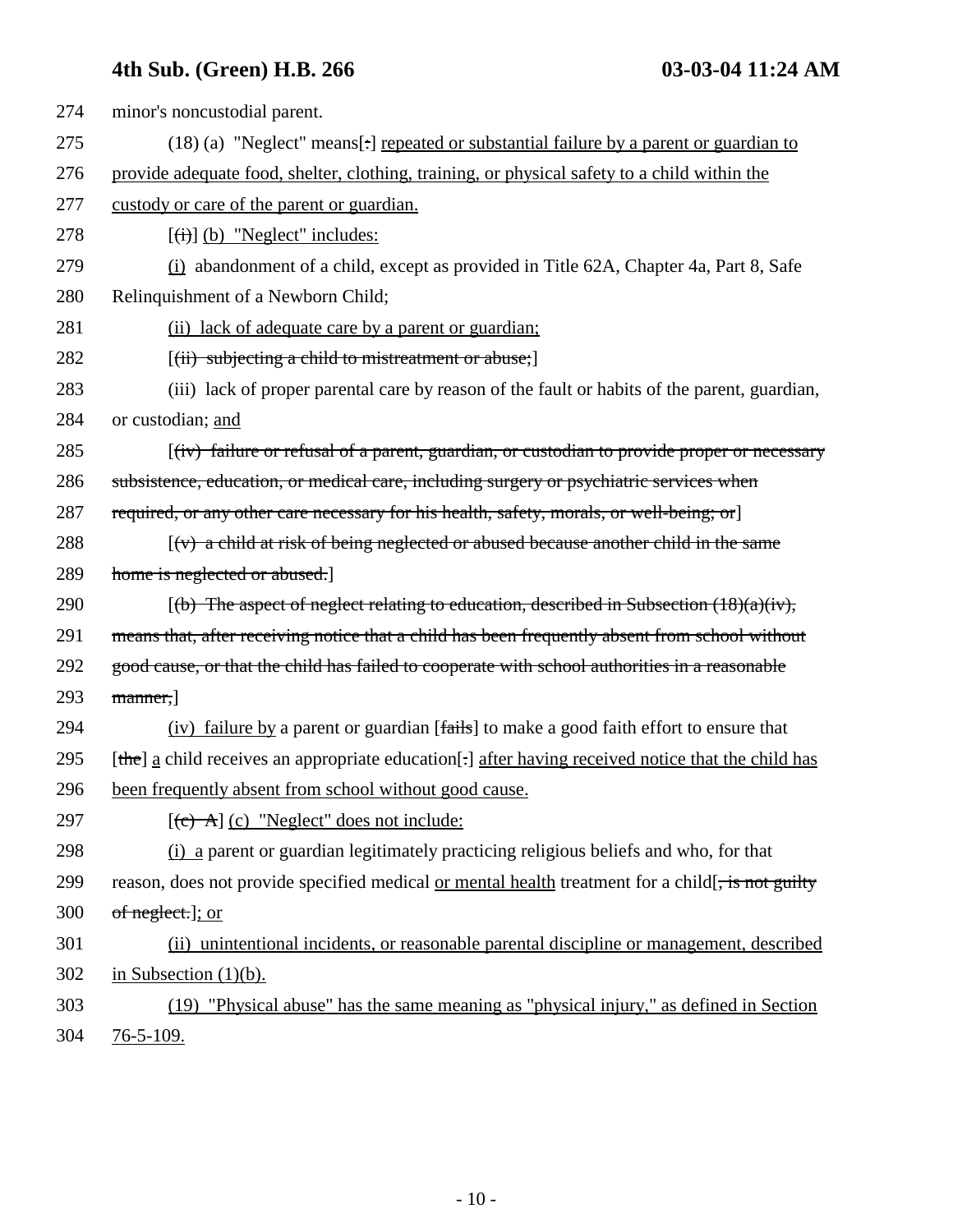274 minor's noncustodial parent.

275 (18) (a) "Neglect" means[:] repeated or substantial failure by a parent or guardian to

276 provide adequate food, shelter, clothing, training, or physical safety to a child within the

277 custody or care of the parent or guardian.

278 [(i)] (b) "Neglect" includes:

279 (i) abandonment of a child, except as provided in Title 62A, Chapter 4a, Part 8, Safe

280 Relinquishment of a Newborn Child;

281 (ii) lack of adequate care by a parent or guardian;

282 [(ii) subjecting a child to mistreatment or abuse;]

283 (iii) lack of proper parental care by reason of the fault or habits of the parent, guardian,

284 or custodian; and

285 [(iv) failure or refusal of a parent, guardian, or custodian to provide proper or necessary

286 subsistence, education, or medical care, including surgery or psychiatric services when

287 required, or any other care necessary for his health, safety, morals, or well-being; or]

288 [(v) a child at risk of being neglected or abused because another child in the same

289 home is neglected or abused.]

290 [(b) The aspect of neglect relating to education, described in Subsection (18)(a)(iv),

291 means that, after receiving notice that a child has been frequently absent from school without

292 good cause, or that the child has failed to cooperate with school authorities in a reasonable

293 manner,]

294 (iv) failure by a parent or guardian [fails] to make a good faith effort to ensure that

295 [the] a child receives an appropriate education[.] after having received notice that the child has

296 been frequently absent from school without good cause.

297 [(c) A] (c) "Neglect" does not include:

298 (i) a parent or guardian legitimately practicing religious beliefs and who, for that

299 reason, does not provide specified medical or mental health treatment for a child[, is not guilty

300 of neglect.]; or

301 (ii) unintentional incidents, or reasonable parental discipline or management, described

302 in Subsection (1)(b).

303 (19) "Physical abuse" has the same meaning as "physical injury," as defined in Section

304 76-5-109.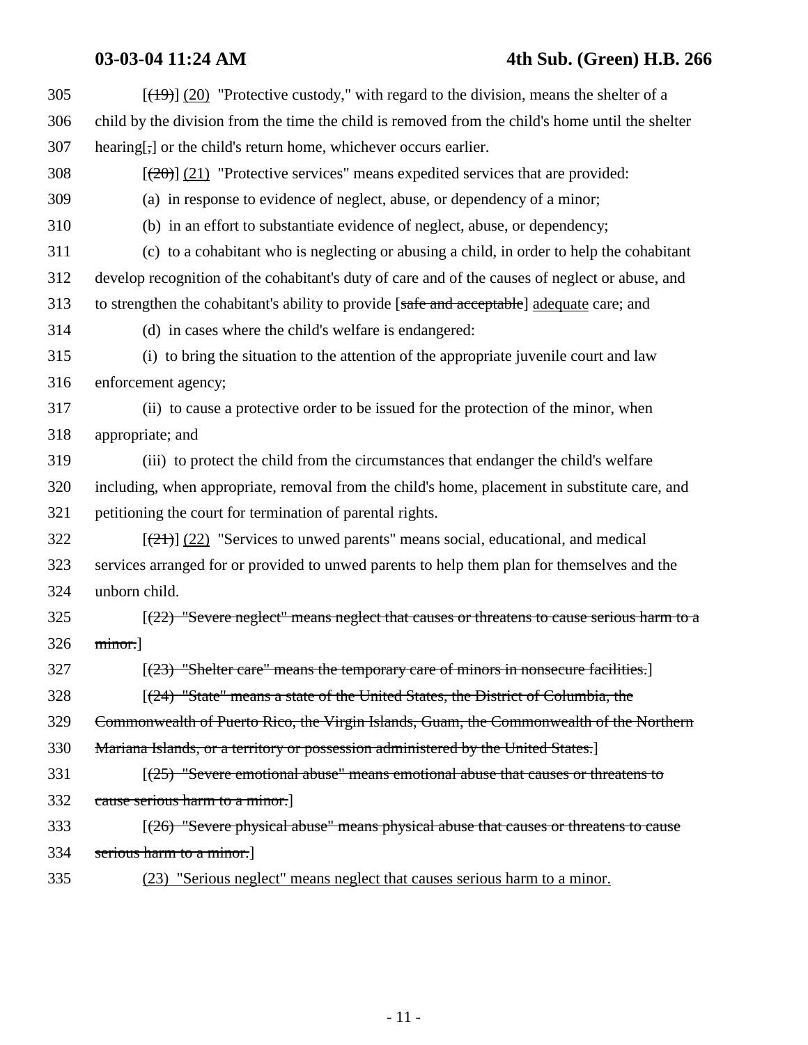[~~(19)~~] <u>(20)</u> "Protective custody," with regard to the division, means the shelter of a child by the division from the time the child is removed from the child's home until the shelter hearing[~~,~~] or the child's return home, whichever occurs earlier.

[~~(20)~~] <u>(21)</u> "Protective services" means expedited services that are provided:

(a) in response to evidence of neglect, abuse, or dependency of a minor;

(b) in an effort to substantiate evidence of neglect, abuse, or dependency;

(c) to a cohabitant who is neglecting or abusing a child, in order to help the cohabitant develop recognition of the cohabitant's duty of care and of the causes of neglect or abuse, and to strengthen the cohabitant's ability to provide [~~safe and acceptable~~] <u>adequate</u> care; and

(d) in cases where the child's welfare is endangered:

(i) to bring the situation to the attention of the appropriate juvenile court and law enforcement agency;

(ii) to cause a protective order to be issued for the protection of the minor, when appropriate; and

(iii) to protect the child from the circumstances that endanger the child's welfare including, when appropriate, removal from the child's home, placement in substitute care, and petitioning the court for termination of parental rights.

[~~(21)~~] <u>(22)</u> "Services to unwed parents" means social, educational, and medical services arranged for or provided to unwed parents to help them plan for themselves and the unborn child.

[~~(22) "Severe neglect" means neglect that causes or threatens to cause serious harm to a minor.~~]

[~~(23) "Shelter care" means the temporary care of minors in nonsecure facilities.~~]

[~~(24) "State" means a state of the United States, the District of Columbia, the Commonwealth of Puerto Rico, the Virgin Islands, Guam, the Commonwealth of the Northern Mariana Islands, or a territory or possession administered by the United States.~~]

[~~(25) "Severe emotional abuse" means emotional abuse that causes or threatens to cause serious harm to a minor.~~]

[~~(26) "Severe physical abuse" means physical abuse that causes or threatens to cause serious harm to a minor.~~]

<u>(23) "Serious neglect" means neglect that causes serious harm to a minor.</u>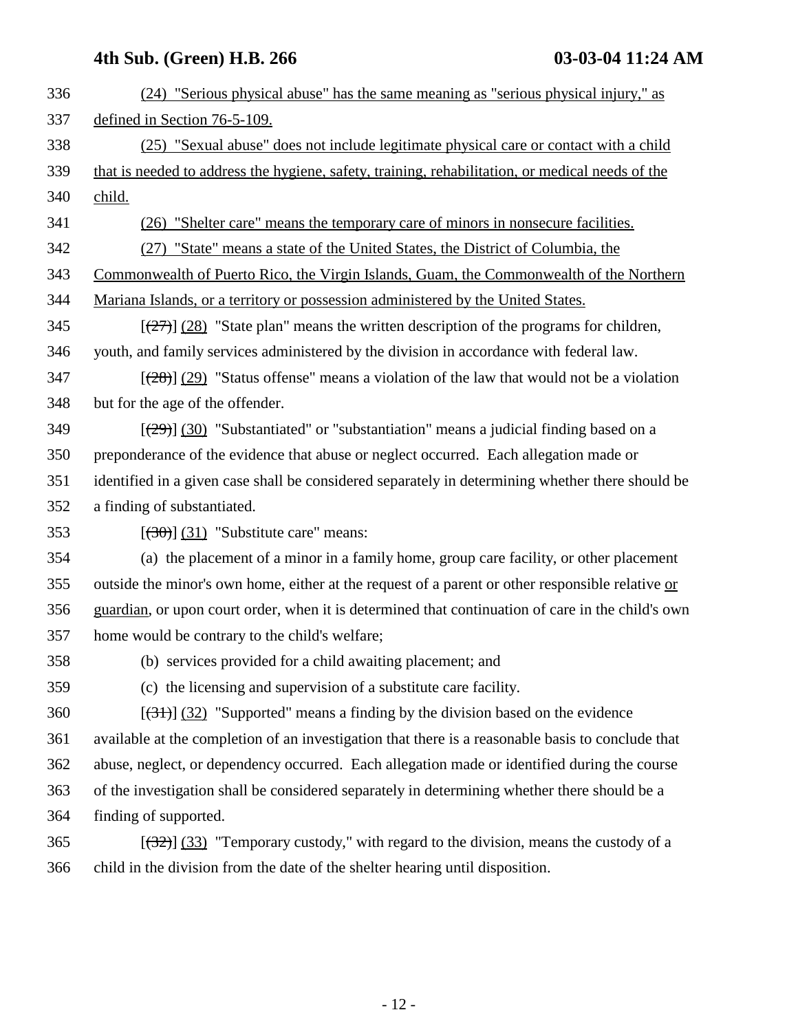336 (24) "Serious physical abuse" has the same meaning as "serious physical injury," as
337 defined in Section 76-5-109.
338 (25) "Sexual abuse" does not include legitimate physical care or contact with a child
339 that is needed to address the hygiene, safety, training, rehabilitation, or medical needs of the
340 child.
341 (26) "Shelter care" means the temporary care of minors in nonsecure facilities.
342 (27) "State" means a state of the United States, the District of Columbia, the
343 Commonwealth of Puerto Rico, the Virgin Islands, Guam, the Commonwealth of the Northern
344 Mariana Islands, or a territory or possession administered by the United States.
345 [~~(27)~~] (28) "State plan" means the written description of the programs for children,
346 youth, and family services administered by the division in accordance with federal law.
347 [~~(28)~~] (29) "Status offense" means a violation of the law that would not be a violation
348 but for the age of the offender.
349 [~~(29)~~] (30) "Substantiated" or "substantiation" means a judicial finding based on a
350 preponderance of the evidence that abuse or neglect occurred. Each allegation made or
351 identified in a given case shall be considered separately in determining whether there should be
352 a finding of substantiated.
353 [~~(30)~~] (31) "Substitute care" means:
354 (a) the placement of a minor in a family home, group care facility, or other placement
355 outside the minor's own home, either at the request of a parent or other responsible relative or
356 guardian, or upon court order, when it is determined that continuation of care in the child's own
357 home would be contrary to the child's welfare;
358 (b) services provided for a child awaiting placement; and
359 (c) the licensing and supervision of a substitute care facility.
360 [~~(31)~~] (32) "Supported" means a finding by the division based on the evidence
361 available at the completion of an investigation that there is a reasonable basis to conclude that
362 abuse, neglect, or dependency occurred. Each allegation made or identified during the course
363 of the investigation shall be considered separately in determining whether there should be a
364 finding of supported.
365 [~~(32)~~] (33) "Temporary custody," with regard to the division, means the custody of a
366 child in the division from the date of the shelter hearing until disposition.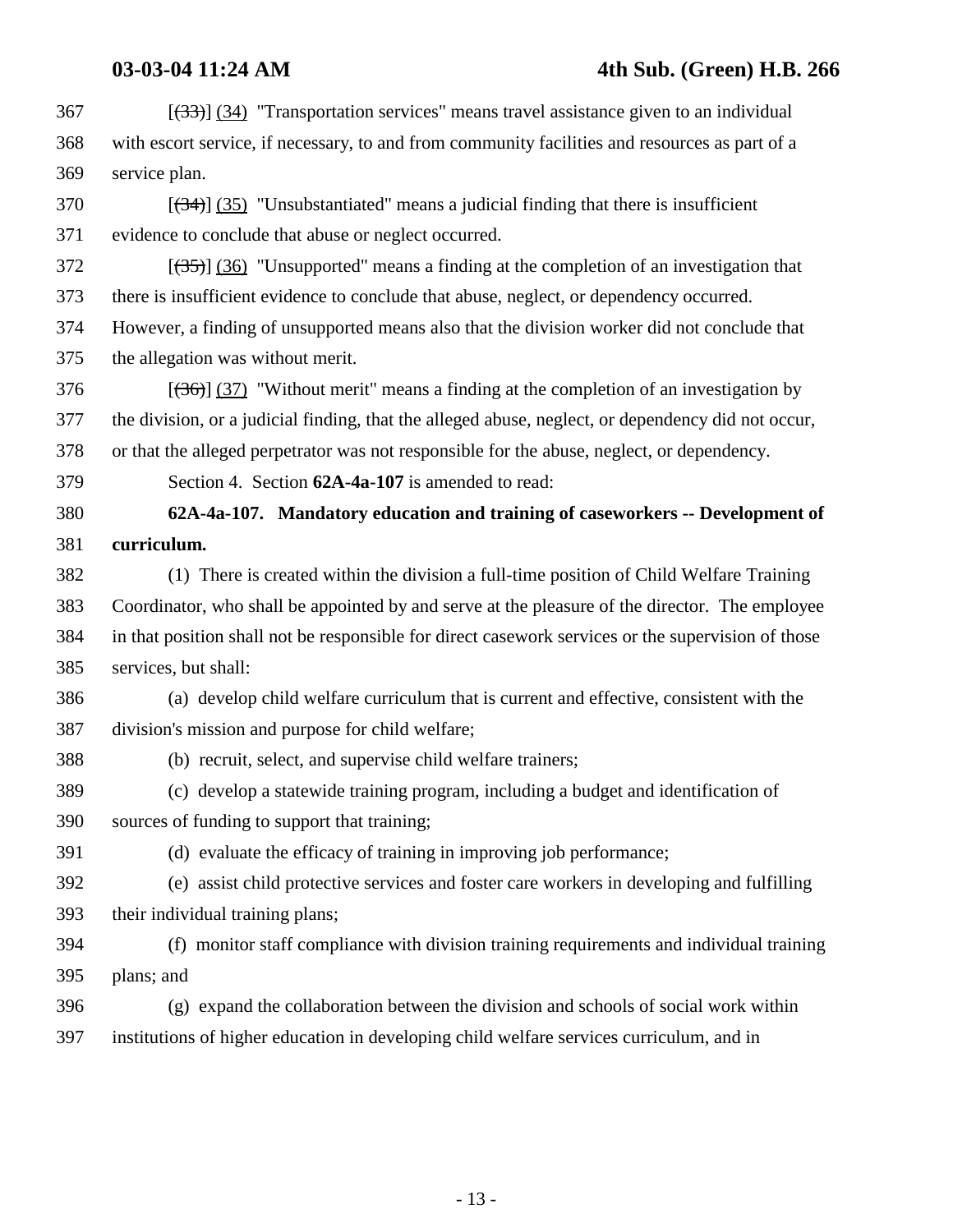[(33)] (34) "Transportation services" means travel assistance given to an individual with escort service, if necessary, to and from community facilities and resources as part of a service plan.

[(34)] (35) "Unsubstantiated" means a judicial finding that there is insufficient evidence to conclude that abuse or neglect occurred.

[(35)] (36) "Unsupported" means a finding at the completion of an investigation that there is insufficient evidence to conclude that abuse, neglect, or dependency occurred. However, a finding of unsupported means also that the division worker did not conclude that the allegation was without merit.

[(36)] (37) "Without merit" means a finding at the completion of an investigation by the division, or a judicial finding, that the alleged abuse, neglect, or dependency did not occur, or that the alleged perpetrator was not responsible for the abuse, neglect, or dependency.

Section 4. Section **62A-4a-107** is amended to read:

**62A-4a-107. Mandatory education and training of caseworkers -- Development of curriculum.**

(1) There is created within the division a full-time position of Child Welfare Training Coordinator, who shall be appointed by and serve at the pleasure of the director. The employee in that position shall not be responsible for direct casework services or the supervision of those services, but shall:

(a) develop child welfare curriculum that is current and effective, consistent with the division's mission and purpose for child welfare;

(b) recruit, select, and supervise child welfare trainers;

(c) develop a statewide training program, including a budget and identification of sources of funding to support that training;

(d) evaluate the efficacy of training in improving job performance;

(e) assist child protective services and foster care workers in developing and fulfilling their individual training plans;

(f) monitor staff compliance with division training requirements and individual training plans; and

(g) expand the collaboration between the division and schools of social work within institutions of higher education in developing child welfare services curriculum, and in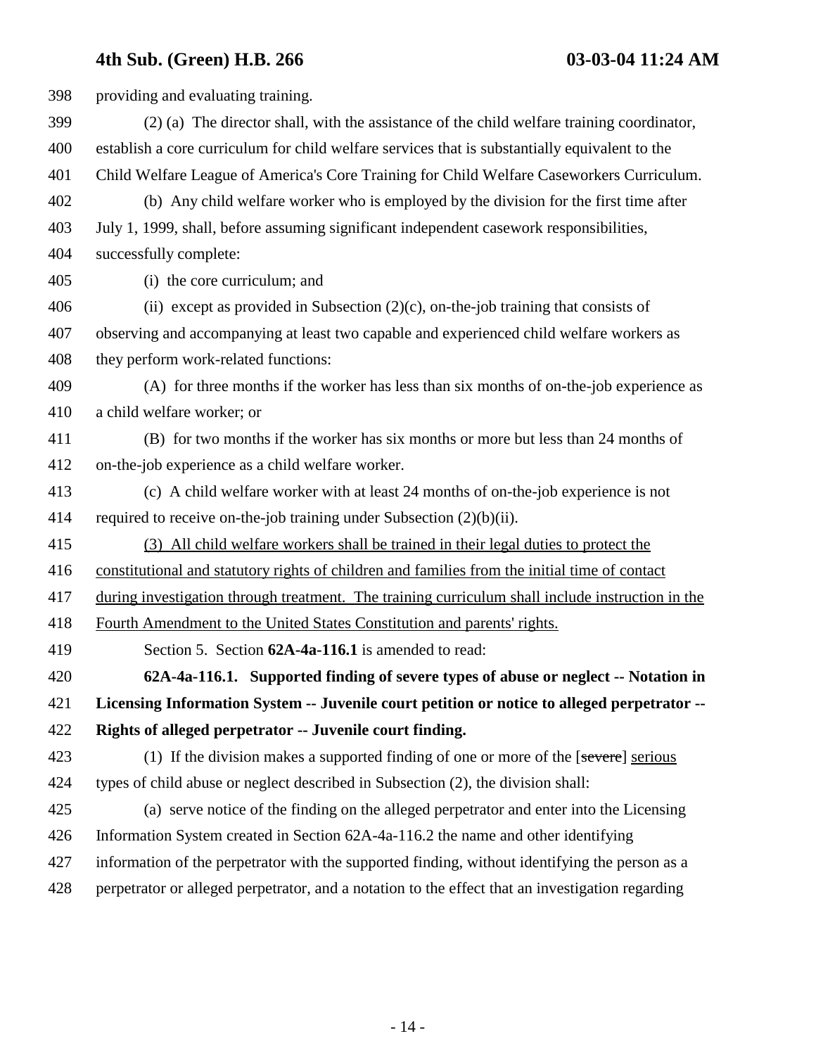providing and evaluating training.

(2) (a) The director shall, with the assistance of the child welfare training coordinator, establish a core curriculum for child welfare services that is substantially equivalent to the Child Welfare League of America's Core Training for Child Welfare Caseworkers Curriculum.

(b) Any child welfare worker who is employed by the division for the first time after July 1, 1999, shall, before assuming significant independent casework responsibilities, successfully complete:

(i) the core curriculum; and

(ii) except as provided in Subsection (2)(c), on-the-job training that consists of observing and accompanying at least two capable and experienced child welfare workers as they perform work-related functions:

(A) for three months if the worker has less than six months of on-the-job experience as a child welfare worker; or

(B) for two months if the worker has six months or more but less than 24 months of on-the-job experience as a child welfare worker.

(c) A child welfare worker with at least 24 months of on-the-job experience is not required to receive on-the-job training under Subsection (2)(b)(ii).

<u>(3) All child welfare workers shall be trained in their legal duties to protect the constitutional and statutory rights of children and families from the initial time of contact during investigation through treatment. The training curriculum shall include instruction in the Fourth Amendment to the United States Constitution and parents' rights.</u>

Section 5. Section **62A-4a-116.1** is amended to read:

**62A-4a-116.1. Supported finding of severe types of abuse or neglect -- Notation in Licensing Information System -- Juvenile court petition or notice to alleged perpetrator -- Rights of alleged perpetrator -- Juvenile court finding.**

(1) If the division makes a supported finding of one or more of the [~~severe~~] <u>serious</u> types of child abuse or neglect described in Subsection (2), the division shall:

(a) serve notice of the finding on the alleged perpetrator and enter into the Licensing Information System created in Section 62A-4a-116.2 the name and other identifying information of the perpetrator with the supported finding, without identifying the person as a perpetrator or alleged perpetrator, and a notation to the effect that an investigation regarding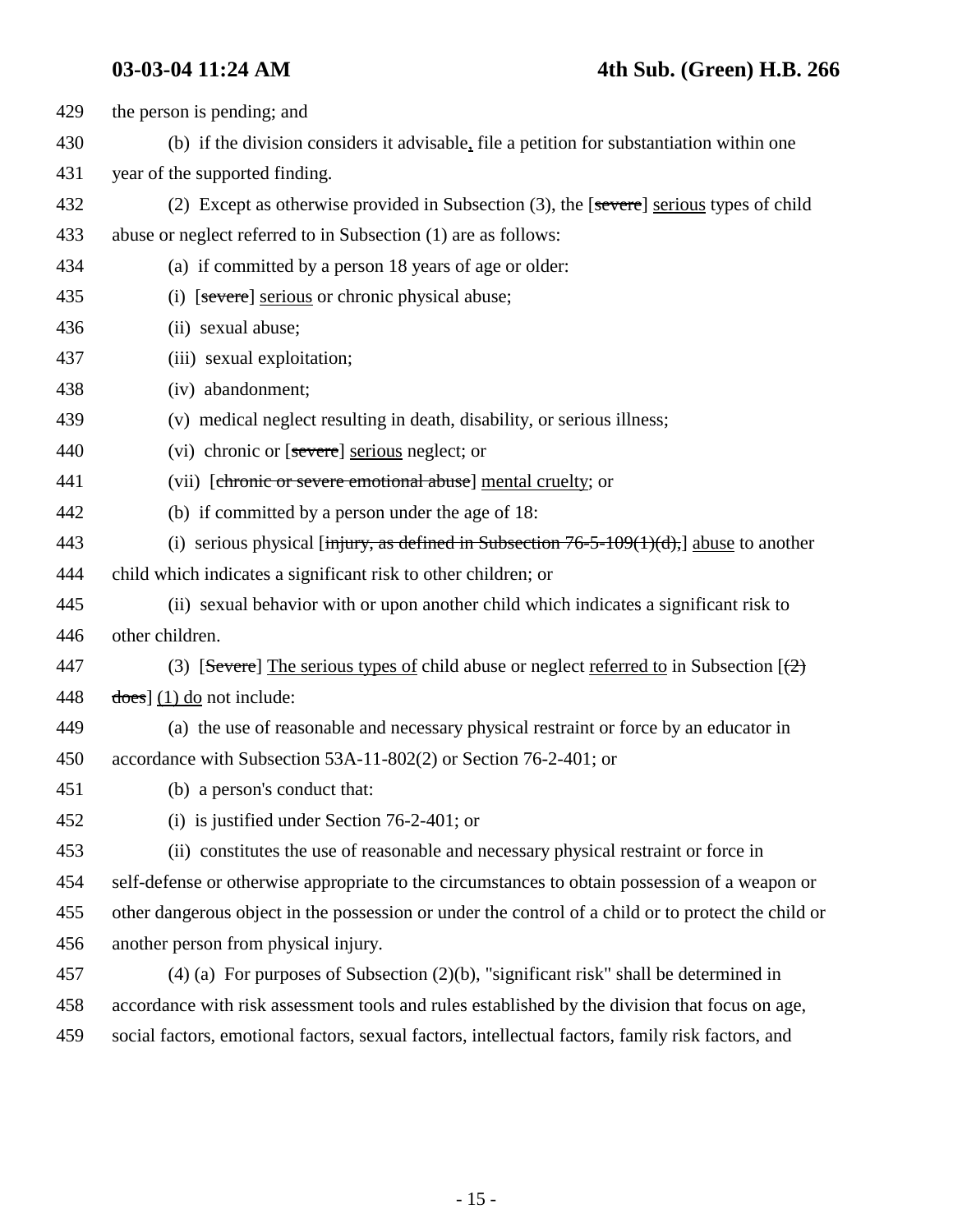the person is pending; and

(b) if the division considers it advisable, file a petition for substantiation within one year of the supported finding.

(2) Except as otherwise provided in Subsection (3), the [~~severe~~] serious types of child abuse or neglect referred to in Subsection (1) are as follows:

(a) if committed by a person 18 years of age or older:

(i) [~~severe~~] serious or chronic physical abuse;

(ii) sexual abuse;

(iii) sexual exploitation;

(iv) abandonment;

(v) medical neglect resulting in death, disability, or serious illness;

(vi) chronic or [~~severe~~] serious neglect; or

(vii) [~~chronic or severe emotional abuse~~] mental cruelty; or

(b) if committed by a person under the age of 18:

(i) serious physical [~~injury, as defined in Subsection 76-5-109(1)(d),~~] abuse to another child which indicates a significant risk to other children; or

(ii) sexual behavior with or upon another child which indicates a significant risk to other children.

(3) [~~Severe~~] The serious types of child abuse or neglect referred to in Subsection [~~(2) does~~] (1) do not include:

(a) the use of reasonable and necessary physical restraint or force by an educator in accordance with Subsection 53A-11-802(2) or Section 76-2-401; or

(b) a person's conduct that:

(i) is justified under Section 76-2-401; or

(ii) constitutes the use of reasonable and necessary physical restraint or force in self-defense or otherwise appropriate to the circumstances to obtain possession of a weapon or other dangerous object in the possession or under the control of a child or to protect the child or another person from physical injury.

(4) (a) For purposes of Subsection (2)(b), "significant risk" shall be determined in accordance with risk assessment tools and rules established by the division that focus on age, social factors, emotional factors, sexual factors, intellectual factors, family risk factors, and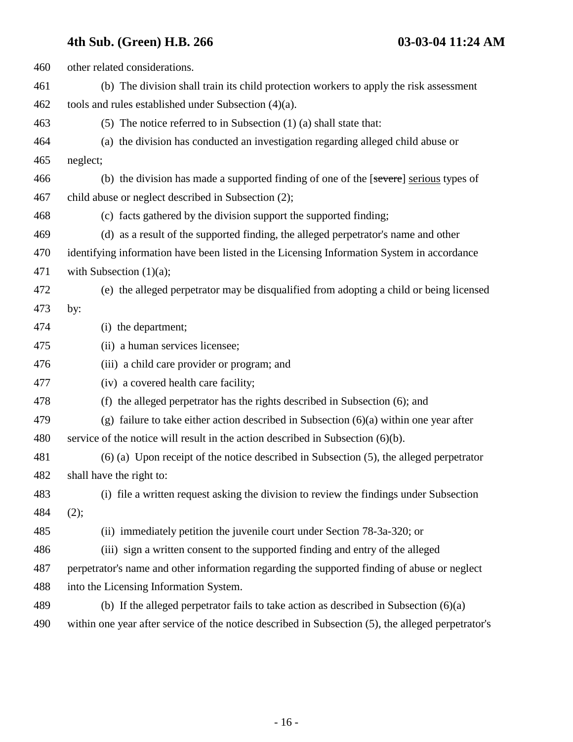other related considerations.

(b) The division shall train its child protection workers to apply the risk assessment tools and rules established under Subsection (4)(a).

(5) The notice referred to in Subsection (1) (a) shall state that:

(a) the division has conducted an investigation regarding alleged child abuse or neglect;

(b) the division has made a supported finding of one of the [~~severe~~] serious types of child abuse or neglect described in Subsection (2);

(c) facts gathered by the division support the supported finding;

(d) as a result of the supported finding, the alleged perpetrator's name and other identifying information have been listed in the Licensing Information System in accordance with Subsection (1)(a);

(e) the alleged perpetrator may be disqualified from adopting a child or being licensed by:

(i) the department;

(ii) a human services licensee;

(iii) a child care provider or program; and

(iv) a covered health care facility;

(f) the alleged perpetrator has the rights described in Subsection (6); and

(g) failure to take either action described in Subsection (6)(a) within one year after service of the notice will result in the action described in Subsection (6)(b).

(6) (a) Upon receipt of the notice described in Subsection (5), the alleged perpetrator shall have the right to:

(i) file a written request asking the division to review the findings under Subsection (2);

(ii) immediately petition the juvenile court under Section 78-3a-320; or

(iii) sign a written consent to the supported finding and entry of the alleged perpetrator's name and other information regarding the supported finding of abuse or neglect into the Licensing Information System.

(b) If the alleged perpetrator fails to take action as described in Subsection (6)(a) within one year after service of the notice described in Subsection (5), the alleged perpetrator's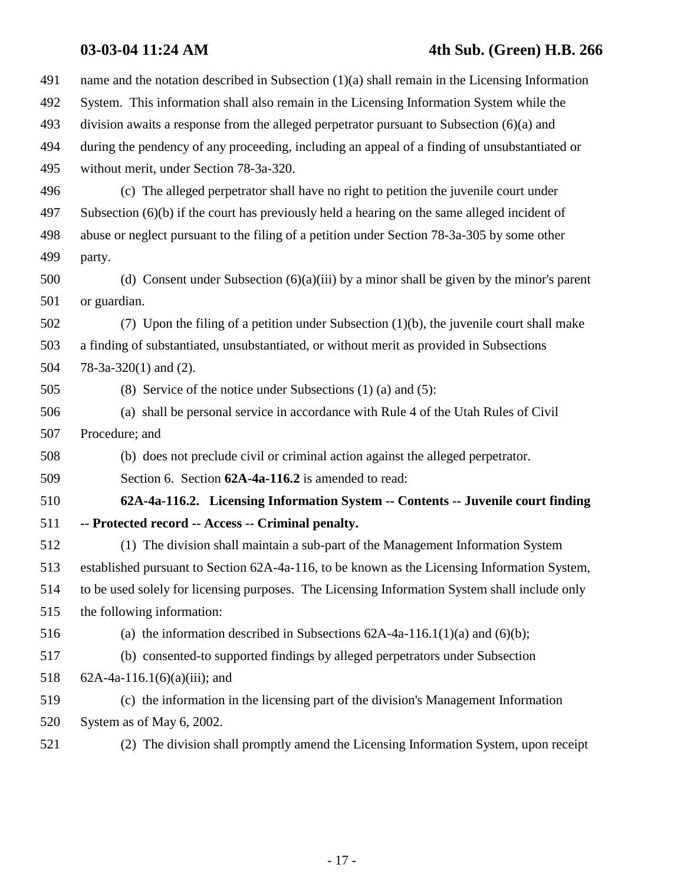name and the notation described in Subsection (1)(a) shall remain in the Licensing Information System. This information shall also remain in the Licensing Information System while the division awaits a response from the alleged perpetrator pursuant to Subsection (6)(a) and during the pendency of any proceeding, including an appeal of a finding of unsubstantiated or without merit, under Section 78-3a-320.

(c) The alleged perpetrator shall have no right to petition the juvenile court under Subsection (6)(b) if the court has previously held a hearing on the same alleged incident of abuse or neglect pursuant to the filing of a petition under Section 78-3a-305 by some other party.

(d) Consent under Subsection (6)(a)(iii) by a minor shall be given by the minor's parent or guardian.

(7) Upon the filing of a petition under Subsection (1)(b), the juvenile court shall make a finding of substantiated, unsubstantiated, or without merit as provided in Subsections 78-3a-320(1) and (2).

(8) Service of the notice under Subsections (1) (a) and (5):

(a) shall be personal service in accordance with Rule 4 of the Utah Rules of Civil Procedure; and

(b) does not preclude civil or criminal action against the alleged perpetrator.

Section 6. Section **62A-4a-116.2** is amended to read:

**62A-4a-116.2. Licensing Information System -- Contents -- Juvenile court finding -- Protected record -- Access -- Criminal penalty.**

(1) The division shall maintain a sub-part of the Management Information System established pursuant to Section 62A-4a-116, to be known as the Licensing Information System, to be used solely for licensing purposes. The Licensing Information System shall include only the following information:

(a) the information described in Subsections 62A-4a-116.1(1)(a) and (6)(b);

(b) consented-to supported findings by alleged perpetrators under Subsection 62A-4a-116.1(6)(a)(iii); and

(c) the information in the licensing part of the division's Management Information System as of May 6, 2002.

(2) The division shall promptly amend the Licensing Information System, upon receipt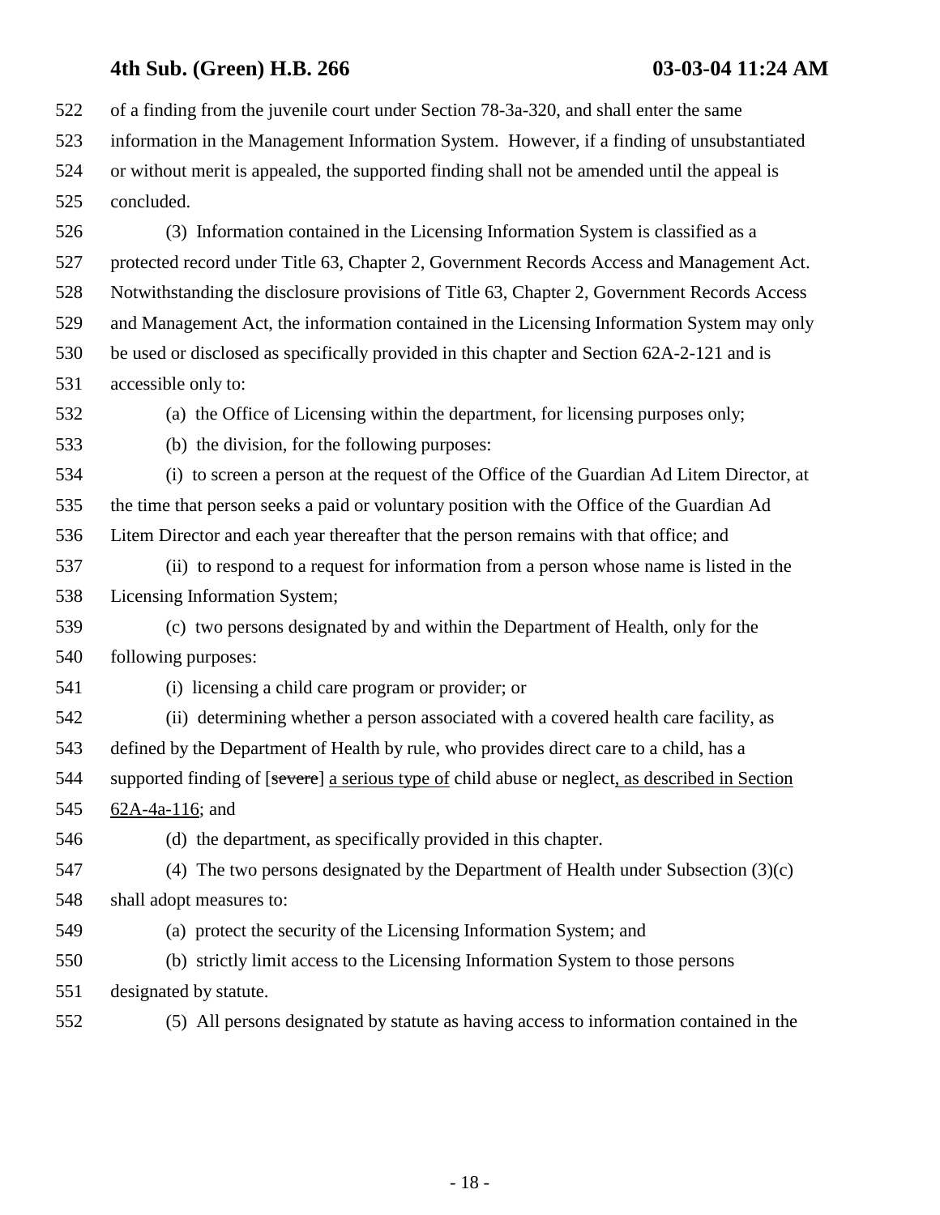of a finding from the juvenile court under Section 78-3a-320, and shall enter the same information in the Management Information System. However, if a finding of unsubstantiated or without merit is appealed, the supported finding shall not be amended until the appeal is concluded.

(3) Information contained in the Licensing Information System is classified as a protected record under Title 63, Chapter 2, Government Records Access and Management Act. Notwithstanding the disclosure provisions of Title 63, Chapter 2, Government Records Access and Management Act, the information contained in the Licensing Information System may only be used or disclosed as specifically provided in this chapter and Section 62A-2-121 and is accessible only to:

(a) the Office of Licensing within the department, for licensing purposes only;

(b) the division, for the following purposes:

(i) to screen a person at the request of the Office of the Guardian Ad Litem Director, at the time that person seeks a paid or voluntary position with the Office of the Guardian Ad Litem Director and each year thereafter that the person remains with that office; and

(ii) to respond to a request for information from a person whose name is listed in the Licensing Information System;

(c) two persons designated by and within the Department of Health, only for the following purposes:

(i) licensing a child care program or provider; or

(ii) determining whether a person associated with a covered health care facility, as defined by the Department of Health by rule, who provides direct care to a child, has a supported finding of [~~severe~~] a serious type of child abuse or neglect, as described in Section 62A-4a-116; and

(d) the department, as specifically provided in this chapter.

(4) The two persons designated by the Department of Health under Subsection (3)(c) shall adopt measures to:

(a) protect the security of the Licensing Information System; and

(b) strictly limit access to the Licensing Information System to those persons designated by statute.

(5) All persons designated by statute as having access to information contained in the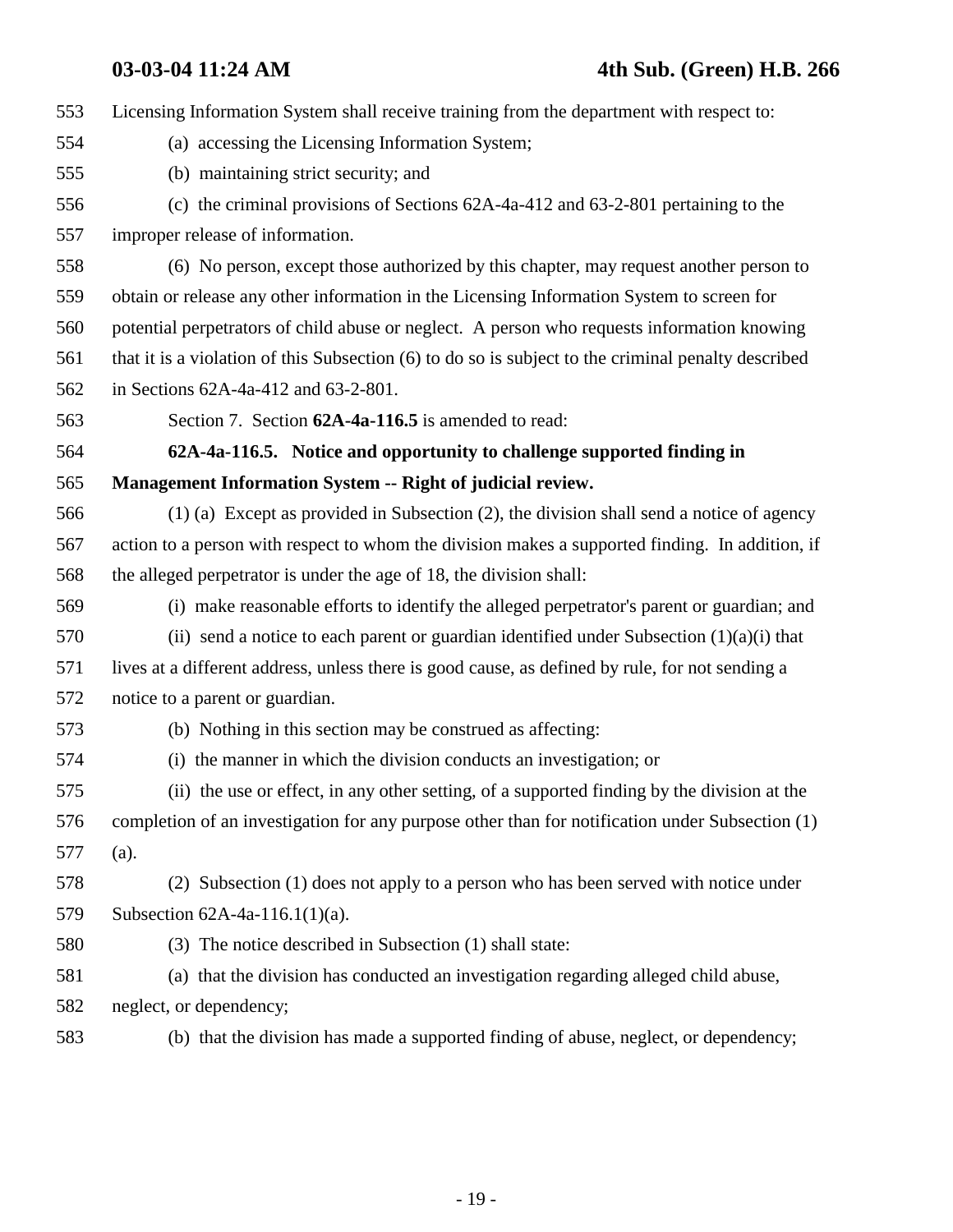Licensing Information System shall receive training from the department with respect to:

(a) accessing the Licensing Information System;

(b) maintaining strict security; and

(c) the criminal provisions of Sections 62A-4a-412 and 63-2-801 pertaining to the improper release of information.

(6) No person, except those authorized by this chapter, may request another person to obtain or release any other information in the Licensing Information System to screen for potential perpetrators of child abuse or neglect. A person who requests information knowing that it is a violation of this Subsection (6) to do so is subject to the criminal penalty described in Sections 62A-4a-412 and 63-2-801.

Section 7. Section **62A-4a-116.5** is amended to read:

**62A-4a-116.5. Notice and opportunity to challenge supported finding in Management Information System -- Right of judicial review.**

(1) (a) Except as provided in Subsection (2), the division shall send a notice of agency action to a person with respect to whom the division makes a supported finding. In addition, if the alleged perpetrator is under the age of 18, the division shall:

(i) make reasonable efforts to identify the alleged perpetrator's parent or guardian; and

(ii) send a notice to each parent or guardian identified under Subsection (1)(a)(i) that lives at a different address, unless there is good cause, as defined by rule, for not sending a notice to a parent or guardian.

(b) Nothing in this section may be construed as affecting:

(i) the manner in which the division conducts an investigation; or

(ii) the use or effect, in any other setting, of a supported finding by the division at the completion of an investigation for any purpose other than for notification under Subsection (1)(a).

(2) Subsection (1) does not apply to a person who has been served with notice under Subsection 62A-4a-116.1(1)(a).

(3) The notice described in Subsection (1) shall state:

(a) that the division has conducted an investigation regarding alleged child abuse, neglect, or dependency;

(b) that the division has made a supported finding of abuse, neglect, or dependency;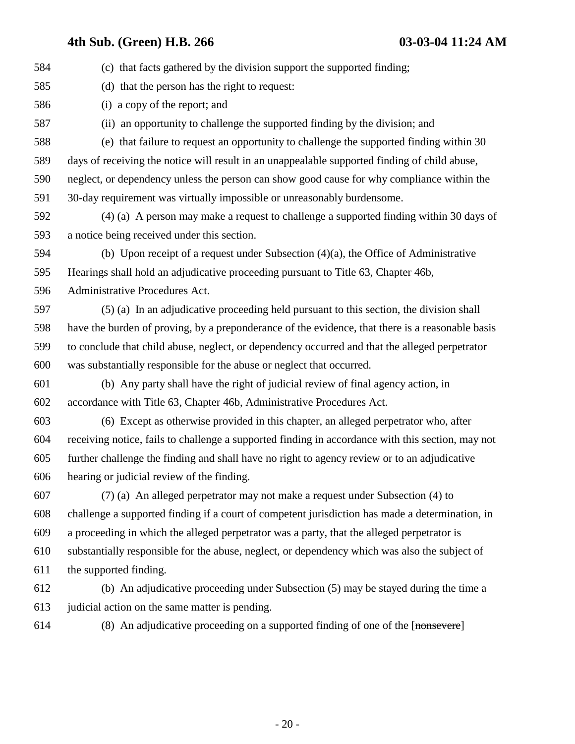(c) that facts gathered by the division support the supported finding;

(d) that the person has the right to request:

(i) a copy of the report; and

(ii) an opportunity to challenge the supported finding by the division; and

(e) that failure to request an opportunity to challenge the supported finding within 30 days of receiving the notice will result in an unappealable supported finding of child abuse, neglect, or dependency unless the person can show good cause for why compliance within the 30-day requirement was virtually impossible or unreasonably burdensome.

(4) (a) A person may make a request to challenge a supported finding within 30 days of a notice being received under this section.

(b) Upon receipt of a request under Subsection (4)(a), the Office of Administrative Hearings shall hold an adjudicative proceeding pursuant to Title 63, Chapter 46b, Administrative Procedures Act.

(5) (a) In an adjudicative proceeding held pursuant to this section, the division shall have the burden of proving, by a preponderance of the evidence, that there is a reasonable basis to conclude that child abuse, neglect, or dependency occurred and that the alleged perpetrator was substantially responsible for the abuse or neglect that occurred.

(b) Any party shall have the right of judicial review of final agency action, in accordance with Title 63, Chapter 46b, Administrative Procedures Act.

(6) Except as otherwise provided in this chapter, an alleged perpetrator who, after receiving notice, fails to challenge a supported finding in accordance with this section, may not further challenge the finding and shall have no right to agency review or to an adjudicative hearing or judicial review of the finding.

(7) (a) An alleged perpetrator may not make a request under Subsection (4) to challenge a supported finding if a court of competent jurisdiction has made a determination, in a proceeding in which the alleged perpetrator was a party, that the alleged perpetrator is substantially responsible for the abuse, neglect, or dependency which was also the subject of the supported finding.

(b) An adjudicative proceeding under Subsection (5) may be stayed during the time a judicial action on the same matter is pending.

(8) An adjudicative proceeding on a supported finding of one of the [~~nonsevere~~]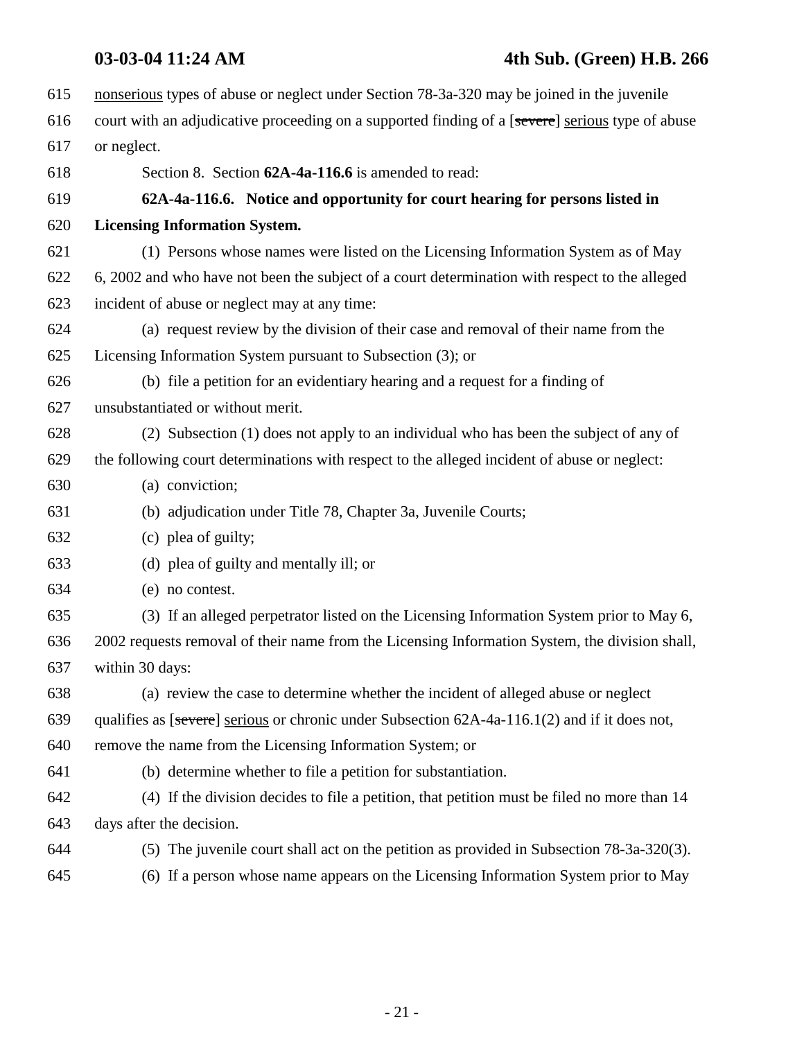nonserious types of abuse or neglect under Section 78-3a-320 may be joined in the juvenile court with an adjudicative proceeding on a supported finding of a [~~severe~~] serious type of abuse or neglect.

Section 8. Section **62A-4a-116.6** is amended to read:

**62A-4a-116.6. Notice and opportunity for court hearing for persons listed in Licensing Information System.**

(1) Persons whose names were listed on the Licensing Information System as of May 6, 2002 and who have not been the subject of a court determination with respect to the alleged incident of abuse or neglect may at any time:

(a) request review by the division of their case and removal of their name from the Licensing Information System pursuant to Subsection (3); or

(b) file a petition for an evidentiary hearing and a request for a finding of unsubstantiated or without merit.

(2) Subsection (1) does not apply to an individual who has been the subject of any of the following court determinations with respect to the alleged incident of abuse or neglect:

(a) conviction;

(b) adjudication under Title 78, Chapter 3a, Juvenile Courts;

(c) plea of guilty;

(d) plea of guilty and mentally ill; or

(e) no contest.

(3) If an alleged perpetrator listed on the Licensing Information System prior to May 6, 2002 requests removal of their name from the Licensing Information System, the division shall, within 30 days:

(a) review the case to determine whether the incident of alleged abuse or neglect qualifies as [~~severe~~] serious or chronic under Subsection 62A-4a-116.1(2) and if it does not, remove the name from the Licensing Information System; or

(b) determine whether to file a petition for substantiation.

(4) If the division decides to file a petition, that petition must be filed no more than 14 days after the decision.

(5) The juvenile court shall act on the petition as provided in Subsection 78-3a-320(3).

(6) If a person whose name appears on the Licensing Information System prior to May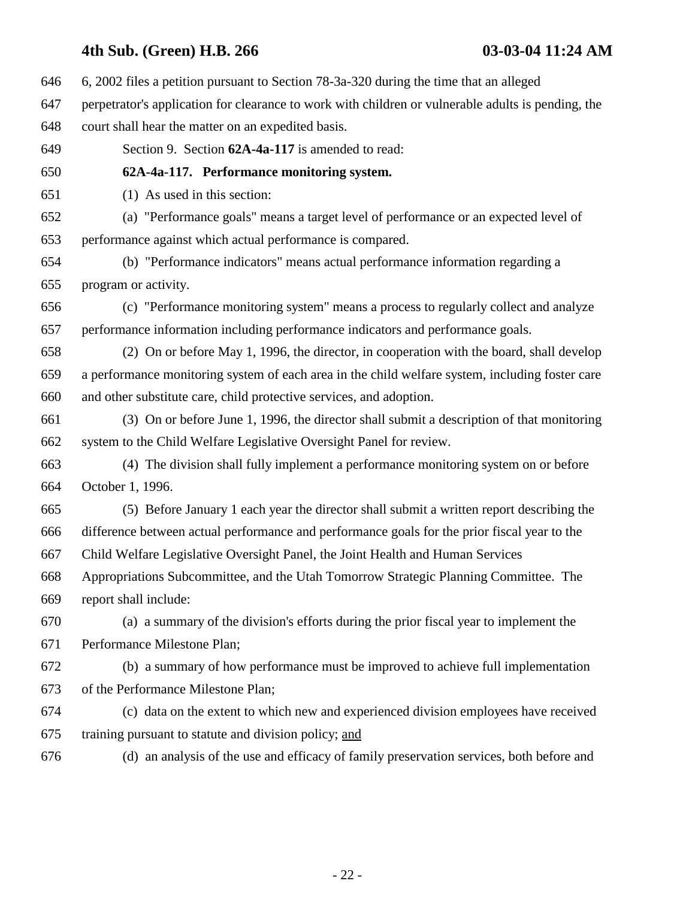6, 2002 files a petition pursuant to Section 78-3a-320 during the time that an alleged perpetrator's application for clearance to work with children or vulnerable adults is pending, the court shall hear the matter on an expedited basis.

Section 9. Section **62A-4a-117** is amended to read:

**62A-4a-117. Performance monitoring system.**

(1) As used in this section:

(a) "Performance goals" means a target level of performance or an expected level of performance against which actual performance is compared.

(b) "Performance indicators" means actual performance information regarding a program or activity.

(c) "Performance monitoring system" means a process to regularly collect and analyze performance information including performance indicators and performance goals.

(2) On or before May 1, 1996, the director, in cooperation with the board, shall develop a performance monitoring system of each area in the child welfare system, including foster care and other substitute care, child protective services, and adoption.

(3) On or before June 1, 1996, the director shall submit a description of that monitoring system to the Child Welfare Legislative Oversight Panel for review.

(4) The division shall fully implement a performance monitoring system on or before October 1, 1996.

(5) Before January 1 each year the director shall submit a written report describing the difference between actual performance and performance goals for the prior fiscal year to the Child Welfare Legislative Oversight Panel, the Joint Health and Human Services Appropriations Subcommittee, and the Utah Tomorrow Strategic Planning Committee. The report shall include:

(a) a summary of the division's efforts during the prior fiscal year to implement the Performance Milestone Plan;

(b) a summary of how performance must be improved to achieve full implementation of the Performance Milestone Plan;

(c) data on the extent to which new and experienced division employees have received training pursuant to statute and division policy; <u>and</u>

(d) an analysis of the use and efficacy of family preservation services, both before and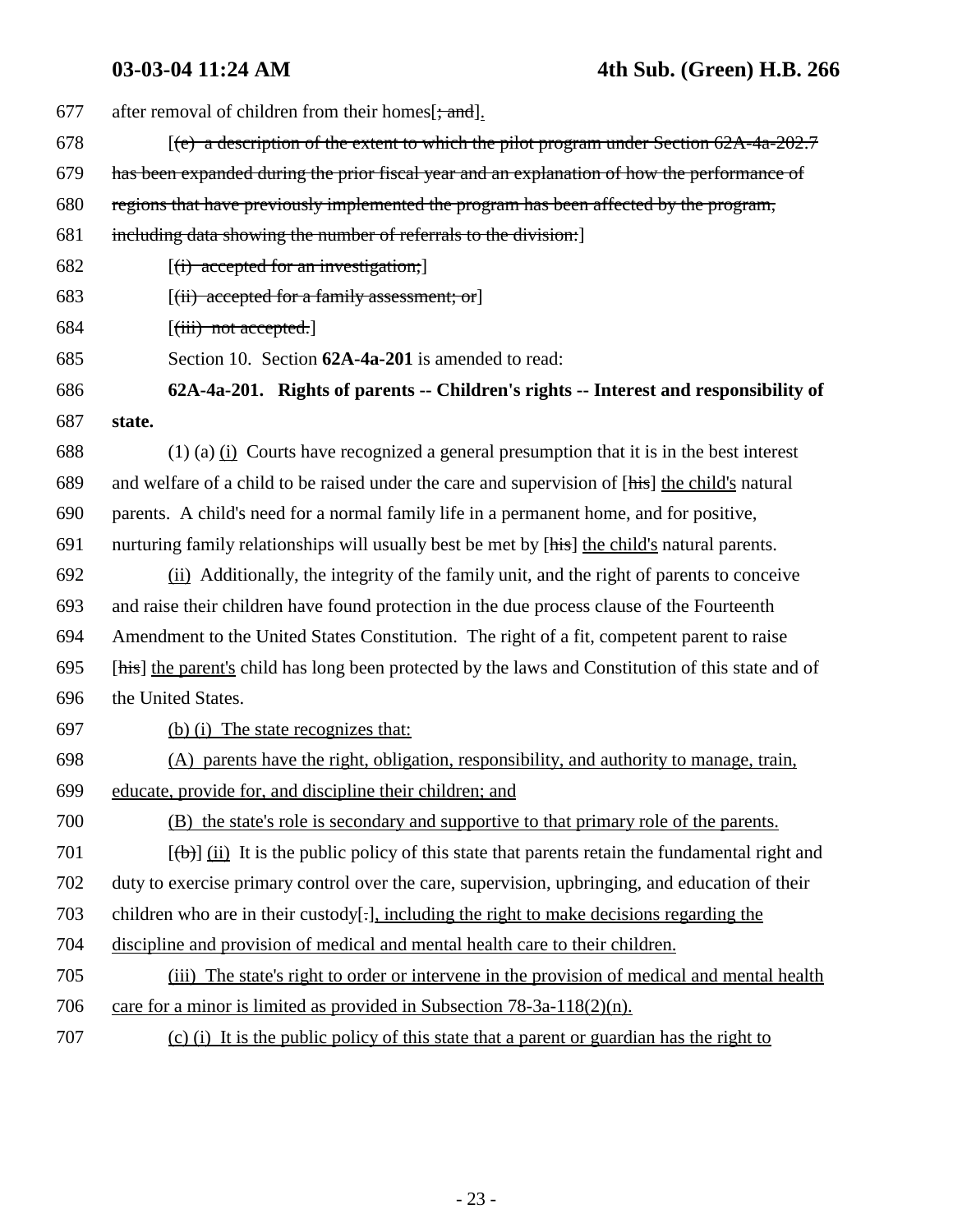677 after removal of children from their homes[~~; and~~].

678 [~~(c) a description of the extent to which the pilot program under Section 62A-4a-202.7~~

679 ~~has been expanded during the prior fiscal year and an explanation of how the performance of~~

680 ~~regions that have previously implemented the program has been affected by the program,~~

681 ~~including data showing the number of referrals to the division:~~]

682 [~~(i) accepted for an investigation;~~]

683 [~~(ii) accepted for a family assessment; or~~]

684 [~~(iii) not accepted.~~]

685 Section 10. Section **62A-4a-201** is amended to read:

686 **62A-4a-201. Rights of parents -- Children's rights -- Interest and responsibility of**

687 **state.**

688 (1) (a) (i) Courts have recognized a general presumption that it is in the best interest

689 and welfare of a child to be raised under the care and supervision of [~~his~~] the child's natural

690 parents. A child's need for a normal family life in a permanent home, and for positive,

691 nurturing family relationships will usually best be met by [~~his~~] the child's natural parents.

692 (ii) Additionally, the integrity of the family unit, and the right of parents to conceive

693 and raise their children have found protection in the due process clause of the Fourteenth

694 Amendment to the United States Constitution. The right of a fit, competent parent to raise

695 [~~his~~] the parent's child has long been protected by the laws and Constitution of this state and of

696 the United States.

697 (b) (i) The state recognizes that:

698 (A) parents have the right, obligation, responsibility, and authority to manage, train,

699 educate, provide for, and discipline their children; and

700 (B) the state's role is secondary and supportive to that primary role of the parents.

701 [~~(b)~~] (ii) It is the public policy of this state that parents retain the fundamental right and

702 duty to exercise primary control over the care, supervision, upbringing, and education of their

703 children who are in their custody[~~.~~], including the right to make decisions regarding the

704 discipline and provision of medical and mental health care to their children.

705 (iii) The state's right to order or intervene in the provision of medical and mental health

706 care for a minor is limited as provided in Subsection 78-3a-118(2)(n).

707 (c) (i) It is the public policy of this state that a parent or guardian has the right to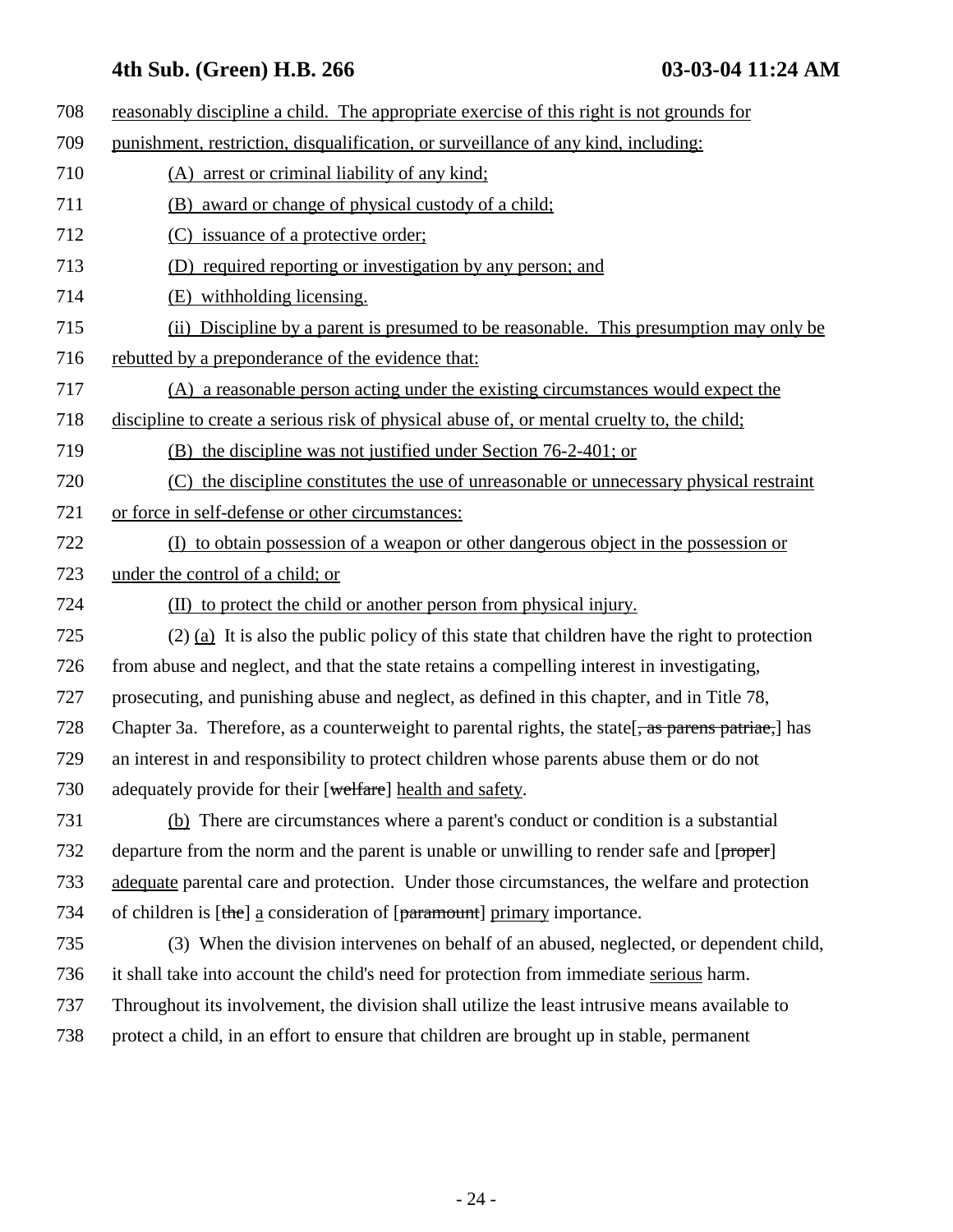708 reasonably discipline a child. The appropriate exercise of this right is not grounds for

709 punishment, restriction, disqualification, or surveillance of any kind, including:

710 (A) arrest or criminal liability of any kind;

711 (B) award or change of physical custody of a child;

712 (C) issuance of a protective order;

713 (D) required reporting or investigation by any person; and

714 (E) withholding licensing.

715 (ii) Discipline by a parent is presumed to be reasonable. This presumption may only be

716 rebutted by a preponderance of the evidence that:

717 (A) a reasonable person acting under the existing circumstances would expect the

718 discipline to create a serious risk of physical abuse of, or mental cruelty to, the child;

719 (B) the discipline was not justified under Section 76-2-401; or

720 (C) the discipline constitutes the use of unreasonable or unnecessary physical restraint

721 or force in self-defense or other circumstances:

722 (I) to obtain possession of a weapon or other dangerous object in the possession or

723 under the control of a child; or

724 (II) to protect the child or another person from physical injury.

725 (2) (a) It is also the public policy of this state that children have the right to protection

726 from abuse and neglect, and that the state retains a compelling interest in investigating,

727 prosecuting, and punishing abuse and neglect, as defined in this chapter, and in Title 78,

728 Chapter 3a. Therefore, as a counterweight to parental rights, the state[~~, as parens patriae,~~] has

729 an interest in and responsibility to protect children whose parents abuse them or do not

730 adequately provide for their [~~welfare~~] health and safety.

731 (b) There are circumstances where a parent's conduct or condition is a substantial

732 departure from the norm and the parent is unable or unwilling to render safe and [~~proper~~]

733 adequate parental care and protection. Under those circumstances, the welfare and protection

734 of children is [~~the~~] a consideration of [~~paramount~~] primary importance.

735 (3) When the division intervenes on behalf of an abused, neglected, or dependent child,

736 it shall take into account the child's need for protection from immediate serious harm.

737 Throughout its involvement, the division shall utilize the least intrusive means available to

738 protect a child, in an effort to ensure that children are brought up in stable, permanent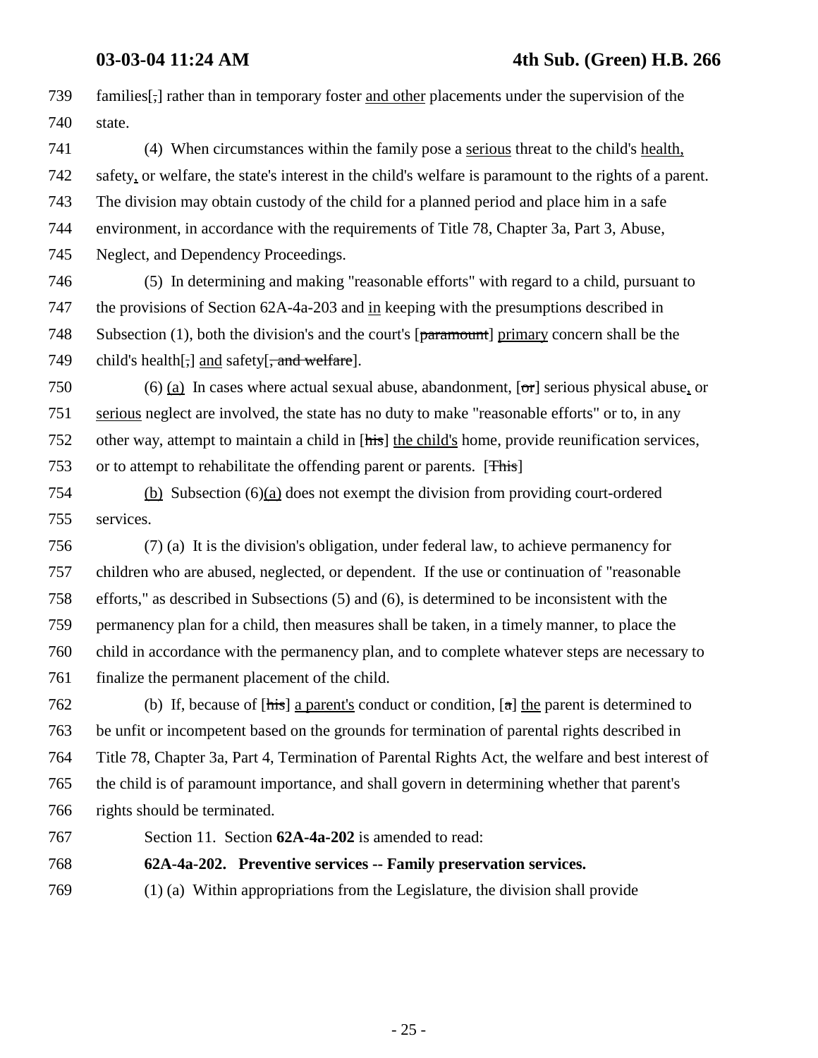families[,] rather than in temporary foster and other placements under the supervision of the state.

(4) When circumstances within the family pose a serious threat to the child's health, safety, or welfare, the state's interest in the child's welfare is paramount to the rights of a parent. The division may obtain custody of the child for a planned period and place him in a safe environment, in accordance with the requirements of Title 78, Chapter 3a, Part 3, Abuse, Neglect, and Dependency Proceedings.

(5) In determining and making "reasonable efforts" with regard to a child, pursuant to the provisions of Section 62A-4a-203 and in keeping with the presumptions described in Subsection (1), both the division's and the court's [~~paramount~~] primary concern shall be the child's health[,] and safety[~~, and welfare~~].

(6) (a) In cases where actual sexual abuse, abandonment, [~~or~~] serious physical abuse, or serious neglect are involved, the state has no duty to make "reasonable efforts" or to, in any other way, attempt to maintain a child in [~~his~~] the child's home, provide reunification services, or to attempt to rehabilitate the offending parent or parents. [~~This~~]

(b) Subsection (6)(a) does not exempt the division from providing court-ordered services.

(7) (a) It is the division's obligation, under federal law, to achieve permanency for children who are abused, neglected, or dependent. If the use or continuation of "reasonable efforts," as described in Subsections (5) and (6), is determined to be inconsistent with the permanency plan for a child, then measures shall be taken, in a timely manner, to place the child in accordance with the permanency plan, and to complete whatever steps are necessary to finalize the permanent placement of the child.

(b) If, because of [~~his~~] a parent's conduct or condition, [~~a~~] the parent is determined to be unfit or incompetent based on the grounds for termination of parental rights described in Title 78, Chapter 3a, Part 4, Termination of Parental Rights Act, the welfare and best interest of the child is of paramount importance, and shall govern in determining whether that parent's rights should be terminated.

Section 11. Section **62A-4a-202** is amended to read:

**62A-4a-202. Preventive services -- Family preservation services.**

(1) (a) Within appropriations from the Legislature, the division shall provide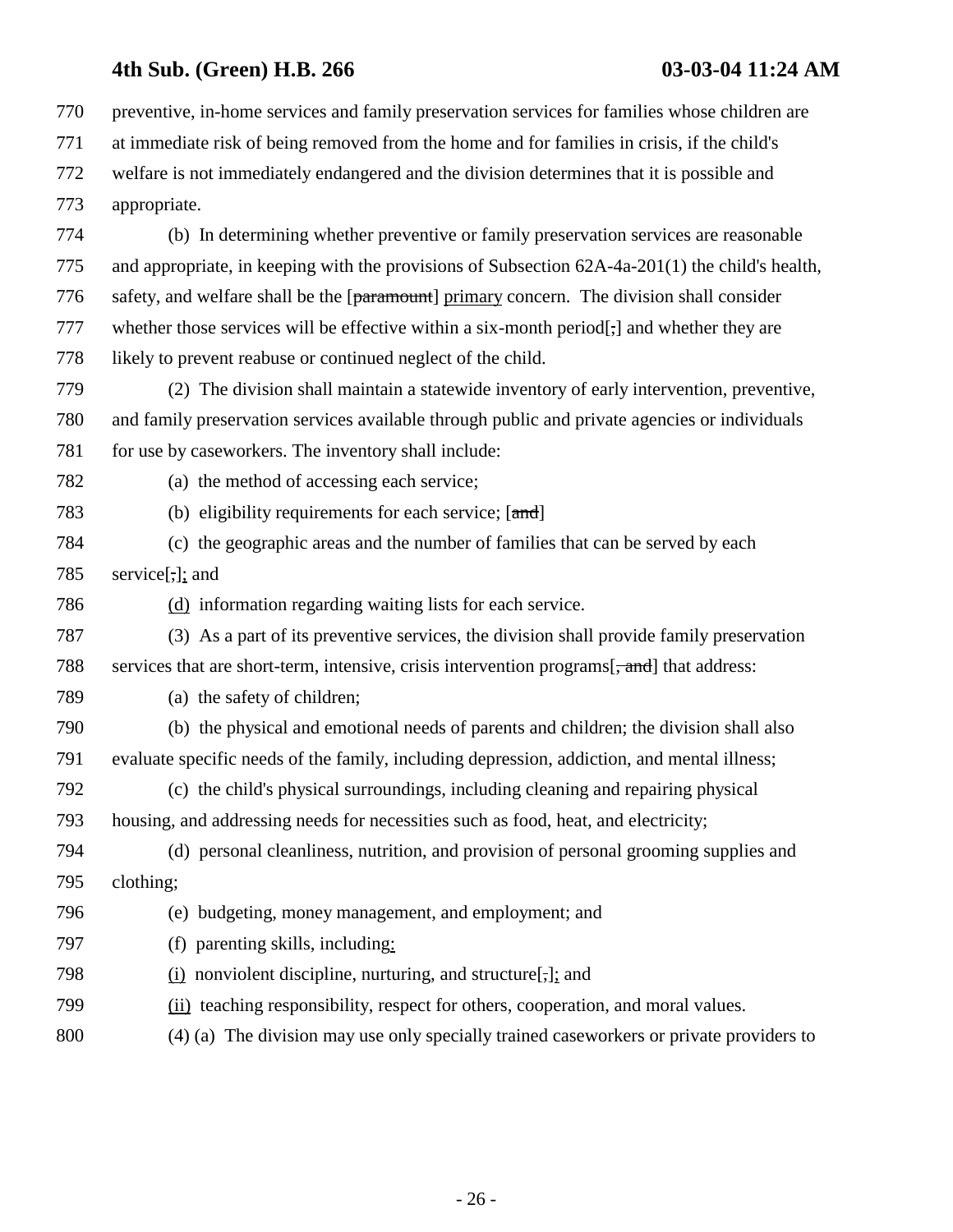770 preventive, in-home services and family preservation services for families whose children are
771 at immediate risk of being removed from the home and for families in crisis, if the child's
772 welfare is not immediately endangered and the division determines that it is possible and
773 appropriate.

774 (b) In determining whether preventive or family preservation services are reasonable
775 and appropriate, in keeping with the provisions of Subsection 62A-4a-201(1) the child's health,
776 safety, and welfare shall be the [~~paramount~~] primary concern. The division shall consider
777 whether those services will be effective within a six-month period[~~;~~] and whether they are
778 likely to prevent reabuse or continued neglect of the child.

779 (2) The division shall maintain a statewide inventory of early intervention, preventive,
780 and family preservation services available through public and private agencies or individuals
781 for use by caseworkers. The inventory shall include:

782 (a) the method of accessing each service;

783 (b) eligibility requirements for each service; [~~and~~]

784 (c) the geographic areas and the number of families that can be served by each
785 service[~~,~~]; and

786 (d) information regarding waiting lists for each service.

787 (3) As a part of its preventive services, the division shall provide family preservation
788 services that are short-term, intensive, crisis intervention programs[~~, and~~] that address:

789 (a) the safety of children;

790 (b) the physical and emotional needs of parents and children; the division shall also
791 evaluate specific needs of the family, including depression, addiction, and mental illness;

792 (c) the child's physical surroundings, including cleaning and repairing physical
793 housing, and addressing needs for necessities such as food, heat, and electricity;

794 (d) personal cleanliness, nutrition, and provision of personal grooming supplies and
795 clothing;

796 (e) budgeting, money management, and employment; and

797 (f) parenting skills, including:

798 (i) nonviolent discipline, nurturing, and structure[~~,~~]; and

799 (ii) teaching responsibility, respect for others, cooperation, and moral values.

800 (4) (a) The division may use only specially trained caseworkers or private providers to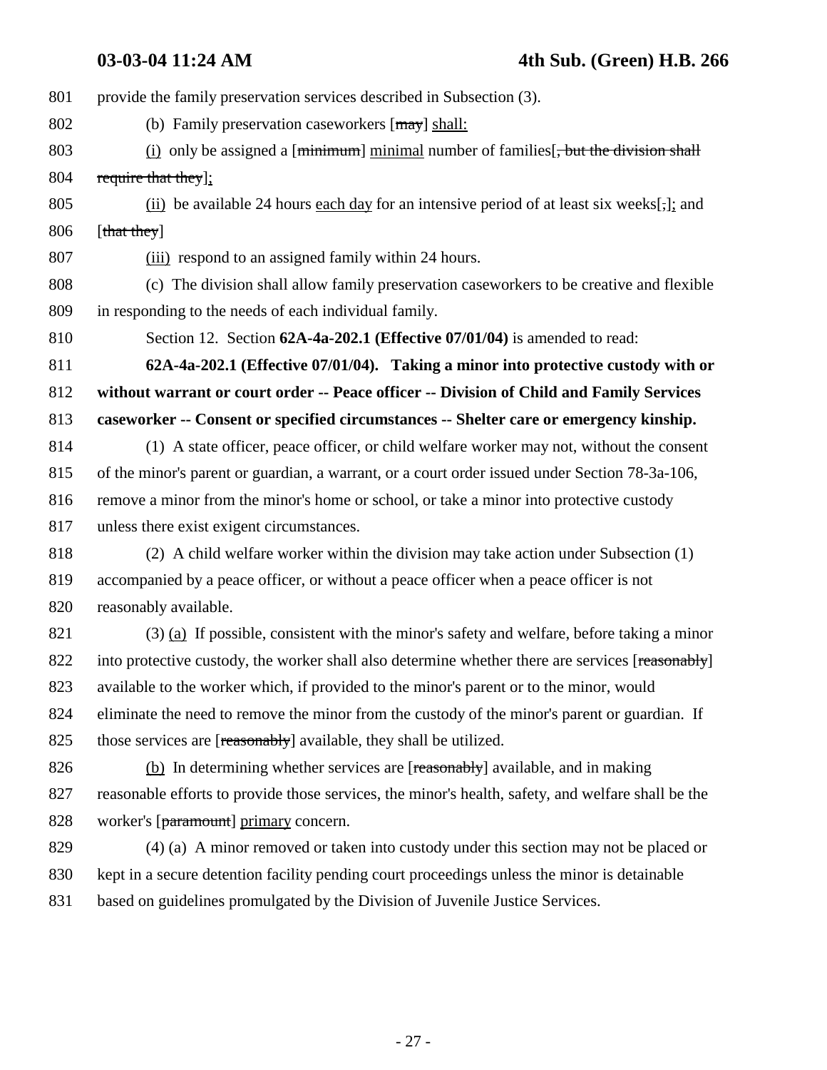801 provide the family preservation services described in Subsection (3).

802 (b) Family preservation caseworkers [~~may~~] <u>shall:</u>

803 <u>(i)</u> only be assigned a [~~minimum~~] <u>minimal</u> number of families[~~, but the division shall~~

804 ~~require that they~~]<u>;</u>

805 <u>(ii)</u> be available 24 hours <u>each day</u> for an intensive period of at least six weeks[~~,~~]<u>;</u> and

806 [~~that they~~]

807 <u>(iii)</u> respond to an assigned family within 24 hours.

808 (c) The division shall allow family preservation caseworkers to be creative and flexible

809 in responding to the needs of each individual family.

810 Section 12. Section **62A-4a-202.1 (Effective 07/01/04)** is amended to read:

811 **62A-4a-202.1 (Effective 07/01/04). Taking a minor into protective custody with or**

812 **without warrant or court order -- Peace officer -- Division of Child and Family Services**

813 **caseworker -- Consent or specified circumstances -- Shelter care or emergency kinship.**

814 (1) A state officer, peace officer, or child welfare worker may not, without the consent

815 of the minor's parent or guardian, a warrant, or a court order issued under Section 78-3a-106,

816 remove a minor from the minor's home or school, or take a minor into protective custody

817 unless there exist exigent circumstances.

818 (2) A child welfare worker within the division may take action under Subsection (1)

819 accompanied by a peace officer, or without a peace officer when a peace officer is not

820 reasonably available.

821 (3) <u>(a)</u> If possible, consistent with the minor's safety and welfare, before taking a minor

822 into protective custody, the worker shall also determine whether there are services [~~reasonably~~]

823 available to the worker which, if provided to the minor's parent or to the minor, would

824 eliminate the need to remove the minor from the custody of the minor's parent or guardian. If

825 those services are [~~reasonably~~] available, they shall be utilized.

826 <u>(b)</u> In determining whether services are [~~reasonably~~] available, and in making

827 reasonable efforts to provide those services, the minor's health, safety, and welfare shall be the

828 worker's [~~paramount~~] <u>primary</u> concern.

829 (4) (a) A minor removed or taken into custody under this section may not be placed or

830 kept in a secure detention facility pending court proceedings unless the minor is detainable

831 based on guidelines promulgated by the Division of Juvenile Justice Services.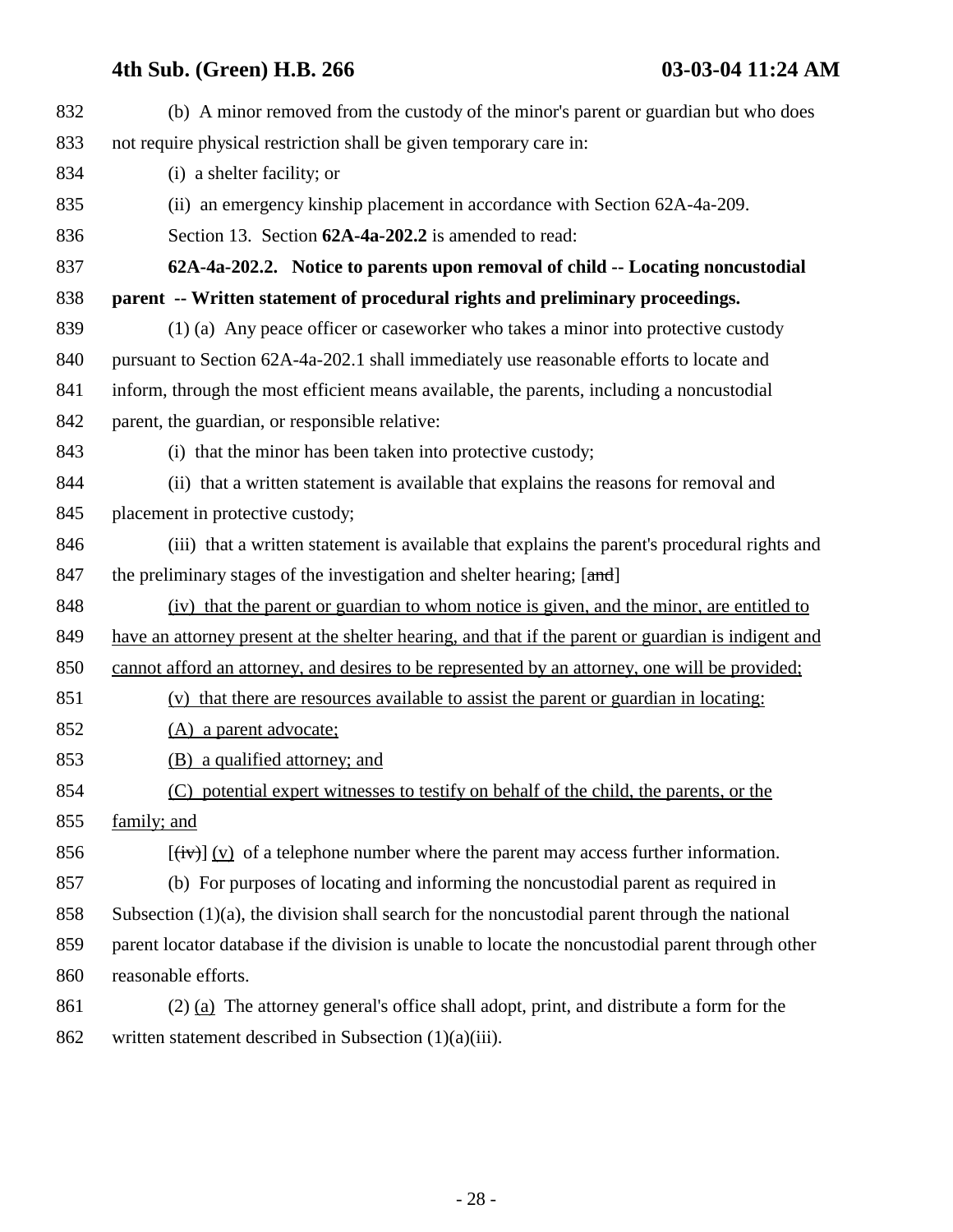832 (b) A minor removed from the custody of the minor's parent or guardian but who does
833 not require physical restriction shall be given temporary care in:

834 (i) a shelter facility; or

835 (ii) an emergency kinship placement in accordance with Section 62A-4a-209.

836 Section 13. Section **62A-4a-202.2** is amended to read:

837 **62A-4a-202.2. Notice to parents upon removal of child -- Locating noncustodial**
838 **parent -- Written statement of procedural rights and preliminary proceedings.**

839 (1) (a) Any peace officer or caseworker who takes a minor into protective custody
840 pursuant to Section 62A-4a-202.1 shall immediately use reasonable efforts to locate and
841 inform, through the most efficient means available, the parents, including a noncustodial
842 parent, the guardian, or responsible relative:

843 (i) that the minor has been taken into protective custody;

844 (ii) that a written statement is available that explains the reasons for removal and
845 placement in protective custody;

846 (iii) that a written statement is available that explains the parent's procedural rights and
847 the preliminary stages of the investigation and shelter hearing; [~~and~~]

848 <u>(iv) that the parent or guardian to whom notice is given, and the minor, are entitled to</u>
849 <u>have an attorney present at the shelter hearing, and that if the parent or guardian is indigent and</u>
850 <u>cannot afford an attorney, and desires to be represented by an attorney, one will be provided;</u>

851 <u>(v) that there are resources available to assist the parent or guardian in locating:</u>

852 <u>(A) a parent advocate;</u>

853 <u>(B) a qualified attorney; and</u>

854 <u>(C) potential expert witnesses to testify on behalf of the child, the parents, or the</u>
855 <u>family; and</u>

856 [~~(iv)~~] <u>(v)</u> of a telephone number where the parent may access further information.

857 (b) For purposes of locating and informing the noncustodial parent as required in
858 Subsection (1)(a), the division shall search for the noncustodial parent through the national
859 parent locator database if the division is unable to locate the noncustodial parent through other
860 reasonable efforts.

861 (2) <u>(a)</u> The attorney general's office shall adopt, print, and distribute a form for the
862 written statement described in Subsection (1)(a)(iii).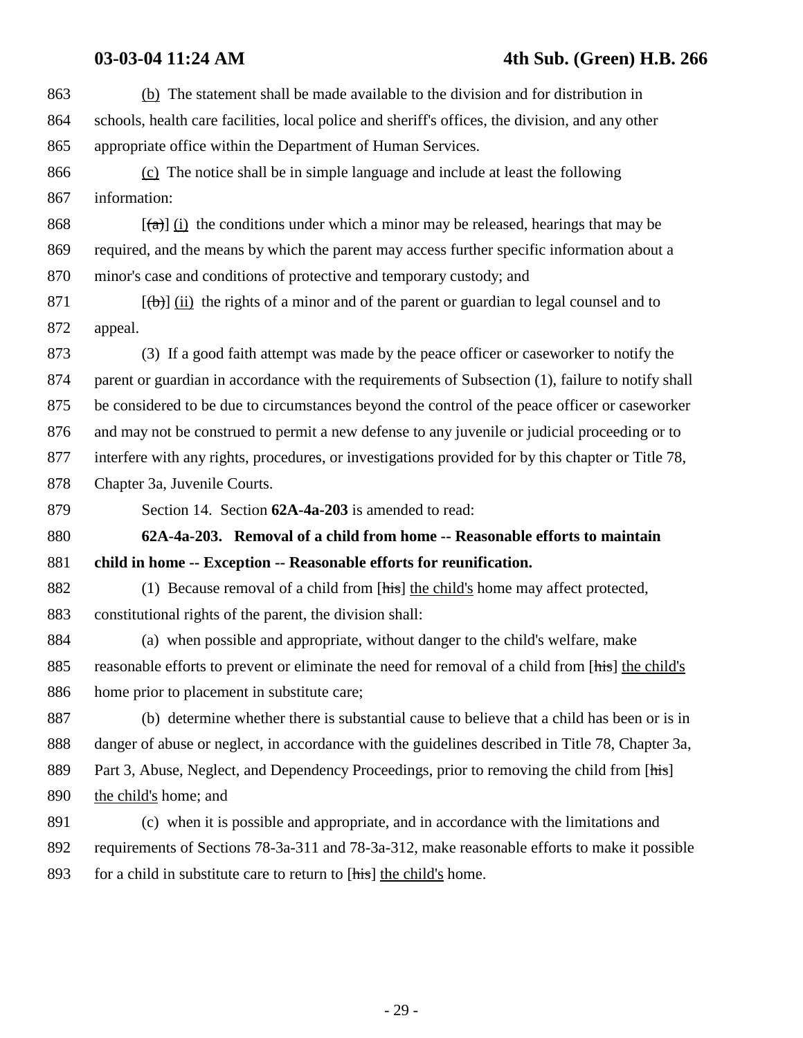863 (b) The statement shall be made available to the division and for distribution in
864 schools, health care facilities, local police and sheriff's offices, the division, and any other
865 appropriate office within the Department of Human Services.

866 (c) The notice shall be in simple language and include at least the following
867 information:

868 [(a)] (i) the conditions under which a minor may be released, hearings that may be
869 required, and the means by which the parent may access further specific information about a
870 minor's case and conditions of protective and temporary custody; and

871 [(b)] (ii) the rights of a minor and of the parent or guardian to legal counsel and to
872 appeal.

873 (3) If a good faith attempt was made by the peace officer or caseworker to notify the
874 parent or guardian in accordance with the requirements of Subsection (1), failure to notify shall
875 be considered to be due to circumstances beyond the control of the peace officer or caseworker
876 and may not be construed to permit a new defense to any juvenile or judicial proceeding or to
877 interfere with any rights, procedures, or investigations provided for by this chapter or Title 78,
878 Chapter 3a, Juvenile Courts.

879 Section 14. Section **62A-4a-203** is amended to read:

880 **62A-4a-203. Removal of a child from home -- Reasonable efforts to maintain**
881 **child in home -- Exception -- Reasonable efforts for reunification.**

882 (1) Because removal of a child from [his] the child's home may affect protected,
883 constitutional rights of the parent, the division shall:

884 (a) when possible and appropriate, without danger to the child's welfare, make
885 reasonable efforts to prevent or eliminate the need for removal of a child from [his] the child's
886 home prior to placement in substitute care;

887 (b) determine whether there is substantial cause to believe that a child has been or is in
888 danger of abuse or neglect, in accordance with the guidelines described in Title 78, Chapter 3a,
889 Part 3, Abuse, Neglect, and Dependency Proceedings, prior to removing the child from [his]
890 the child's home; and

891 (c) when it is possible and appropriate, and in accordance with the limitations and
892 requirements of Sections 78-3a-311 and 78-3a-312, make reasonable efforts to make it possible
893 for a child in substitute care to return to [his] the child's home.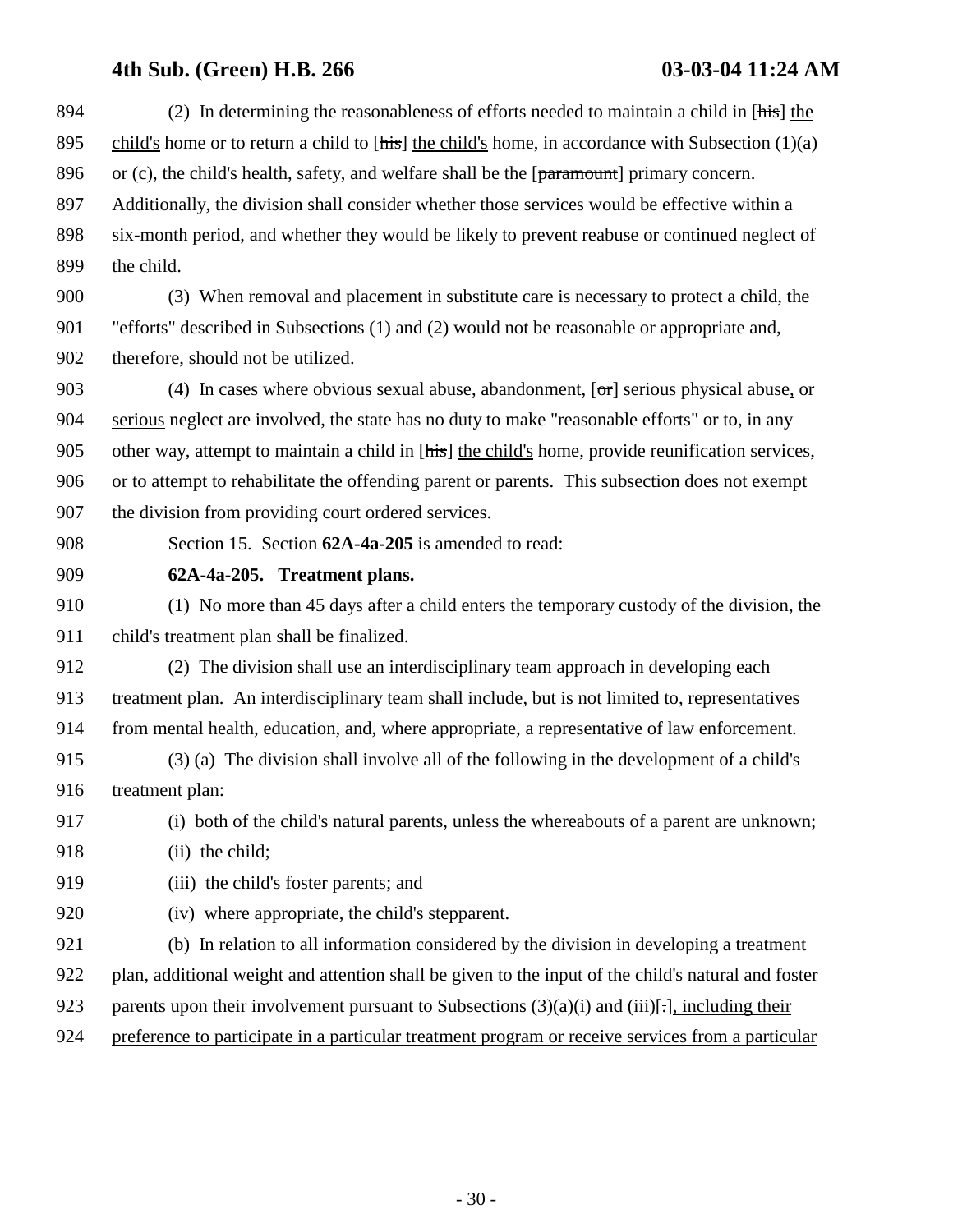(2) In determining the reasonableness of efforts needed to maintain a child in [~~his~~] the child's home or to return a child to [~~his~~] the child's home, in accordance with Subsection (1)(a) or (c), the child's health, safety, and welfare shall be the [~~paramount~~] primary concern. Additionally, the division shall consider whether those services would be effective within a six-month period, and whether they would be likely to prevent reabuse or continued neglect of the child.

(3) When removal and placement in substitute care is necessary to protect a child, the "efforts" described in Subsections (1) and (2) would not be reasonable or appropriate and, therefore, should not be utilized.

(4) In cases where obvious sexual abuse, abandonment, [~~or~~] serious physical abuse, or serious neglect are involved, the state has no duty to make "reasonable efforts" or to, in any other way, attempt to maintain a child in [~~his~~] the child's home, provide reunification services, or to attempt to rehabilitate the offending parent or parents. This subsection does not exempt the division from providing court ordered services.

Section 15. Section **62A-4a-205** is amended to read:

**62A-4a-205. Treatment plans.**

(1) No more than 45 days after a child enters the temporary custody of the division, the child's treatment plan shall be finalized.

(2) The division shall use an interdisciplinary team approach in developing each treatment plan. An interdisciplinary team shall include, but is not limited to, representatives from mental health, education, and, where appropriate, a representative of law enforcement.

(3) (a) The division shall involve all of the following in the development of a child's treatment plan:

(i) both of the child's natural parents, unless the whereabouts of a parent are unknown;

(ii) the child;

(iii) the child's foster parents; and

(iv) where appropriate, the child's stepparent.

(b) In relation to all information considered by the division in developing a treatment plan, additional weight and attention shall be given to the input of the child's natural and foster parents upon their involvement pursuant to Subsections (3)(a)(i) and (iii)[~~.~~], including their preference to participate in a particular treatment program or receive services from a particular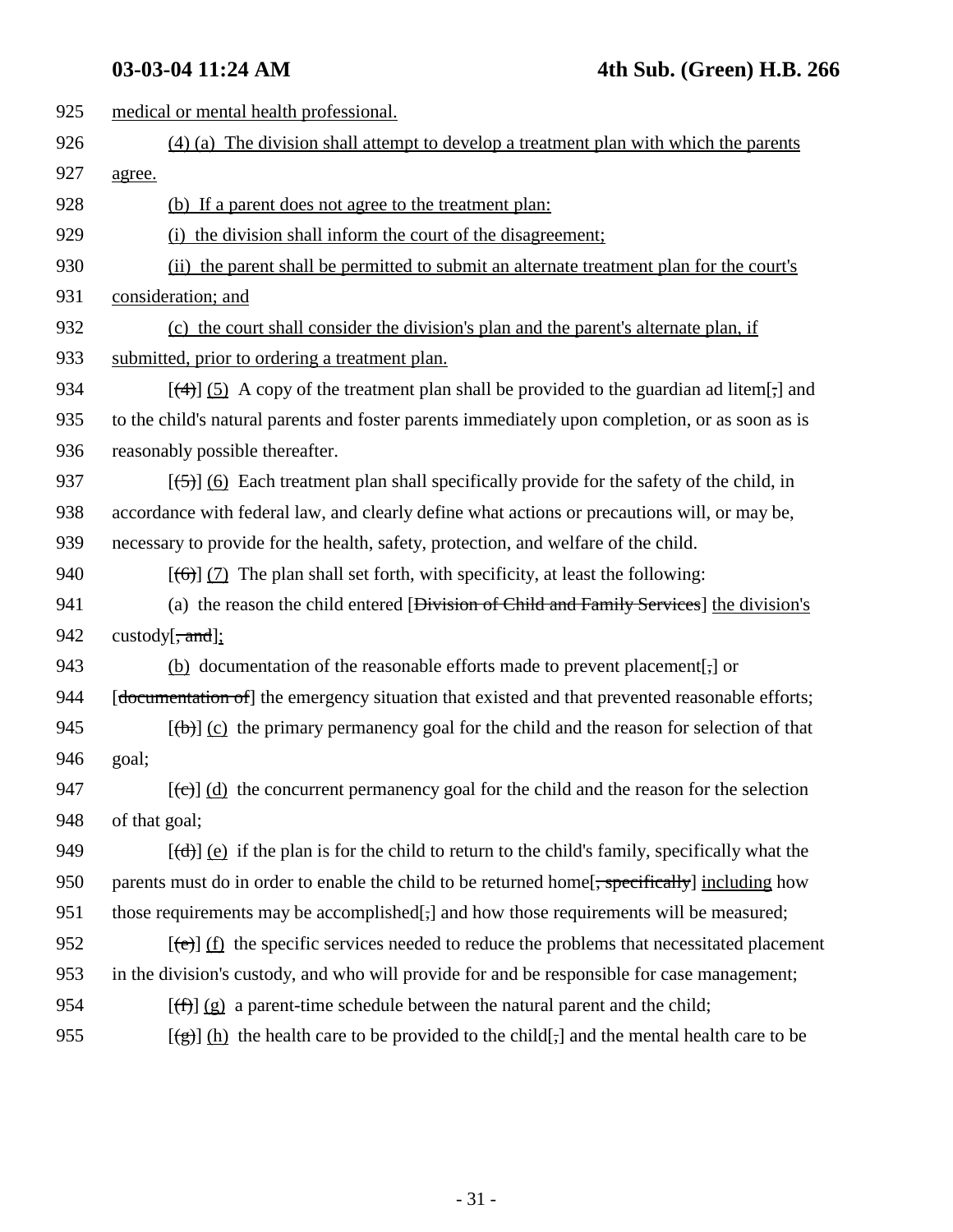925 medical or mental health professional.

926 (4) (a) The division shall attempt to develop a treatment plan with which the parents

927 agree.

928 (b) If a parent does not agree to the treatment plan:

929 (i) the division shall inform the court of the disagreement;

930 (ii) the parent shall be permitted to submit an alternate treatment plan for the court's

931 consideration; and

932 (c) the court shall consider the division's plan and the parent's alternate plan, if

933 submitted, prior to ordering a treatment plan.

934 [(4)] (5) A copy of the treatment plan shall be provided to the guardian ad litem[,] and

935 to the child's natural parents and foster parents immediately upon completion, or as soon as is

936 reasonably possible thereafter.

937 [(5)] (6) Each treatment plan shall specifically provide for the safety of the child, in

938 accordance with federal law, and clearly define what actions or precautions will, or may be,

939 necessary to provide for the health, safety, protection, and welfare of the child.

940 [(6)] (7) The plan shall set forth, with specificity, at least the following:

941 (a) the reason the child entered [Division of Child and Family Services] the division's

942 custody[, and];

943 (b) documentation of the reasonable efforts made to prevent placement[,] or

944 [documentation of] the emergency situation that existed and that prevented reasonable efforts;

945 [(b)] (c) the primary permanency goal for the child and the reason for selection of that

946 goal;

947 [(c)] (d) the concurrent permanency goal for the child and the reason for the selection

948 of that goal;

949 [(d)] (e) if the plan is for the child to return to the child's family, specifically what the

950 parents must do in order to enable the child to be returned home[, specifically] including how

951 those requirements may be accomplished[,] and how those requirements will be measured;

952 [(e)] (f) the specific services needed to reduce the problems that necessitated placement

953 in the division's custody, and who will provide for and be responsible for case management;

954 [(f)] (g) a parent-time schedule between the natural parent and the child;

955 [(g)] (h) the health care to be provided to the child[,] and the mental health care to be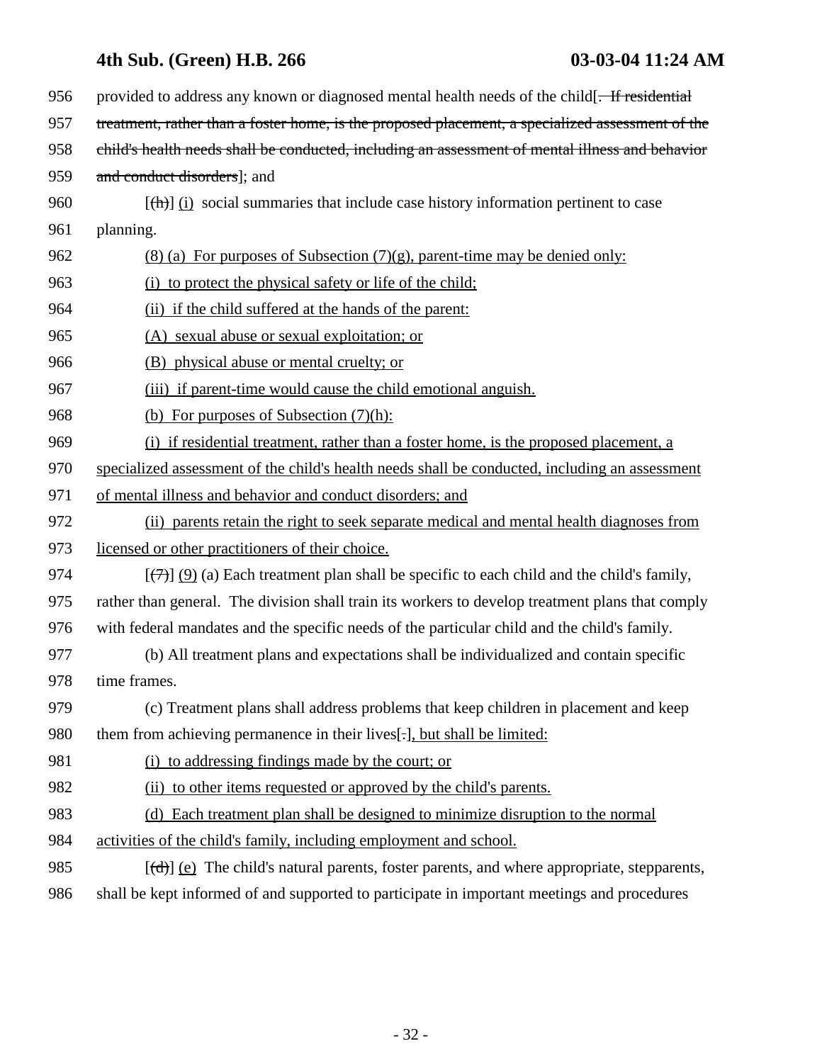956 provided to address any known or diagnosed mental health needs of the child[~~. If residential~~
957 ~~treatment, rather than a foster home, is the proposed placement, a specialized assessment of the~~
958 ~~child's health needs shall be conducted, including an assessment of mental illness and behavior~~
959 ~~and conduct disorders~~]; and

960 [~~(h)~~] (i) social summaries that include case history information pertinent to case
961 planning.

962 (8) (a) For purposes of Subsection (7)(g), parent-time may be denied only:

963 (i) to protect the physical safety or life of the child;

964 (ii) if the child suffered at the hands of the parent:

965 (A) sexual abuse or sexual exploitation; or

966 (B) physical abuse or mental cruelty; or

967 (iii) if parent-time would cause the child emotional anguish.

968 (b) For purposes of Subsection (7)(h):

969 (i) if residential treatment, rather than a foster home, is the proposed placement, a
970 specialized assessment of the child's health needs shall be conducted, including an assessment
971 of mental illness and behavior and conduct disorders; and

972 (ii) parents retain the right to seek separate medical and mental health diagnoses from
973 licensed or other practitioners of their choice.

974 [~~(7)~~] (9) (a) Each treatment plan shall be specific to each child and the child's family,
975 rather than general. The division shall train its workers to develop treatment plans that comply
976 with federal mandates and the specific needs of the particular child and the child's family.

977 (b) All treatment plans and expectations shall be individualized and contain specific
978 time frames.

979 (c) Treatment plans shall address problems that keep children in placement and keep
980 them from achieving permanence in their lives[~~.~~], but shall be limited:

981 (i) to addressing findings made by the court; or

982 (ii) to other items requested or approved by the child's parents.

983 (d) Each treatment plan shall be designed to minimize disruption to the normal
984 activities of the child's family, including employment and school.

985 [~~(d)~~] (e) The child's natural parents, foster parents, and where appropriate, stepparents,
986 shall be kept informed of and supported to participate in important meetings and procedures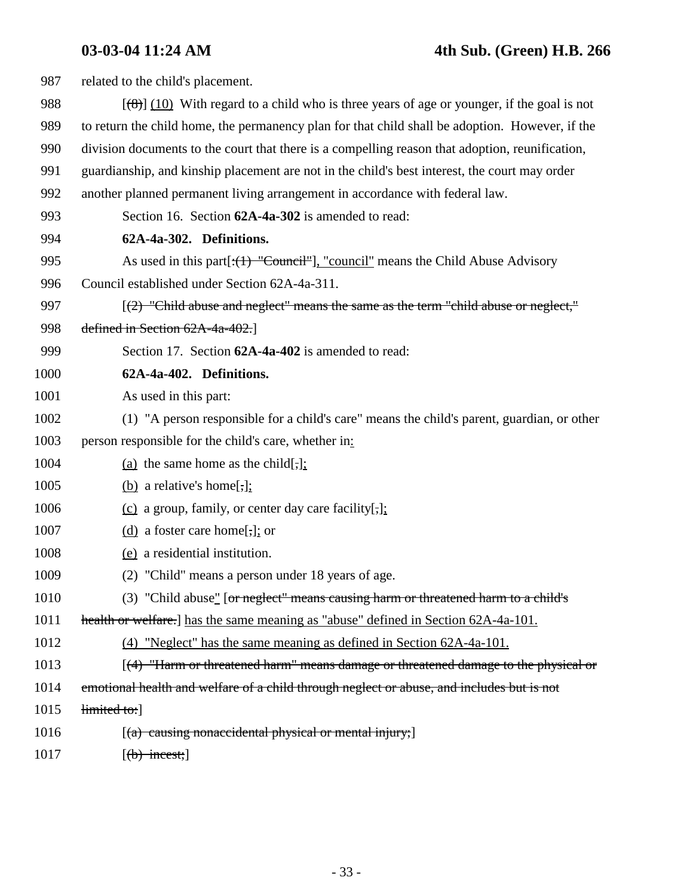987 related to the child's placement.

988 [(8)] (10) With regard to a child who is three years of age or younger, if the goal is not
989 to return the child home, the permanency plan for that child shall be adoption. However, if the
990 division documents to the court that there is a compelling reason that adoption, reunification,
991 guardianship, and kinship placement are not in the child's best interest, the court may order
992 another planned permanent living arrangement in accordance with federal law.

993 Section 16. Section **62A-4a-302** is amended to read:

994 **62A-4a-302. Definitions.**

995 As used in this part[: (1) "Council"], "council" means the Child Abuse Advisory
996 Council established under Section 62A-4a-311.

997 [(2) "Child abuse and neglect" means the same as the term "child abuse or neglect,"
998 defined in Section 62A-4a-402.]

999 Section 17. Section **62A-4a-402** is amended to read:

1000 **62A-4a-402. Definitions.**

1001 As used in this part:

1002 (1) "A person responsible for a child's care" means the child's parent, guardian, or other
1003 person responsible for the child's care, whether in:

1004 (a) the same home as the child[,];

1005 (b) a relative's home[,];

1006 (c) a group, family, or center day care facility[,];

1007 (d) a foster care home[,]; or

1008 (e) a residential institution.

1009 (2) "Child" means a person under 18 years of age.

1010 (3) "Child abuse" [or neglect" means causing harm or threatened harm to a child's
1011 health or welfare.] has the same meaning as "abuse" defined in Section 62A-4a-101.

1012 (4) "Neglect" has the same meaning as defined in Section 62A-4a-101.

1013 [(4) "Harm or threatened harm" means damage or threatened damage to the physical or
1014 emotional health and welfare of a child through neglect or abuse, and includes but is not
1015 limited to:]

1016 [(a) causing nonaccidental physical or mental injury;]

1017 [(b) incest;]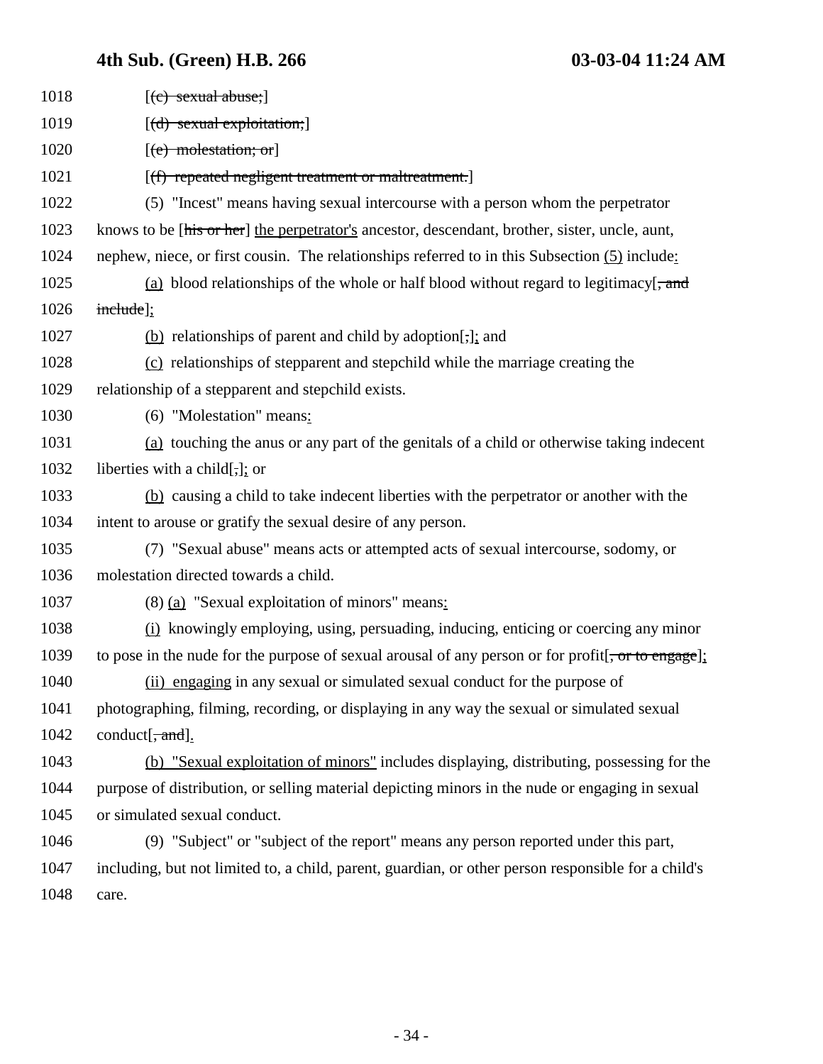1018 [(c) sexual abuse;]

1019 [(d) sexual exploitation;]

1020 [(e) molestation; or]

1021 [(f) repeated negligent treatment or maltreatment.]

1022 (5) "Incest" means having sexual intercourse with a person whom the perpetrator

1023 knows to be [his or her] the perpetrator's ancestor, descendant, brother, sister, uncle, aunt,

1024 nephew, niece, or first cousin. The relationships referred to in this Subsection (5) include:

1025 (a) blood relationships of the whole or half blood without regard to legitimacy[, and

1026 include];

1027 (b) relationships of parent and child by adoption[;]; and

1028 (c) relationships of stepparent and stepchild while the marriage creating the

1029 relationship of a stepparent and stepchild exists.

1030 (6) "Molestation" means:

1031 (a) touching the anus or any part of the genitals of a child or otherwise taking indecent

1032 liberties with a child[,]; or

1033 (b) causing a child to take indecent liberties with the perpetrator or another with the

1034 intent to arouse or gratify the sexual desire of any person.

1035 (7) "Sexual abuse" means acts or attempted acts of sexual intercourse, sodomy, or

1036 molestation directed towards a child.

1037 (8) (a) "Sexual exploitation of minors" means:

1038 (i) knowingly employing, using, persuading, inducing, enticing or coercing any minor

1039 to pose in the nude for the purpose of sexual arousal of any person or for profit[, or to engage];

1040 (ii) engaging in any sexual or simulated sexual conduct for the purpose of

1041 photographing, filming, recording, or displaying in any way the sexual or simulated sexual

1042 conduct[, and].

1043 (b) "Sexual exploitation of minors" includes displaying, distributing, possessing for the

1044 purpose of distribution, or selling material depicting minors in the nude or engaging in sexual

1045 or simulated sexual conduct.

1046 (9) "Subject" or "subject of the report" means any person reported under this part,

1047 including, but not limited to, a child, parent, guardian, or other person responsible for a child's

1048 care.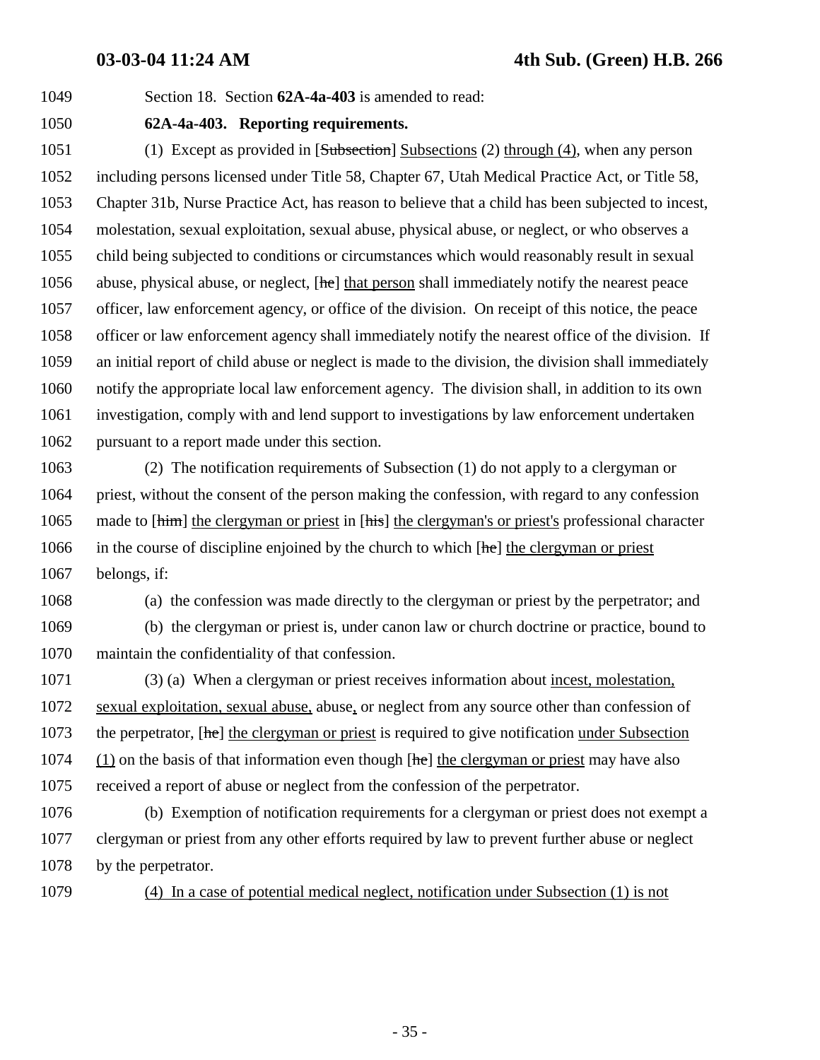Section 18. Section **62A-4a-403** is amended to read:

**62A-4a-403. Reporting requirements.**

(1) Except as provided in [~~Subsection~~] Subsections (2) through (4), when any person including persons licensed under Title 58, Chapter 67, Utah Medical Practice Act, or Title 58, Chapter 31b, Nurse Practice Act, has reason to believe that a child has been subjected to incest, molestation, sexual exploitation, sexual abuse, physical abuse, or neglect, or who observes a child being subjected to conditions or circumstances which would reasonably result in sexual abuse, physical abuse, or neglect, [~~he~~] that person shall immediately notify the nearest peace officer, law enforcement agency, or office of the division. On receipt of this notice, the peace officer or law enforcement agency shall immediately notify the nearest office of the division. If an initial report of child abuse or neglect is made to the division, the division shall immediately notify the appropriate local law enforcement agency. The division shall, in addition to its own investigation, comply with and lend support to investigations by law enforcement undertaken pursuant to a report made under this section.

(2) The notification requirements of Subsection (1) do not apply to a clergyman or priest, without the consent of the person making the confession, with regard to any confession made to [~~him~~] the clergyman or priest in [~~his~~] the clergyman's or priest's professional character in the course of discipline enjoined by the church to which [~~he~~] the clergyman or priest belongs, if:

(a) the confession was made directly to the clergyman or priest by the perpetrator; and

(b) the clergyman or priest is, under canon law or church doctrine or practice, bound to maintain the confidentiality of that confession.

(3) (a) When a clergyman or priest receives information about incest, molestation, sexual exploitation, sexual abuse, abuse, or neglect from any source other than confession of the perpetrator, [~~he~~] the clergyman or priest is required to give notification under Subsection (1) on the basis of that information even though [~~he~~] the clergyman or priest may have also received a report of abuse or neglect from the confession of the perpetrator.

(b) Exemption of notification requirements for a clergyman or priest does not exempt a clergyman or priest from any other efforts required by law to prevent further abuse or neglect by the perpetrator.

(4) In a case of potential medical neglect, notification under Subsection (1) is not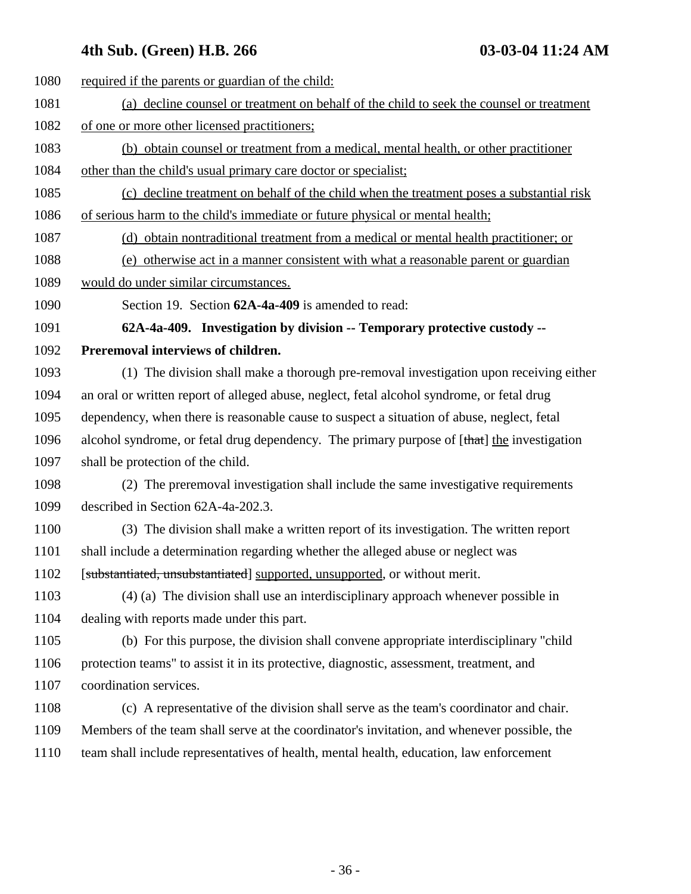required if the parents or guardian of the child:

(a) decline counsel or treatment on behalf of the child to seek the counsel or treatment of one or more other licensed practitioners;

(b) obtain counsel or treatment from a medical, mental health, or other practitioner other than the child's usual primary care doctor or specialist;

(c) decline treatment on behalf of the child when the treatment poses a substantial risk of serious harm to the child's immediate or future physical or mental health;

(d) obtain nontraditional treatment from a medical or mental health practitioner; or

(e) otherwise act in a manner consistent with what a reasonable parent or guardian would do under similar circumstances.

Section 19. Section **62A-4a-409** is amended to read:

**62A-4a-409. Investigation by division -- Temporary protective custody -- Preremoval interviews of children.**

(1) The division shall make a thorough pre-removal investigation upon receiving either an oral or written report of alleged abuse, neglect, fetal alcohol syndrome, or fetal drug dependency, when there is reasonable cause to suspect a situation of abuse, neglect, fetal alcohol syndrome, or fetal drug dependency. The primary purpose of [~~that~~] the investigation shall be protection of the child.

(2) The preremoval investigation shall include the same investigative requirements described in Section 62A-4a-202.3.

(3) The division shall make a written report of its investigation. The written report shall include a determination regarding whether the alleged abuse or neglect was [~~substantiated, unsubstantiated~~] supported, unsupported, or without merit.

(4) (a) The division shall use an interdisciplinary approach whenever possible in dealing with reports made under this part.

(b) For this purpose, the division shall convene appropriate interdisciplinary "child protection teams" to assist it in its protective, diagnostic, assessment, treatment, and coordination services.

(c) A representative of the division shall serve as the team's coordinator and chair. Members of the team shall serve at the coordinator's invitation, and whenever possible, the team shall include representatives of health, mental health, education, law enforcement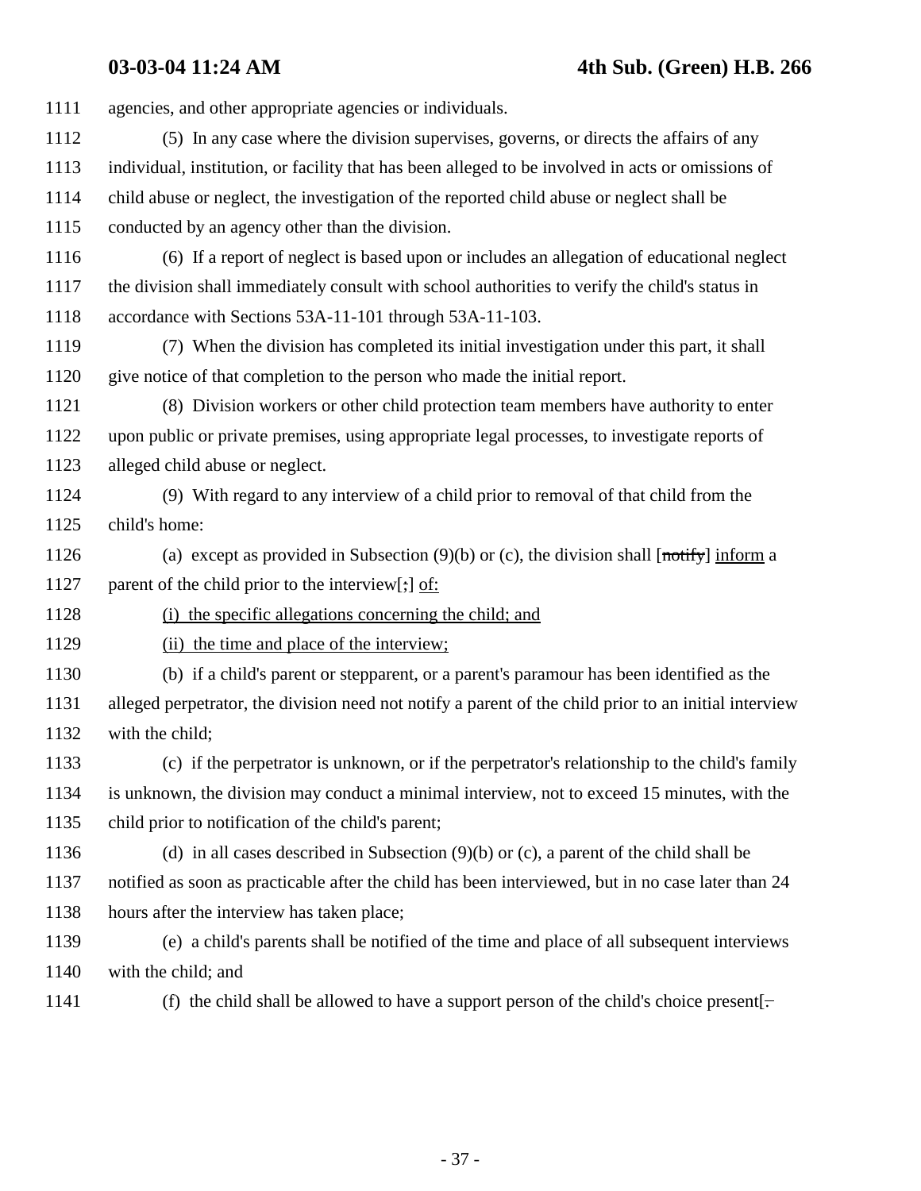agencies, and other appropriate agencies or individuals.

(5) In any case where the division supervises, governs, or directs the affairs of any individual, institution, or facility that has been alleged to be involved in acts or omissions of child abuse or neglect, the investigation of the reported child abuse or neglect shall be conducted by an agency other than the division.

(6) If a report of neglect is based upon or includes an allegation of educational neglect the division shall immediately consult with school authorities to verify the child's status in accordance with Sections 53A-11-101 through 53A-11-103.

(7) When the division has completed its initial investigation under this part, it shall give notice of that completion to the person who made the initial report.

(8) Division workers or other child protection team members have authority to enter upon public or private premises, using appropriate legal processes, to investigate reports of alleged child abuse or neglect.

(9) With regard to any interview of a child prior to removal of that child from the child's home:

(a) except as provided in Subsection (9)(b) or (c), the division shall [~~notify~~] <u>inform</u> a parent of the child prior to the interview[~~;~~] <u>of:</u>

<u>(i) the specific allegations concerning the child; and</u>

<u>(ii) the time and place of the interview;</u>

(b) if a child's parent or stepparent, or a parent's paramour has been identified as the alleged perpetrator, the division need not notify a parent of the child prior to an initial interview with the child;

(c) if the perpetrator is unknown, or if the perpetrator's relationship to the child's family is unknown, the division may conduct a minimal interview, not to exceed 15 minutes, with the child prior to notification of the child's parent;

(d) in all cases described in Subsection (9)(b) or (c), a parent of the child shall be notified as soon as practicable after the child has been interviewed, but in no case later than 24 hours after the interview has taken place;

(e) a child's parents shall be notified of the time and place of all subsequent interviews with the child; and

(f) the child shall be allowed to have a support person of the child's choice present[~~.~~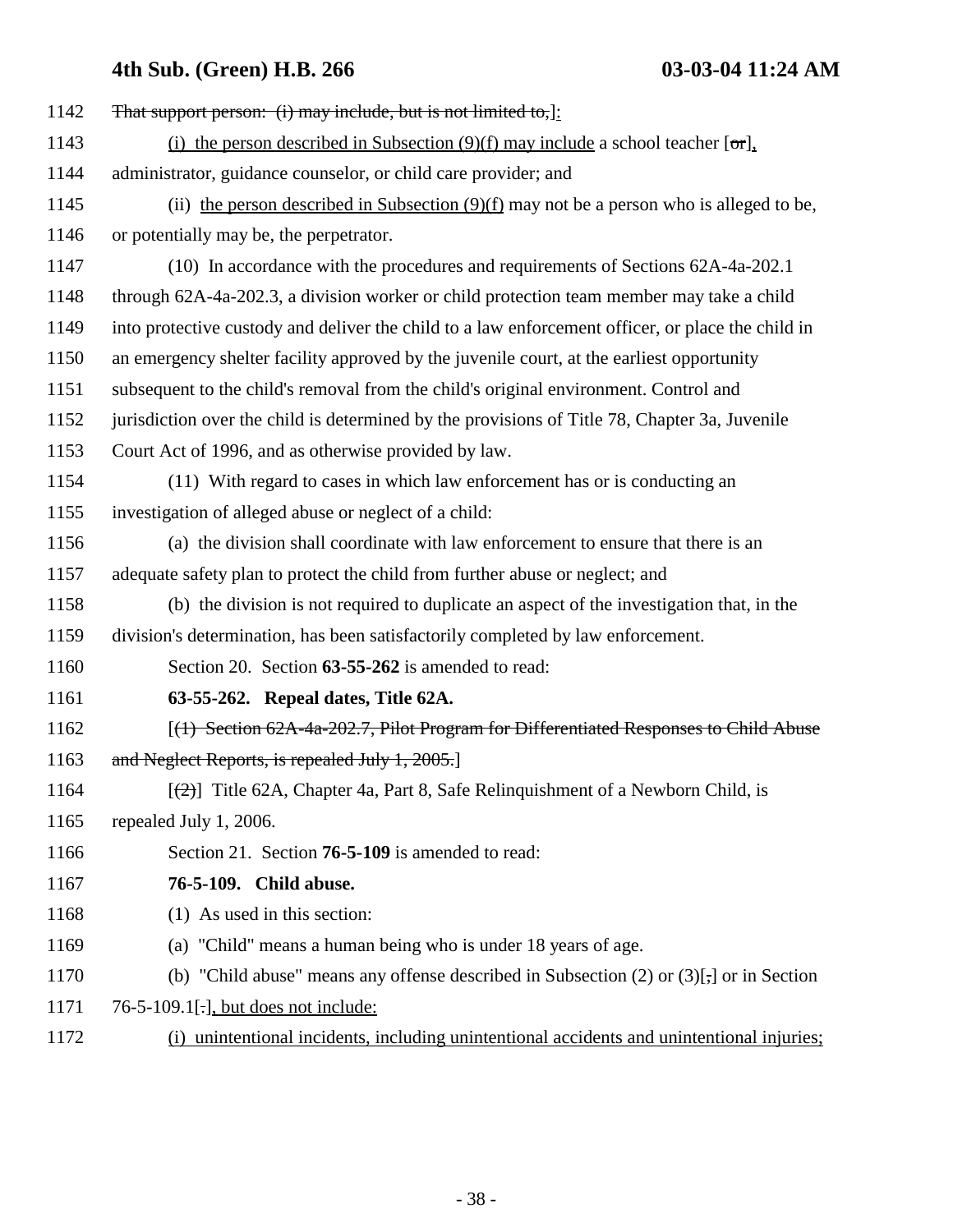1142 ~~That support person: (i) may include, but is not limited to,~~]:

1143 (i) the person described in Subsection (9)(f) may include a school teacher [~~or~~],

1144 administrator, guidance counselor, or child care provider; and

1145 (ii) the person described in Subsection (9)(f) may not be a person who is alleged to be,

1146 or potentially may be, the perpetrator.

1147 (10) In accordance with the procedures and requirements of Sections 62A-4a-202.1

1148 through 62A-4a-202.3, a division worker or child protection team member may take a child

1149 into protective custody and deliver the child to a law enforcement officer, or place the child in

1150 an emergency shelter facility approved by the juvenile court, at the earliest opportunity

1151 subsequent to the child's removal from the child's original environment. Control and

1152 jurisdiction over the child is determined by the provisions of Title 78, Chapter 3a, Juvenile

1153 Court Act of 1996, and as otherwise provided by law.

1154 (11) With regard to cases in which law enforcement has or is conducting an

1155 investigation of alleged abuse or neglect of a child:

1156 (a) the division shall coordinate with law enforcement to ensure that there is an

1157 adequate safety plan to protect the child from further abuse or neglect; and

1158 (b) the division is not required to duplicate an aspect of the investigation that, in the

1159 division's determination, has been satisfactorily completed by law enforcement.

1160 Section 20. Section **63-55-262** is amended to read:

1161 **63-55-262. Repeal dates, Title 62A.**

1162 [~~(1) Section 62A-4a-202.7, Pilot Program for Differentiated Responses to Child Abuse~~

1163 ~~and Neglect Reports, is repealed July 1, 2005.~~]

1164 [~~(2)~~] Title 62A, Chapter 4a, Part 8, Safe Relinquishment of a Newborn Child, is

1165 repealed July 1, 2006.

1166 Section 21. Section **76-5-109** is amended to read:

1167 **76-5-109. Child abuse.**

1168 (1) As used in this section:

1169 (a) "Child" means a human being who is under 18 years of age.

1170 (b) "Child abuse" means any offense described in Subsection (2) or (3)[~~;~~] or in Section

1171 76-5-109.1[~~.~~], but does not include:

1172 (i) unintentional incidents, including unintentional accidents and unintentional injuries;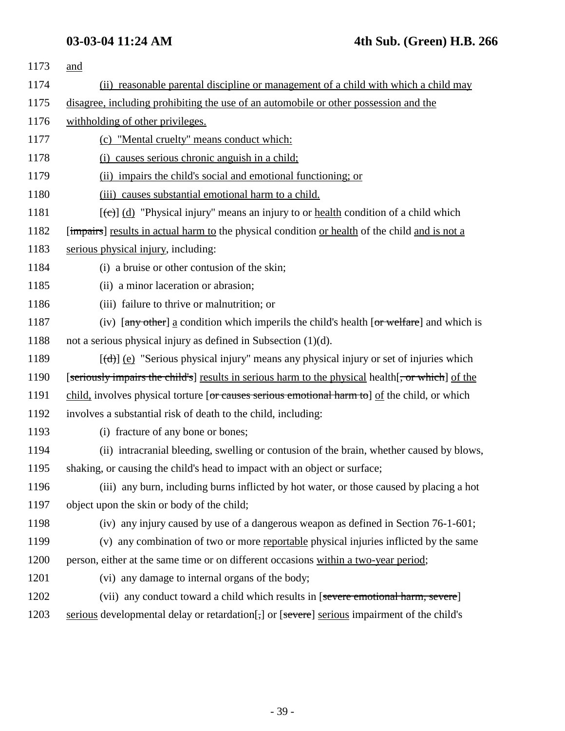1173 and

1174 (ii) reasonable parental discipline or management of a child with which a child may

1175 disagree, including prohibiting the use of an automobile or other possession and the

1176 withholding of other privileges.

1177 (c) "Mental cruelty" means conduct which:

1178 (i) causes serious chronic anguish in a child;

1179 (ii) impairs the child's social and emotional functioning; or

1180 (iii) causes substantial emotional harm to a child.

1181 [~~(c)~~] (d) "Physical injury" means an injury to or health condition of a child which

1182 [~~impairs~~] results in actual harm to the physical condition or health of the child and is not a

1183 serious physical injury, including:

1184 (i) a bruise or other contusion of the skin;

1185 (ii) a minor laceration or abrasion;

1186 (iii) failure to thrive or malnutrition; or

1187 (iv) [~~any other~~] a condition which imperils the child's health [~~or welfare~~] and which is

1188 not a serious physical injury as defined in Subsection (1)(d).

1189 [~~(d)~~] (e) "Serious physical injury" means any physical injury or set of injuries which

1190 [~~seriously impairs the child's~~] results in serious harm to the physical health[~~, or which~~] of the

1191 child, involves physical torture [~~or causes serious emotional harm to~~] of the child, or which

1192 involves a substantial risk of death to the child, including:

1193 (i) fracture of any bone or bones;

1194 (ii) intracranial bleeding, swelling or contusion of the brain, whether caused by blows,

1195 shaking, or causing the child's head to impact with an object or surface;

1196 (iii) any burn, including burns inflicted by hot water, or those caused by placing a hot

1197 object upon the skin or body of the child;

1198 (iv) any injury caused by use of a dangerous weapon as defined in Section 76-1-601;

1199 (v) any combination of two or more reportable physical injuries inflicted by the same

1200 person, either at the same time or on different occasions within a two-year period;

1201 (vi) any damage to internal organs of the body;

1202 (vii) any conduct toward a child which results in [~~severe emotional harm, severe~~]

1203 serious developmental delay or retardation[~~,~~] or [~~severe~~] serious impairment of the child's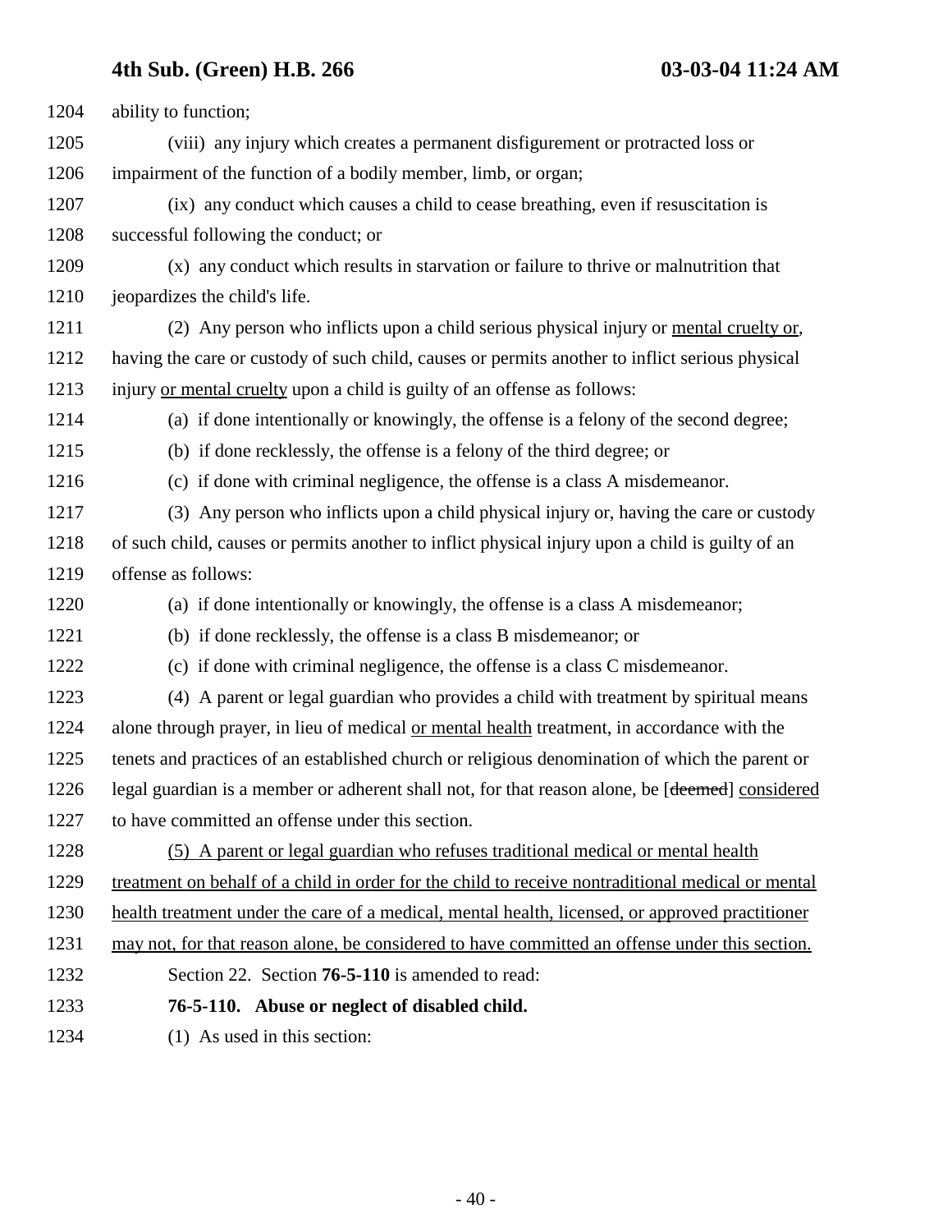ability to function;

(viii) any injury which creates a permanent disfigurement or protracted loss or impairment of the function of a bodily member, limb, or organ;

(ix) any conduct which causes a child to cease breathing, even if resuscitation is successful following the conduct; or

(x) any conduct which results in starvation or failure to thrive or malnutrition that jeopardizes the child's life.

(2) Any person who inflicts upon a child serious physical injury or <u>mental cruelty or</u>, having the care or custody of such child, causes or permits another to inflict serious physical injury <u>or mental cruelty</u> upon a child is guilty of an offense as follows:

(a) if done intentionally or knowingly, the offense is a felony of the second degree;

(b) if done recklessly, the offense is a felony of the third degree; or

(c) if done with criminal negligence, the offense is a class A misdemeanor.

(3) Any person who inflicts upon a child physical injury or, having the care or custody of such child, causes or permits another to inflict physical injury upon a child is guilty of an offense as follows:

(a) if done intentionally or knowingly, the offense is a class A misdemeanor;

(b) if done recklessly, the offense is a class B misdemeanor; or

(c) if done with criminal negligence, the offense is a class C misdemeanor.

(4) A parent or legal guardian who provides a child with treatment by spiritual means alone through prayer, in lieu of medical <u>or mental health</u> treatment, in accordance with the tenets and practices of an established church or religious denomination of which the parent or legal guardian is a member or adherent shall not, for that reason alone, be [~~deemed~~] <u>considered</u> to have committed an offense under this section.

<u>(5) A parent or legal guardian who refuses traditional medical or mental health treatment on behalf of a child in order for the child to receive nontraditional medical or mental health treatment under the care of a medical, mental health, licensed, or approved practitioner may not, for that reason alone, be considered to have committed an offense under this section.</u>

Section 22. Section **76-5-110** is amended to read:

**76-5-110. Abuse or neglect of disabled child.**

(1) As used in this section: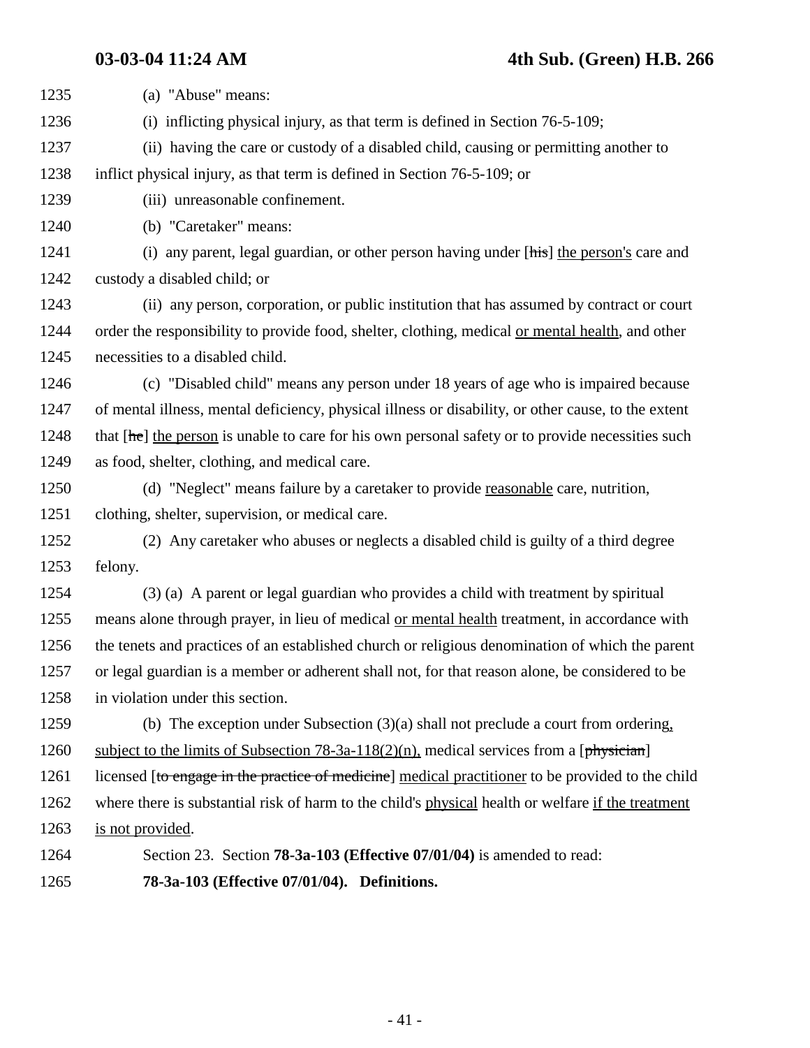1235 (a) "Abuse" means:

1236 (i) inflicting physical injury, as that term is defined in Section 76-5-109;

1237 (ii) having the care or custody of a disabled child, causing or permitting another to

1238 inflict physical injury, as that term is defined in Section 76-5-109; or

1239 (iii) unreasonable confinement.

1240 (b) "Caretaker" means:

1241 (i) any parent, legal guardian, or other person having under [~~his~~] <u>the person's</u> care and

1242 custody a disabled child; or

1243 (ii) any person, corporation, or public institution that has assumed by contract or court

1244 order the responsibility to provide food, shelter, clothing, medical <u>or mental health</u>, and other

1245 necessities to a disabled child.

1246 (c) "Disabled child" means any person under 18 years of age who is impaired because

1247 of mental illness, mental deficiency, physical illness or disability, or other cause, to the extent

1248 that [~~he~~] <u>the person</u> is unable to care for his own personal safety or to provide necessities such

1249 as food, shelter, clothing, and medical care.

1250 (d) "Neglect" means failure by a caretaker to provide <u>reasonable</u> care, nutrition,

1251 clothing, shelter, supervision, or medical care.

1252 (2) Any caretaker who abuses or neglects a disabled child is guilty of a third degree

1253 felony.

1254 (3) (a) A parent or legal guardian who provides a child with treatment by spiritual

1255 means alone through prayer, in lieu of medical <u>or mental health</u> treatment, in accordance with

1256 the tenets and practices of an established church or religious denomination of which the parent

1257 or legal guardian is a member or adherent shall not, for that reason alone, be considered to be

1258 in violation under this section.

1259 (b) The exception under Subsection (3)(a) shall not preclude a court from ordering<u>,</u>

1260 <u>subject to the limits of Subsection 78-3a-118(2)(n),</u> medical services from a [~~physician~~]

1261 licensed [~~to engage in the practice of medicine~~] <u>medical practitioner</u> to be provided to the child

1262 where there is substantial risk of harm to the child's <u>physical</u> health or welfare <u>if the treatment</u>

1263 <u>is not provided</u>.

1264 Section 23. Section **78-3a-103 (Effective 07/01/04)** is amended to read:

1265 **78-3a-103 (Effective 07/01/04). Definitions.**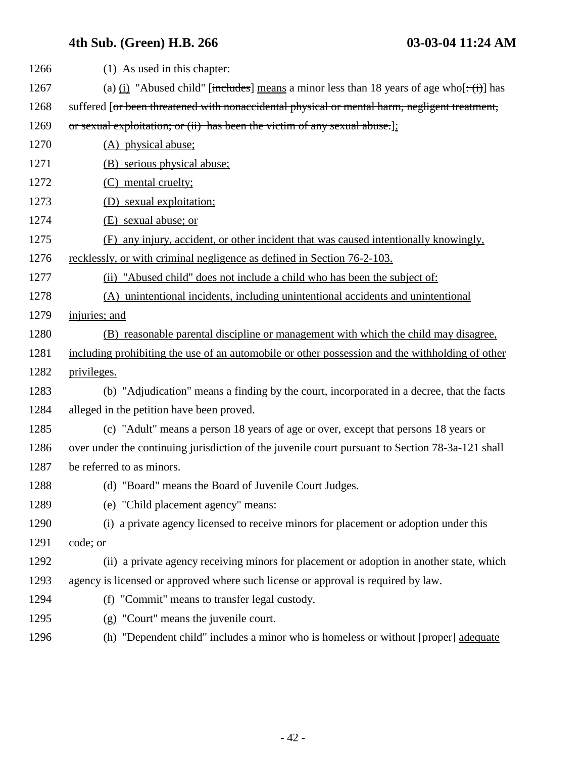(1) As used in this chapter:

(a) (i) "Abused child" [~~includes~~] means a minor less than 18 years of age who[~~: (i)~~] has suffered [~~or been threatened with nonaccidental physical or mental harm, negligent treatment, or sexual exploitation; or (ii) has been the victim of any sexual abuse.~~]:

(A) physical abuse;

(B) serious physical abuse;

(C) mental cruelty;

(D) sexual exploitation;

(E) sexual abuse; or

(F) any injury, accident, or other incident that was caused intentionally knowingly, recklessly, or with criminal negligence as defined in Section 76-2-103.

(ii) "Abused child" does not include a child who has been the subject of:

(A) unintentional incidents, including unintentional accidents and unintentional injuries; and

(B) reasonable parental discipline or management with which the child may disagree, including prohibiting the use of an automobile or other possession and the withholding of other privileges.

(b) "Adjudication" means a finding by the court, incorporated in a decree, that the facts alleged in the petition have been proved.

(c) "Adult" means a person 18 years of age or over, except that persons 18 years or over under the continuing jurisdiction of the juvenile court pursuant to Section 78-3a-121 shall be referred to as minors.

(d) "Board" means the Board of Juvenile Court Judges.

(e) "Child placement agency" means:

(i) a private agency licensed to receive minors for placement or adoption under this code; or

(ii) a private agency receiving minors for placement or adoption in another state, which agency is licensed or approved where such license or approval is required by law.

(f) "Commit" means to transfer legal custody.

(g) "Court" means the juvenile court.

(h) "Dependent child" includes a minor who is homeless or without [~~proper~~] adequate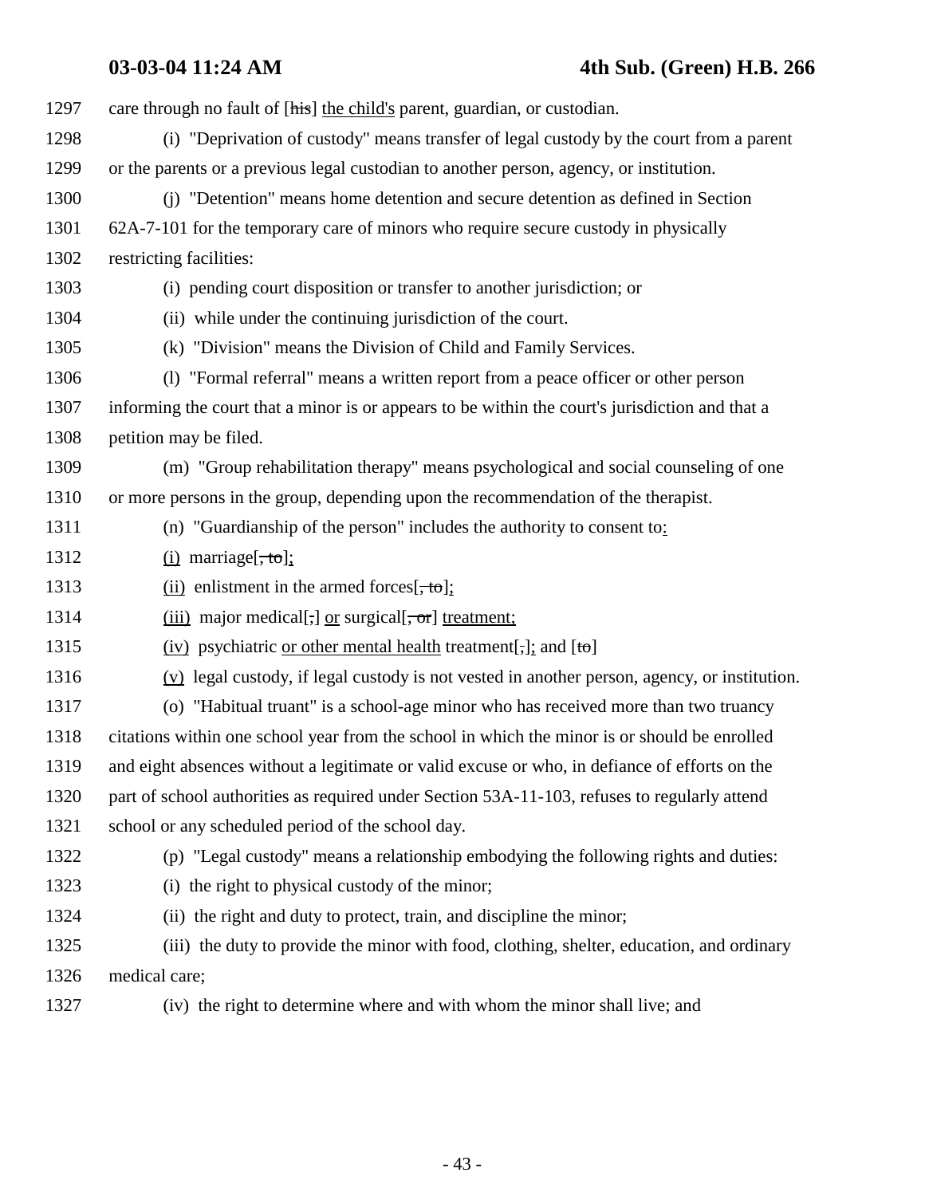care through no fault of [~~his~~] the child's parent, guardian, or custodian.

(i) "Deprivation of custody" means transfer of legal custody by the court from a parent or the parents or a previous legal custodian to another person, agency, or institution.

(j) "Detention" means home detention and secure detention as defined in Section 62A-7-101 for the temporary care of minors who require secure custody in physically restricting facilities:

(i) pending court disposition or transfer to another jurisdiction; or

(ii) while under the continuing jurisdiction of the court.

(k) "Division" means the Division of Child and Family Services.

(l) "Formal referral" means a written report from a peace officer or other person informing the court that a minor is or appears to be within the court's jurisdiction and that a petition may be filed.

(m) "Group rehabilitation therapy" means psychological and social counseling of one or more persons in the group, depending upon the recommendation of the therapist.

(n) "Guardianship of the person" includes the authority to consent to:

(i) marriage[~~, to~~];

(ii) enlistment in the armed forces[~~, to~~];

(iii) major medical[~~,~~] or surgical[~~, or~~] treatment;

(iv) psychiatric or other mental health treatment[~~,~~]; and [~~to~~]

(v) legal custody, if legal custody is not vested in another person, agency, or institution.

(o) "Habitual truant" is a school-age minor who has received more than two truancy citations within one school year from the school in which the minor is or should be enrolled and eight absences without a legitimate or valid excuse or who, in defiance of efforts on the part of school authorities as required under Section 53A-11-103, refuses to regularly attend school or any scheduled period of the school day.

(p) "Legal custody" means a relationship embodying the following rights and duties:

(i) the right to physical custody of the minor;

(ii) the right and duty to protect, train, and discipline the minor;

(iii) the duty to provide the minor with food, clothing, shelter, education, and ordinary medical care;

(iv) the right to determine where and with whom the minor shall live; and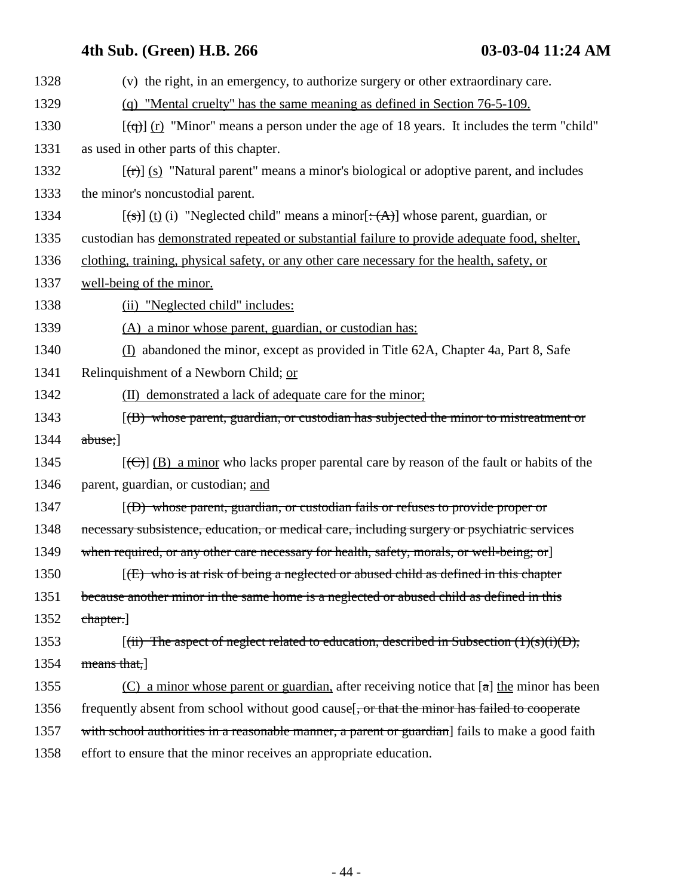1328 (v) the right, in an emergency, to authorize surgery or other extraordinary care.

1329 (q) "Mental cruelty" has the same meaning as defined in Section 76-5-109.

1330 [(q)] (r) "Minor" means a person under the age of 18 years. It includes the term "child"

1331 as used in other parts of this chapter.

1332 [(r)] (s) "Natural parent" means a minor's biological or adoptive parent, and includes

1333 the minor's noncustodial parent.

1334 [(s)] (t) (i) "Neglected child" means a minor[: (A)] whose parent, guardian, or

1335 custodian has demonstrated repeated or substantial failure to provide adequate food, shelter,

1336 clothing, training, physical safety, or any other care necessary for the health, safety, or

1337 well-being of the minor.

1338 (ii) "Neglected child" includes:

1339 (A) a minor whose parent, guardian, or custodian has:

1340 (I) abandoned the minor, except as provided in Title 62A, Chapter 4a, Part 8, Safe

1341 Relinquishment of a Newborn Child; or

1342 (II) demonstrated a lack of adequate care for the minor;

1343 [~~(B) whose parent, guardian, or custodian has subjected the minor to mistreatment or~~

1344 ~~abuse;~~]

1345 [(C)] (B) a minor who lacks proper parental care by reason of the fault or habits of the

1346 parent, guardian, or custodian; and

1347 [~~(D) whose parent, guardian, or custodian fails or refuses to provide proper or~~

1348 ~~necessary subsistence, education, or medical care, including surgery or psychiatric services~~

1349 ~~when required, or any other care necessary for health, safety, morals, or well-being; or~~]

1350 [~~(E) who is at risk of being a neglected or abused child as defined in this chapter~~

1351 ~~because another minor in the same home is a neglected or abused child as defined in this~~

1352 ~~chapter.~~]

1353 [~~(ii) The aspect of neglect related to education, described in Subsection (1)(s)(i)(D),~~

1354 ~~means that,~~]

1355 (C) a minor whose parent or guardian, after receiving notice that [a] the minor has been

1356 frequently absent from school without good cause[~~, or that the minor has failed to cooperate~~

1357 ~~with school authorities in a reasonable manner, a parent or guardian~~] fails to make a good faith

1358 effort to ensure that the minor receives an appropriate education.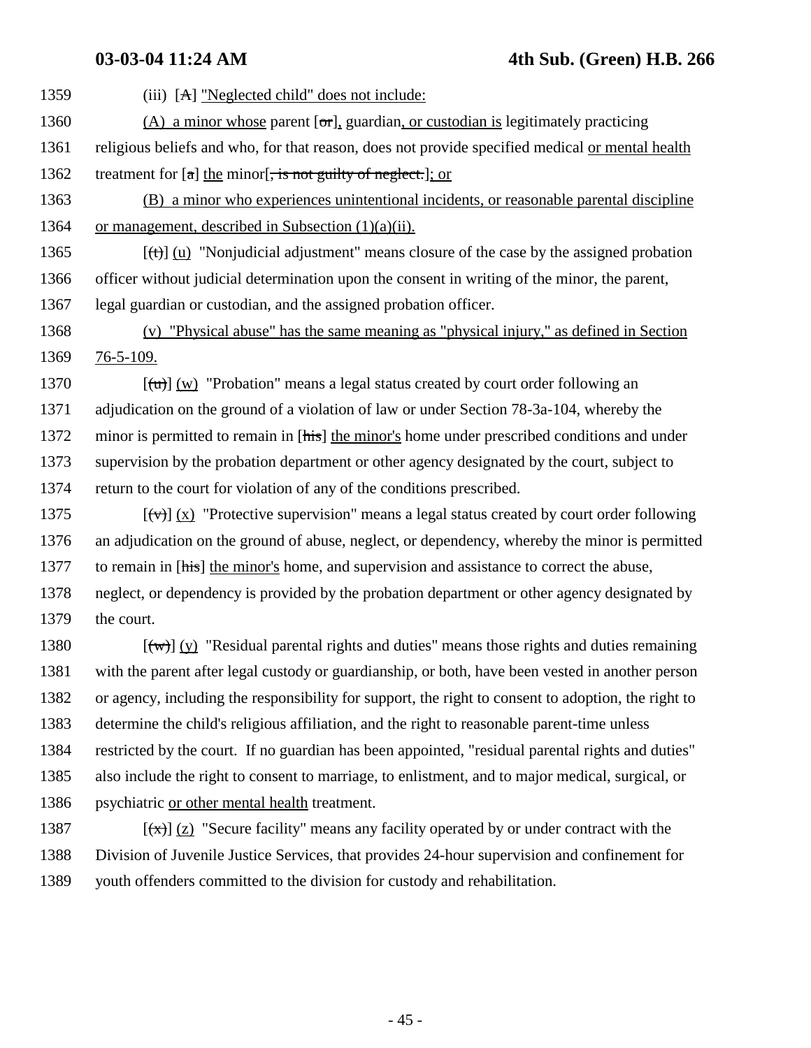1359 (iii) [A] "Neglected child" does not include:

1360 (A) a minor whose parent [or], guardian, or custodian is legitimately practicing

1361 religious beliefs and who, for that reason, does not provide specified medical or mental health

1362 treatment for [a] the minor[, is not guilty of neglect.]; or

1363 (B) a minor who experiences unintentional incidents, or reasonable parental discipline

1364 or management, described in Subsection (1)(a)(ii).

1365 [(t)] (u) "Nonjudicial adjustment" means closure of the case by the assigned probation

1366 officer without judicial determination upon the consent in writing of the minor, the parent,

1367 legal guardian or custodian, and the assigned probation officer.

1368 (v) "Physical abuse" has the same meaning as "physical injury," as defined in Section

1369 76-5-109.

1370 [(u)] (w) "Probation" means a legal status created by court order following an

1371 adjudication on the ground of a violation of law or under Section 78-3a-104, whereby the

1372 minor is permitted to remain in [his] the minor's home under prescribed conditions and under

1373 supervision by the probation department or other agency designated by the court, subject to

1374 return to the court for violation of any of the conditions prescribed.

1375 [(v)] (x) "Protective supervision" means a legal status created by court order following

1376 an adjudication on the ground of abuse, neglect, or dependency, whereby the minor is permitted

1377 to remain in [his] the minor's home, and supervision and assistance to correct the abuse,

1378 neglect, or dependency is provided by the probation department or other agency designated by

1379 the court.

1380 [(w)] (y) "Residual parental rights and duties" means those rights and duties remaining

1381 with the parent after legal custody or guardianship, or both, have been vested in another person

1382 or agency, including the responsibility for support, the right to consent to adoption, the right to

1383 determine the child's religious affiliation, and the right to reasonable parent-time unless

1384 restricted by the court. If no guardian has been appointed, "residual parental rights and duties"

1385 also include the right to consent to marriage, to enlistment, and to major medical, surgical, or

1386 psychiatric or other mental health treatment.

1387 [(x)] (z) "Secure facility" means any facility operated by or under contract with the

1388 Division of Juvenile Justice Services, that provides 24-hour supervision and confinement for

1389 youth offenders committed to the division for custody and rehabilitation.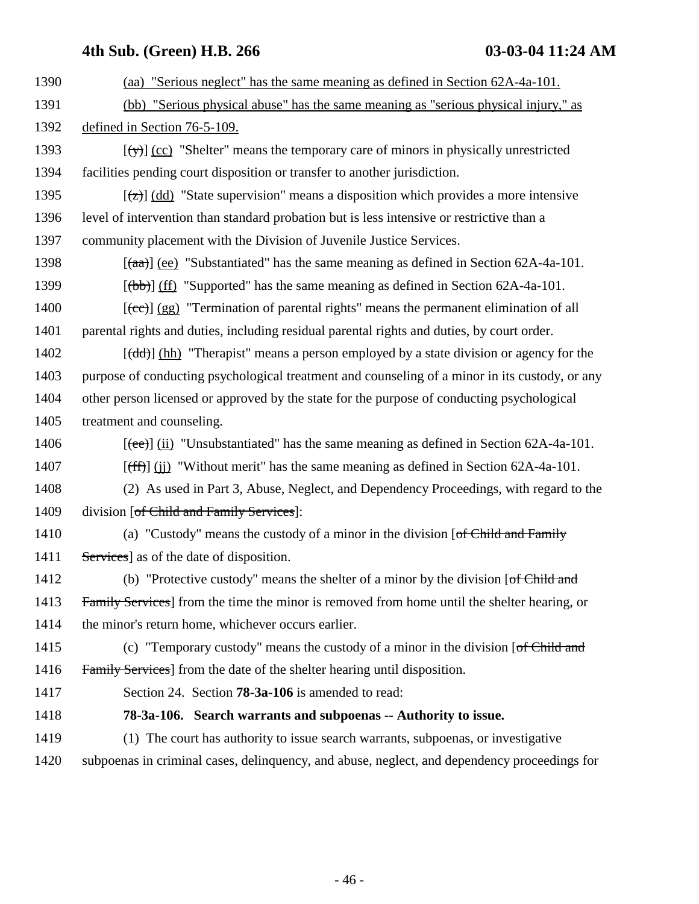1390 (aa) "Serious neglect" has the same meaning as defined in Section 62A-4a-101.

1391 (bb) "Serious physical abuse" has the same meaning as "serious physical injury," as

1392 defined in Section 76-5-109.

1393 [(y)] (cc) "Shelter" means the temporary care of minors in physically unrestricted

1394 facilities pending court disposition or transfer to another jurisdiction.

1395 [(z)] (dd) "State supervision" means a disposition which provides a more intensive

1396 level of intervention than standard probation but is less intensive or restrictive than a

1397 community placement with the Division of Juvenile Justice Services.

1398 [(aa)] (ee) "Substantiated" has the same meaning as defined in Section 62A-4a-101.

1399 [(bb)] (ff) "Supported" has the same meaning as defined in Section 62A-4a-101.

1400 [(cc)] (gg) "Termination of parental rights" means the permanent elimination of all

1401 parental rights and duties, including residual parental rights and duties, by court order.

1402 [(dd)] (hh) "Therapist" means a person employed by a state division or agency for the

1403 purpose of conducting psychological treatment and counseling of a minor in its custody, or any

1404 other person licensed or approved by the state for the purpose of conducting psychological

1405 treatment and counseling.

1406 [(ee)] (ii) "Unsubstantiated" has the same meaning as defined in Section 62A-4a-101.

1407 [(ff)] (jj) "Without merit" has the same meaning as defined in Section 62A-4a-101.

1408 (2) As used in Part 3, Abuse, Neglect, and Dependency Proceedings, with regard to the

1409 division [~~of Child and Family Services~~]:

1410 (a) "Custody" means the custody of a minor in the division [~~of Child and Family~~

1411 ~~Services~~] as of the date of disposition.

1412 (b) "Protective custody" means the shelter of a minor by the division [~~of Child and~~

1413 ~~Family Services~~] from the time the minor is removed from home until the shelter hearing, or

1414 the minor's return home, whichever occurs earlier.

1415 (c) "Temporary custody" means the custody of a minor in the division [~~of Child and~~

1416 ~~Family Services~~] from the date of the shelter hearing until disposition.

1417 Section 24. Section **78-3a-106** is amended to read:

1418 **78-3a-106. Search warrants and subpoenas -- Authority to issue.**

1419 (1) The court has authority to issue search warrants, subpoenas, or investigative

1420 subpoenas in criminal cases, delinquency, and abuse, neglect, and dependency proceedings for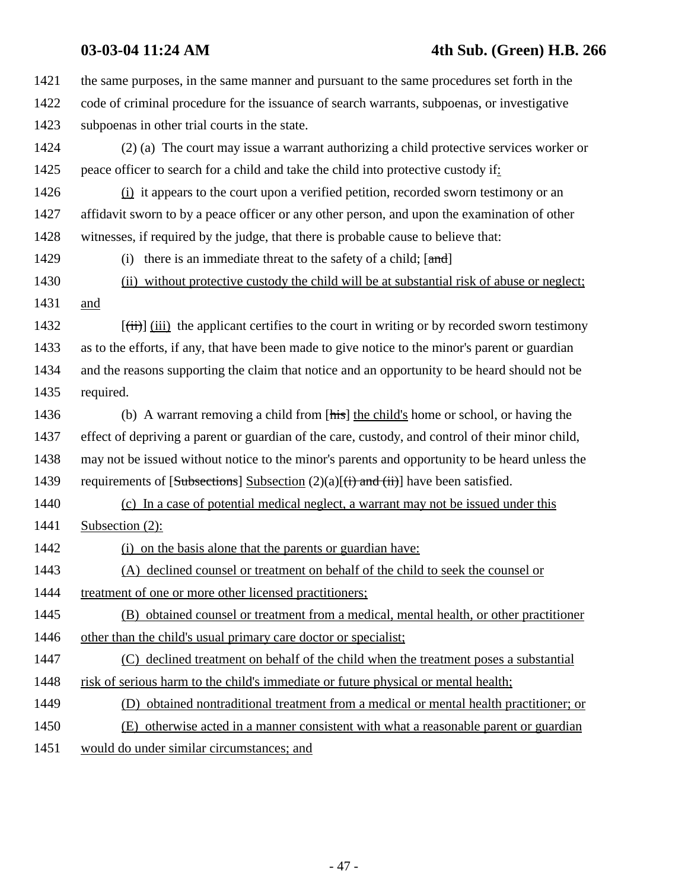1421 the same purposes, in the same manner and pursuant to the same procedures set forth in the
1422 code of criminal procedure for the issuance of search warrants, subpoenas, or investigative
1423 subpoenas in other trial courts in the state.

1424 (2) (a) The court may issue a warrant authorizing a child protective services worker or
1425 peace officer to search for a child and take the child into protective custody if:

1426 (i) it appears to the court upon a verified petition, recorded sworn testimony or an
1427 affidavit sworn to by a peace officer or any other person, and upon the examination of other
1428 witnesses, if required by the judge, that there is probable cause to believe that:

1429 (i) there is an immediate threat to the safety of a child; [and]

1430 (ii) without protective custody the child will be at substantial risk of abuse or neglect;
1431 and

1432 [(ii)] (iii) the applicant certifies to the court in writing or by recorded sworn testimony
1433 as to the efforts, if any, that have been made to give notice to the minor's parent or guardian
1434 and the reasons supporting the claim that notice and an opportunity to be heard should not be
1435 required.

1436 (b) A warrant removing a child from [his] the child's home or school, or having the
1437 effect of depriving a parent or guardian of the care, custody, and control of their minor child,
1438 may not be issued without notice to the minor's parents and opportunity to be heard unless the
1439 requirements of [Subsections] Subsection (2)(a)[(i) and (ii)] have been satisfied.

1440 (c) In a case of potential medical neglect, a warrant may not be issued under this
1441 Subsection (2):

1442 (i) on the basis alone that the parents or guardian have:

1443 (A) declined counsel or treatment on behalf of the child to seek the counsel or
1444 treatment of one or more other licensed practitioners;

1445 (B) obtained counsel or treatment from a medical, mental health, or other practitioner
1446 other than the child's usual primary care doctor or specialist;

1447 (C) declined treatment on behalf of the child when the treatment poses a substantial
1448 risk of serious harm to the child's immediate or future physical or mental health;

1449 (D) obtained nontraditional treatment from a medical or mental health practitioner; or

1450 (E) otherwise acted in a manner consistent with what a reasonable parent or guardian
1451 would do under similar circumstances; and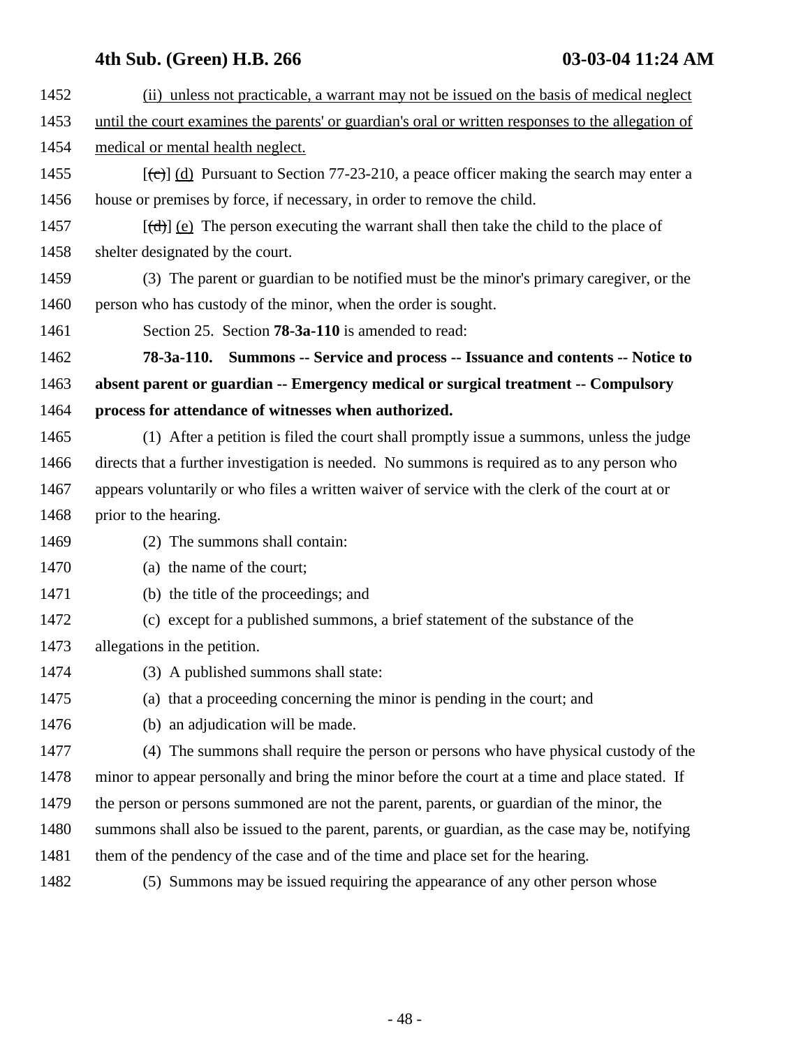1452 (ii) unless not practicable, a warrant may not be issued on the basis of medical neglect
1453 until the court examines the parents' or guardian's oral or written responses to the allegation of
1454 medical or mental health neglect.

1455 [(c)] (d) Pursuant to Section 77-23-210, a peace officer making the search may enter a
1456 house or premises by force, if necessary, in order to remove the child.

1457 [(d)] (e) The person executing the warrant shall then take the child to the place of
1458 shelter designated by the court.

1459 (3) The parent or guardian to be notified must be the minor's primary caregiver, or the
1460 person who has custody of the minor, when the order is sought.

1461 Section 25. Section **78-3a-110** is amended to read:

1462 **78-3a-110. Summons -- Service and process -- Issuance and contents -- Notice to**
1463 **absent parent or guardian -- Emergency medical or surgical treatment -- Compulsory**
1464 **process for attendance of witnesses when authorized.**

1465 (1) After a petition is filed the court shall promptly issue a summons, unless the judge
1466 directs that a further investigation is needed. No summons is required as to any person who
1467 appears voluntarily or who files a written waiver of service with the clerk of the court at or
1468 prior to the hearing.

1469 (2) The summons shall contain:

1470 (a) the name of the court;

1471 (b) the title of the proceedings; and

1472 (c) except for a published summons, a brief statement of the substance of the
1473 allegations in the petition.

1474 (3) A published summons shall state:

1475 (a) that a proceeding concerning the minor is pending in the court; and

1476 (b) an adjudication will be made.

1477 (4) The summons shall require the person or persons who have physical custody of the
1478 minor to appear personally and bring the minor before the court at a time and place stated. If
1479 the person or persons summoned are not the parent, parents, or guardian of the minor, the
1480 summons shall also be issued to the parent, parents, or guardian, as the case may be, notifying
1481 them of the pendency of the case and of the time and place set for the hearing.

1482 (5) Summons may be issued requiring the appearance of any other person whose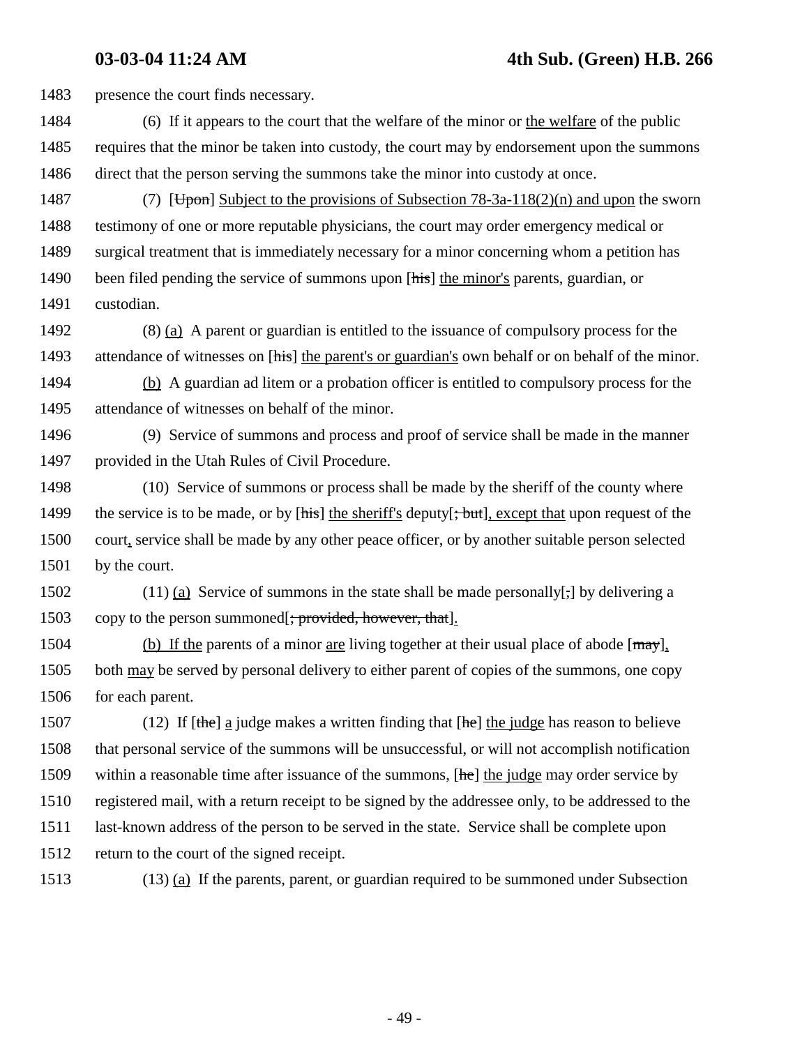1483 presence the court finds necessary.

1484 (6) If it appears to the court that the welfare of the minor or <u>the welfare</u> of the public
1485 requires that the minor be taken into custody, the court may by endorsement upon the summons
1486 direct that the person serving the summons take the minor into custody at once.

1487 (7) [~~Upon~~] <u>Subject to the provisions of Subsection 78-3a-118(2)(n) and upon</u> the sworn
1488 testimony of one or more reputable physicians, the court may order emergency medical or
1489 surgical treatment that is immediately necessary for a minor concerning whom a petition has
1490 been filed pending the service of summons upon [~~his~~] <u>the minor's</u> parents, guardian, or
1491 custodian.

1492 (8) <u>(a)</u> A parent or guardian is entitled to the issuance of compulsory process for the
1493 attendance of witnesses on [~~his~~] <u>the parent's or guardian's</u> own behalf or on behalf of the minor.

1494 <u>(b)</u> A guardian ad litem or a probation officer is entitled to compulsory process for the
1495 attendance of witnesses on behalf of the minor.

1496 (9) Service of summons and process and proof of service shall be made in the manner
1497 provided in the Utah Rules of Civil Procedure.

1498 (10) Service of summons or process shall be made by the sheriff of the county where
1499 the service is to be made, or by [~~his~~] <u>the sheriff's</u> deputy[~~; but~~]<u>, except that</u> upon request of the
1500 court<u>,</u> service shall be made by any other peace officer, or by another suitable person selected
1501 by the court.

1502 (11) <u>(a)</u> Service of summons in the state shall be made personally[~~,~~] by delivering a
1503 copy to the person summoned[~~; provided, however, that~~]<u>.</u>

1504 <u>(b) If the</u> parents of a minor <u>are</u> living together at their usual place of abode [~~may~~]<u>,</u>
1505 both <u>may</u> be served by personal delivery to either parent of copies of the summons, one copy
1506 for each parent.

1507 (12) If [~~the~~] <u>a</u> judge makes a written finding that [~~he~~] <u>the judge</u> has reason to believe
1508 that personal service of the summons will be unsuccessful, or will not accomplish notification
1509 within a reasonable time after issuance of the summons, [~~he~~] <u>the judge</u> may order service by
1510 registered mail, with a return receipt to be signed by the addressee only, to be addressed to the
1511 last-known address of the person to be served in the state. Service shall be complete upon
1512 return to the court of the signed receipt.

1513 (13) <u>(a)</u> If the parents, parent, or guardian required to be summoned under Subsection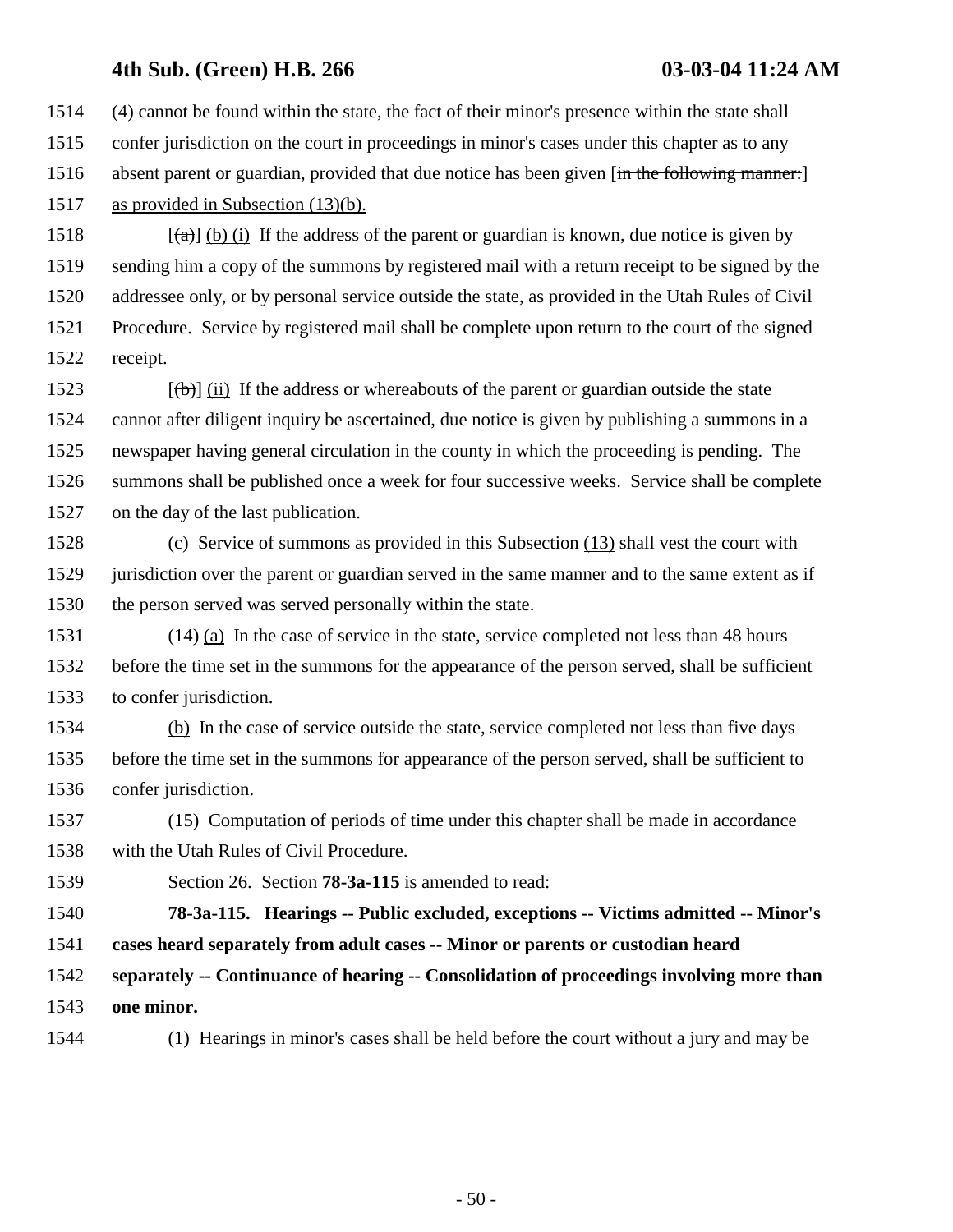1514 (4) cannot be found within the state, the fact of their minor's presence within the state shall

1515 confer jurisdiction on the court in proceedings in minor's cases under this chapter as to any

1516 absent parent or guardian, provided that due notice has been given [~~in the following manner:~~]

1517 as provided in Subsection (13)(b).

1518 [~~(a)~~] (b) (i) If the address of the parent or guardian is known, due notice is given by

1519 sending him a copy of the summons by registered mail with a return receipt to be signed by the

1520 addressee only, or by personal service outside the state, as provided in the Utah Rules of Civil

1521 Procedure. Service by registered mail shall be complete upon return to the court of the signed

1522 receipt.

1523 [~~(b)~~] (ii) If the address or whereabouts of the parent or guardian outside the state

1524 cannot after diligent inquiry be ascertained, due notice is given by publishing a summons in a

1525 newspaper having general circulation in the county in which the proceeding is pending. The

1526 summons shall be published once a week for four successive weeks. Service shall be complete

1527 on the day of the last publication.

1528 (c) Service of summons as provided in this Subsection (13) shall vest the court with

1529 jurisdiction over the parent or guardian served in the same manner and to the same extent as if

1530 the person served was served personally within the state.

1531 (14) (a) In the case of service in the state, service completed not less than 48 hours

1532 before the time set in the summons for the appearance of the person served, shall be sufficient

1533 to confer jurisdiction.

1534 (b) In the case of service outside the state, service completed not less than five days

1535 before the time set in the summons for appearance of the person served, shall be sufficient to

1536 confer jurisdiction.

1537 (15) Computation of periods of time under this chapter shall be made in accordance

1538 with the Utah Rules of Civil Procedure.

1539 Section 26. Section **78-3a-115** is amended to read:

1540 **78-3a-115. Hearings -- Public excluded, exceptions -- Victims admitted -- Minor's**

1541 **cases heard separately from adult cases -- Minor or parents or custodian heard**

1542 **separately -- Continuance of hearing -- Consolidation of proceedings involving more than**

1543 **one minor.**

1544 (1) Hearings in minor's cases shall be held before the court without a jury and may be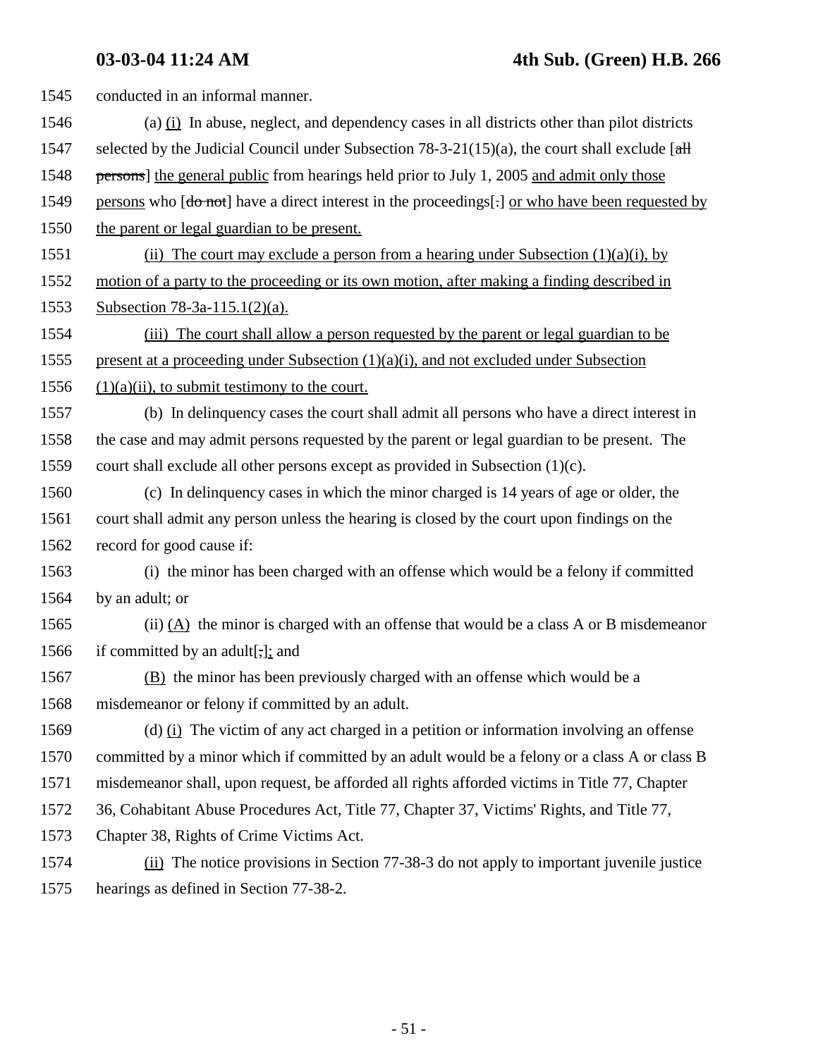1545 conducted in an informal manner.

1546 (a) (i) In abuse, neglect, and dependency cases in all districts other than pilot districts
1547 selected by the Judicial Council under Subsection 78-3-21(15)(a), the court shall exclude [~~all~~
1548 ~~persons~~] the general public from hearings held prior to July 1, 2005 and admit only those
1549 persons who [~~do not~~] have a direct interest in the proceedings[~~.~~] or who have been requested by
1550 the parent or legal guardian to be present.

1551 (ii) The court may exclude a person from a hearing under Subsection (1)(a)(i), by
1552 motion of a party to the proceeding or its own motion, after making a finding described in
1553 Subsection 78-3a-115.1(2)(a).

1554 (iii) The court shall allow a person requested by the parent or legal guardian to be
1555 present at a proceeding under Subsection (1)(a)(i), and not excluded under Subsection
1556 (1)(a)(ii), to submit testimony to the court.

1557 (b) In delinquency cases the court shall admit all persons who have a direct interest in
1558 the case and may admit persons requested by the parent or legal guardian to be present. The
1559 court shall exclude all other persons except as provided in Subsection (1)(c).

1560 (c) In delinquency cases in which the minor charged is 14 years of age or older, the
1561 court shall admit any person unless the hearing is closed by the court upon findings on the
1562 record for good cause if:

1563 (i) the minor has been charged with an offense which would be a felony if committed
1564 by an adult; or

1565 (ii) (A) the minor is charged with an offense that would be a class A or B misdemeanor
1566 if committed by an adult[~~,~~]; and

1567 (B) the minor has been previously charged with an offense which would be a
1568 misdemeanor or felony if committed by an adult.

1569 (d) (i) The victim of any act charged in a petition or information involving an offense
1570 committed by a minor which if committed by an adult would be a felony or a class A or class B
1571 misdemeanor shall, upon request, be afforded all rights afforded victims in Title 77, Chapter
1572 36, Cohabitant Abuse Procedures Act, Title 77, Chapter 37, Victims' Rights, and Title 77,
1573 Chapter 38, Rights of Crime Victims Act.

1574 (ii) The notice provisions in Section 77-38-3 do not apply to important juvenile justice
1575 hearings as defined in Section 77-38-2.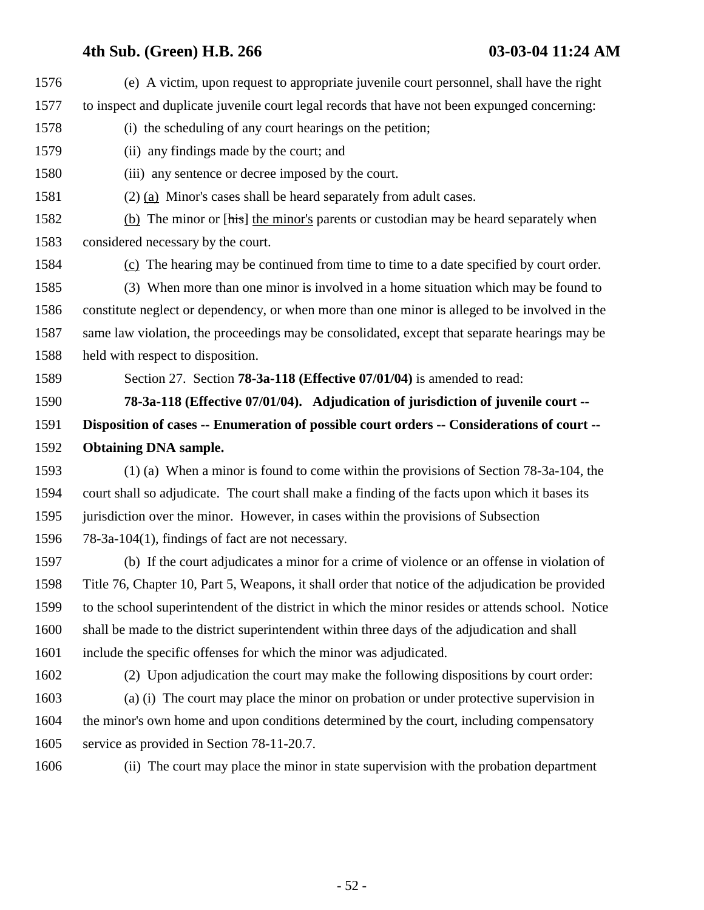1576 (e) A victim, upon request to appropriate juvenile court personnel, shall have the right
1577 to inspect and duplicate juvenile court legal records that have not been expunged concerning:

1578 (i) the scheduling of any court hearings on the petition;

1579 (ii) any findings made by the court; and

1580 (iii) any sentence or decree imposed by the court.

1581 (2) <u>(a)</u> Minor's cases shall be heard separately from adult cases.

1582 <u>(b)</u> The minor or [~~his~~] <u>the minor's</u> parents or custodian may be heard separately when
1583 considered necessary by the court.

1584 <u>(c)</u> The hearing may be continued from time to time to a date specified by court order.

1585 (3) When more than one minor is involved in a home situation which may be found to
1586 constitute neglect or dependency, or when more than one minor is alleged to be involved in the
1587 same law violation, the proceedings may be consolidated, except that separate hearings may be
1588 held with respect to disposition.

1589 Section 27. Section **78-3a-118 (Effective 07/01/04)** is amended to read:

1590 **78-3a-118 (Effective 07/01/04). Adjudication of jurisdiction of juvenile court --**
1591 **Disposition of cases -- Enumeration of possible court orders -- Considerations of court --**
1592 **Obtaining DNA sample.**

1593 (1) (a) When a minor is found to come within the provisions of Section 78-3a-104, the
1594 court shall so adjudicate. The court shall make a finding of the facts upon which it bases its
1595 jurisdiction over the minor. However, in cases within the provisions of Subsection
1596 78-3a-104(1), findings of fact are not necessary.

1597 (b) If the court adjudicates a minor for a crime of violence or an offense in violation of
1598 Title 76, Chapter 10, Part 5, Weapons, it shall order that notice of the adjudication be provided
1599 to the school superintendent of the district in which the minor resides or attends school. Notice
1600 shall be made to the district superintendent within three days of the adjudication and shall
1601 include the specific offenses for which the minor was adjudicated.

1602 (2) Upon adjudication the court may make the following dispositions by court order:

1603 (a) (i) The court may place the minor on probation or under protective supervision in
1604 the minor's own home and upon conditions determined by the court, including compensatory
1605 service as provided in Section 78-11-20.7.

1606 (ii) The court may place the minor in state supervision with the probation department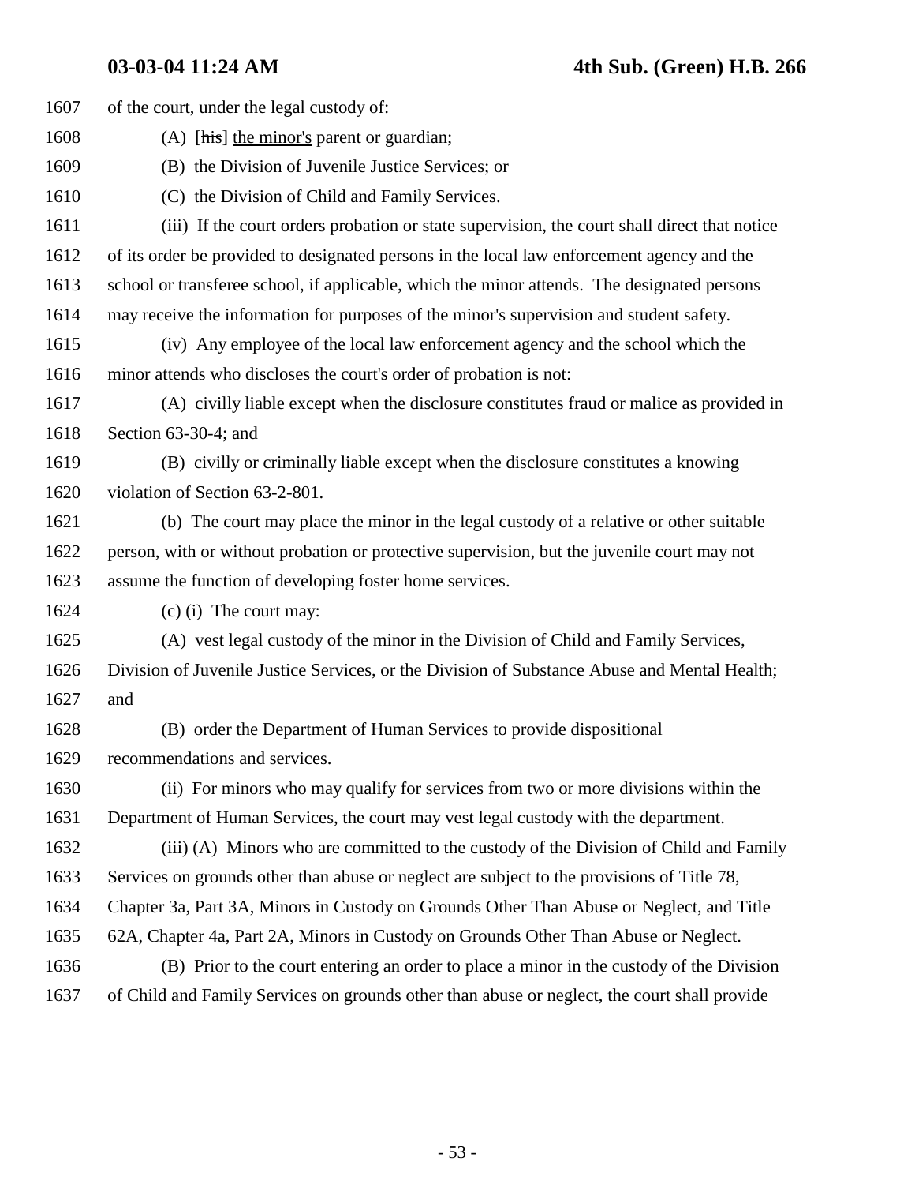1607 of the court, under the legal custody of:

1608 (A) [~~his~~] the minor's parent or guardian;

1609 (B) the Division of Juvenile Justice Services; or

1610 (C) the Division of Child and Family Services.

1611 (iii) If the court orders probation or state supervision, the court shall direct that notice
1612 of its order be provided to designated persons in the local law enforcement agency and the
1613 school or transferee school, if applicable, which the minor attends. The designated persons
1614 may receive the information for purposes of the minor's supervision and student safety.

1615 (iv) Any employee of the local law enforcement agency and the school which the
1616 minor attends who discloses the court's order of probation is not:

1617 (A) civilly liable except when the disclosure constitutes fraud or malice as provided in
1618 Section 63-30-4; and

1619 (B) civilly or criminally liable except when the disclosure constitutes a knowing
1620 violation of Section 63-2-801.

1621 (b) The court may place the minor in the legal custody of a relative or other suitable
1622 person, with or without probation or protective supervision, but the juvenile court may not
1623 assume the function of developing foster home services.

1624 (c) (i) The court may:

1625 (A) vest legal custody of the minor in the Division of Child and Family Services,
1626 Division of Juvenile Justice Services, or the Division of Substance Abuse and Mental Health;
1627 and

1628 (B) order the Department of Human Services to provide dispositional
1629 recommendations and services.

1630 (ii) For minors who may qualify for services from two or more divisions within the
1631 Department of Human Services, the court may vest legal custody with the department.

1632 (iii) (A) Minors who are committed to the custody of the Division of Child and Family
1633 Services on grounds other than abuse or neglect are subject to the provisions of Title 78,
1634 Chapter 3a, Part 3A, Minors in Custody on Grounds Other Than Abuse or Neglect, and Title
1635 62A, Chapter 4a, Part 2A, Minors in Custody on Grounds Other Than Abuse or Neglect.

1636 (B) Prior to the court entering an order to place a minor in the custody of the Division
1637 of Child and Family Services on grounds other than abuse or neglect, the court shall provide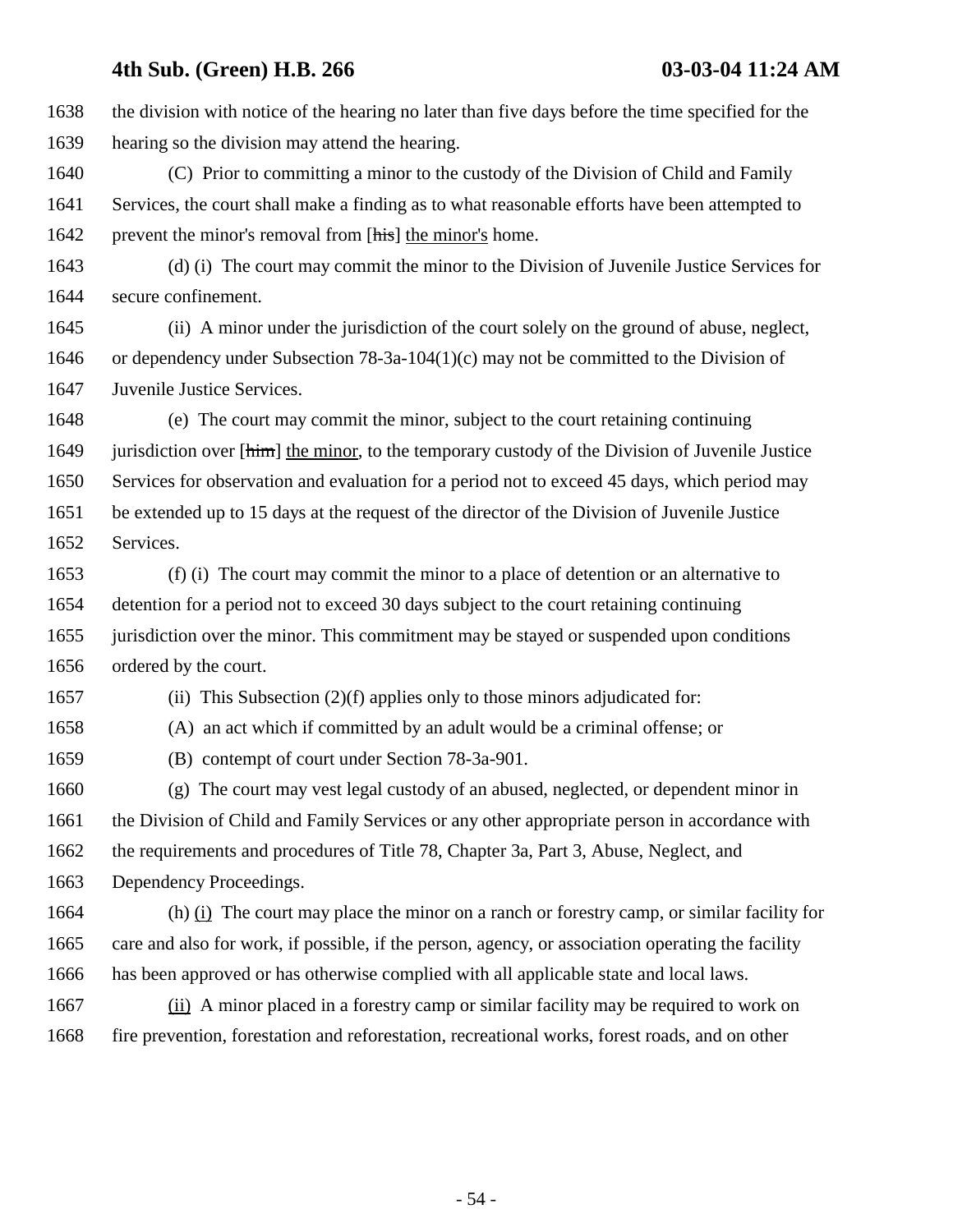1638 the division with notice of the hearing no later than five days before the time specified for the
1639 hearing so the division may attend the hearing.

1640 (C) Prior to committing a minor to the custody of the Division of Child and Family
1641 Services, the court shall make a finding as to what reasonable efforts have been attempted to
1642 prevent the minor's removal from [~~his~~] the minor's home.

1643 (d) (i) The court may commit the minor to the Division of Juvenile Justice Services for
1644 secure confinement.

1645 (ii) A minor under the jurisdiction of the court solely on the ground of abuse, neglect,
1646 or dependency under Subsection 78-3a-104(1)(c) may not be committed to the Division of
1647 Juvenile Justice Services.

1648 (e) The court may commit the minor, subject to the court retaining continuing
1649 jurisdiction over [~~him~~] the minor, to the temporary custody of the Division of Juvenile Justice
1650 Services for observation and evaluation for a period not to exceed 45 days, which period may
1651 be extended up to 15 days at the request of the director of the Division of Juvenile Justice
1652 Services.

1653 (f) (i) The court may commit the minor to a place of detention or an alternative to
1654 detention for a period not to exceed 30 days subject to the court retaining continuing
1655 jurisdiction over the minor. This commitment may be stayed or suspended upon conditions
1656 ordered by the court.

1657 (ii) This Subsection (2)(f) applies only to those minors adjudicated for:

1658 (A) an act which if committed by an adult would be a criminal offense; or

1659 (B) contempt of court under Section 78-3a-901.

1660 (g) The court may vest legal custody of an abused, neglected, or dependent minor in
1661 the Division of Child and Family Services or any other appropriate person in accordance with
1662 the requirements and procedures of Title 78, Chapter 3a, Part 3, Abuse, Neglect, and
1663 Dependency Proceedings.

1664 (h) (i) The court may place the minor on a ranch or forestry camp, or similar facility for
1665 care and also for work, if possible, if the person, agency, or association operating the facility
1666 has been approved or has otherwise complied with all applicable state and local laws.

1667 (ii) A minor placed in a forestry camp or similar facility may be required to work on
1668 fire prevention, forestation and reforestation, recreational works, forest roads, and on other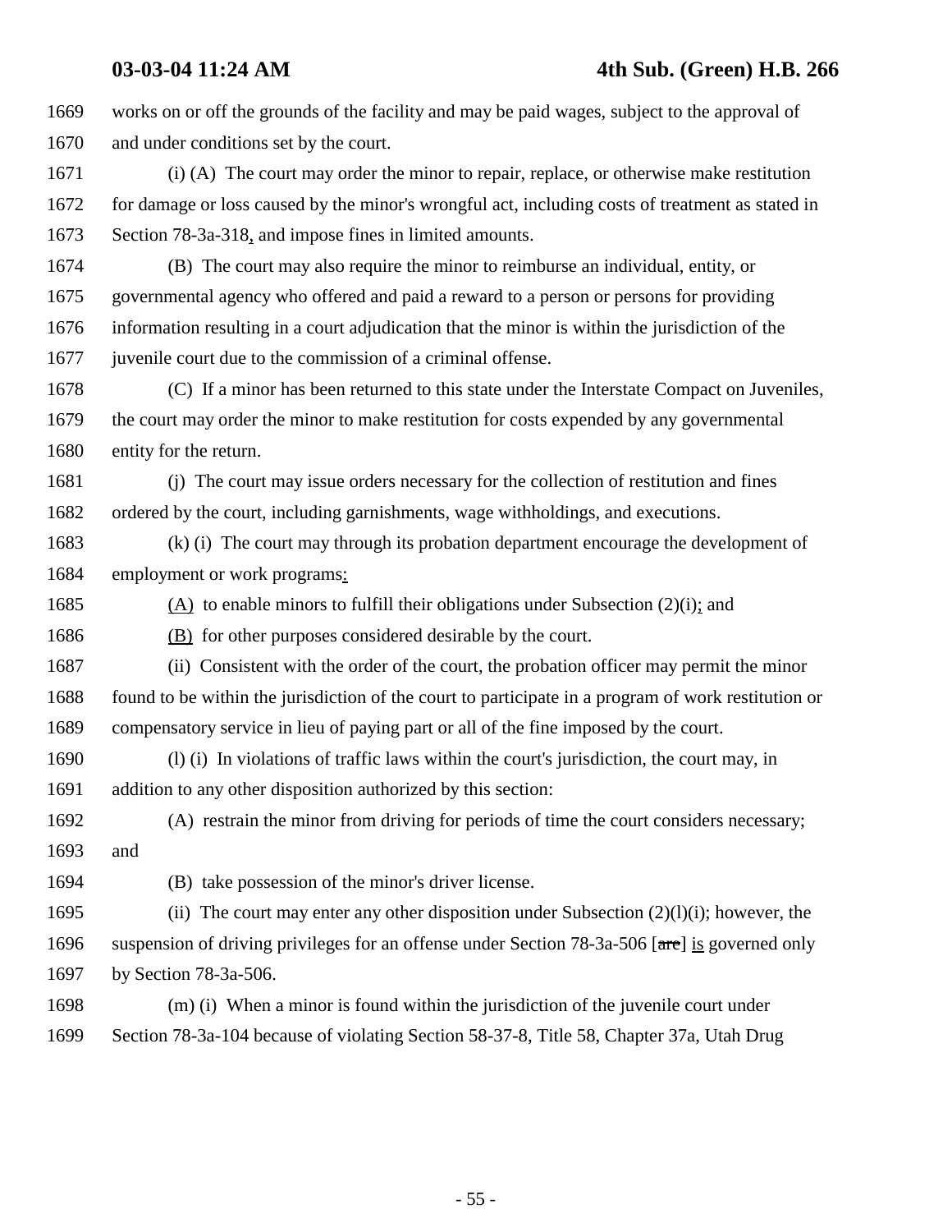1669 works on or off the grounds of the facility and may be paid wages, subject to the approval of
1670 and under conditions set by the court.

1671 (i) (A) The court may order the minor to repair, replace, or otherwise make restitution
1672 for damage or loss caused by the minor's wrongful act, including costs of treatment as stated in
1673 Section 78-3a-318, and impose fines in limited amounts.

1674 (B) The court may also require the minor to reimburse an individual, entity, or
1675 governmental agency who offered and paid a reward to a person or persons for providing
1676 information resulting in a court adjudication that the minor is within the jurisdiction of the
1677 juvenile court due to the commission of a criminal offense.

1678 (C) If a minor has been returned to this state under the Interstate Compact on Juveniles,
1679 the court may order the minor to make restitution for costs expended by any governmental
1680 entity for the return.

1681 (j) The court may issue orders necessary for the collection of restitution and fines
1682 ordered by the court, including garnishments, wage withholdings, and executions.

1683 (k) (i) The court may through its probation department encourage the development of
1684 employment or work programs:

1685 (A) to enable minors to fulfill their obligations under Subsection (2)(i); and

1686 (B) for other purposes considered desirable by the court.

1687 (ii) Consistent with the order of the court, the probation officer may permit the minor
1688 found to be within the jurisdiction of the court to participate in a program of work restitution or
1689 compensatory service in lieu of paying part or all of the fine imposed by the court.

1690 (l) (i) In violations of traffic laws within the court's jurisdiction, the court may, in
1691 addition to any other disposition authorized by this section:

1692 (A) restrain the minor from driving for periods of time the court considers necessary;
1693 and

1694 (B) take possession of the minor's driver license.

1695 (ii) The court may enter any other disposition under Subsection (2)(l)(i); however, the
1696 suspension of driving privileges for an offense under Section 78-3a-506 [~~are~~] is governed only
1697 by Section 78-3a-506.

1698 (m) (i) When a minor is found within the jurisdiction of the juvenile court under
1699 Section 78-3a-104 because of violating Section 58-37-8, Title 58, Chapter 37a, Utah Drug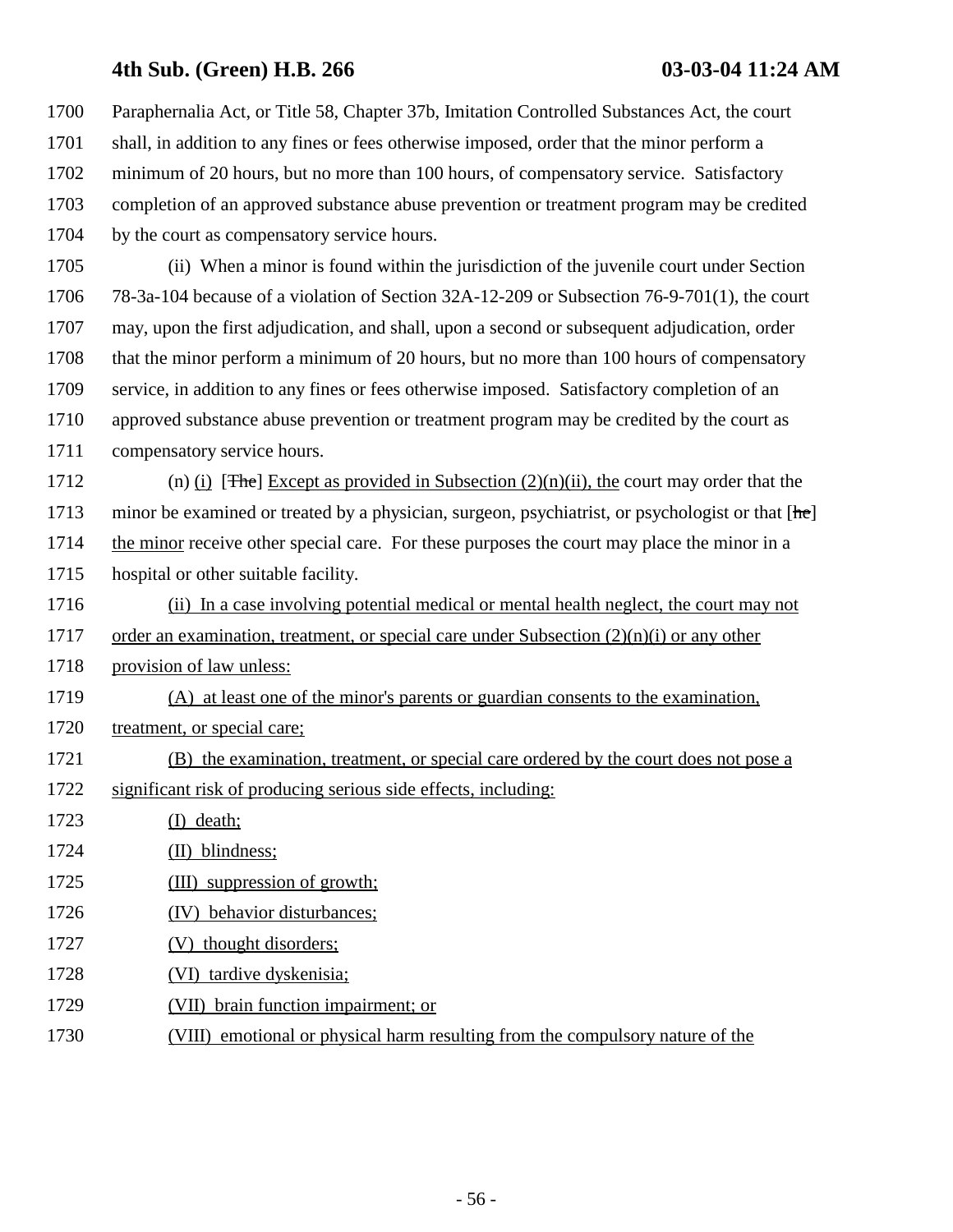Paraphernalia Act, or Title 58, Chapter 37b, Imitation Controlled Substances Act, the court shall, in addition to any fines or fees otherwise imposed, order that the minor perform a minimum of 20 hours, but no more than 100 hours, of compensatory service. Satisfactory completion of an approved substance abuse prevention or treatment program may be credited by the court as compensatory service hours.

(ii) When a minor is found within the jurisdiction of the juvenile court under Section 78-3a-104 because of a violation of Section 32A-12-209 or Subsection 76-9-701(1), the court may, upon the first adjudication, and shall, upon a second or subsequent adjudication, order that the minor perform a minimum of 20 hours, but no more than 100 hours of compensatory service, in addition to any fines or fees otherwise imposed. Satisfactory completion of an approved substance abuse prevention or treatment program may be credited by the court as compensatory service hours.

(n) (i) [~~The~~] Except as provided in Subsection (2)(n)(ii), the court may order that the minor be examined or treated by a physician, surgeon, psychiatrist, or psychologist or that [~~he~~] the minor receive other special care. For these purposes the court may place the minor in a hospital or other suitable facility.

(ii) In a case involving potential medical or mental health neglect, the court may not order an examination, treatment, or special care under Subsection (2)(n)(i) or any other provision of law unless:

(A) at least one of the minor's parents or guardian consents to the examination, treatment, or special care;

(B) the examination, treatment, or special care ordered by the court does not pose a significant risk of producing serious side effects, including:

(I) death;

(II) blindness;

(III) suppression of growth;

(IV) behavior disturbances;

(V) thought disorders;

(VI) tardive dyskenisia;

(VII) brain function impairment; or

(VIII) emotional or physical harm resulting from the compulsory nature of the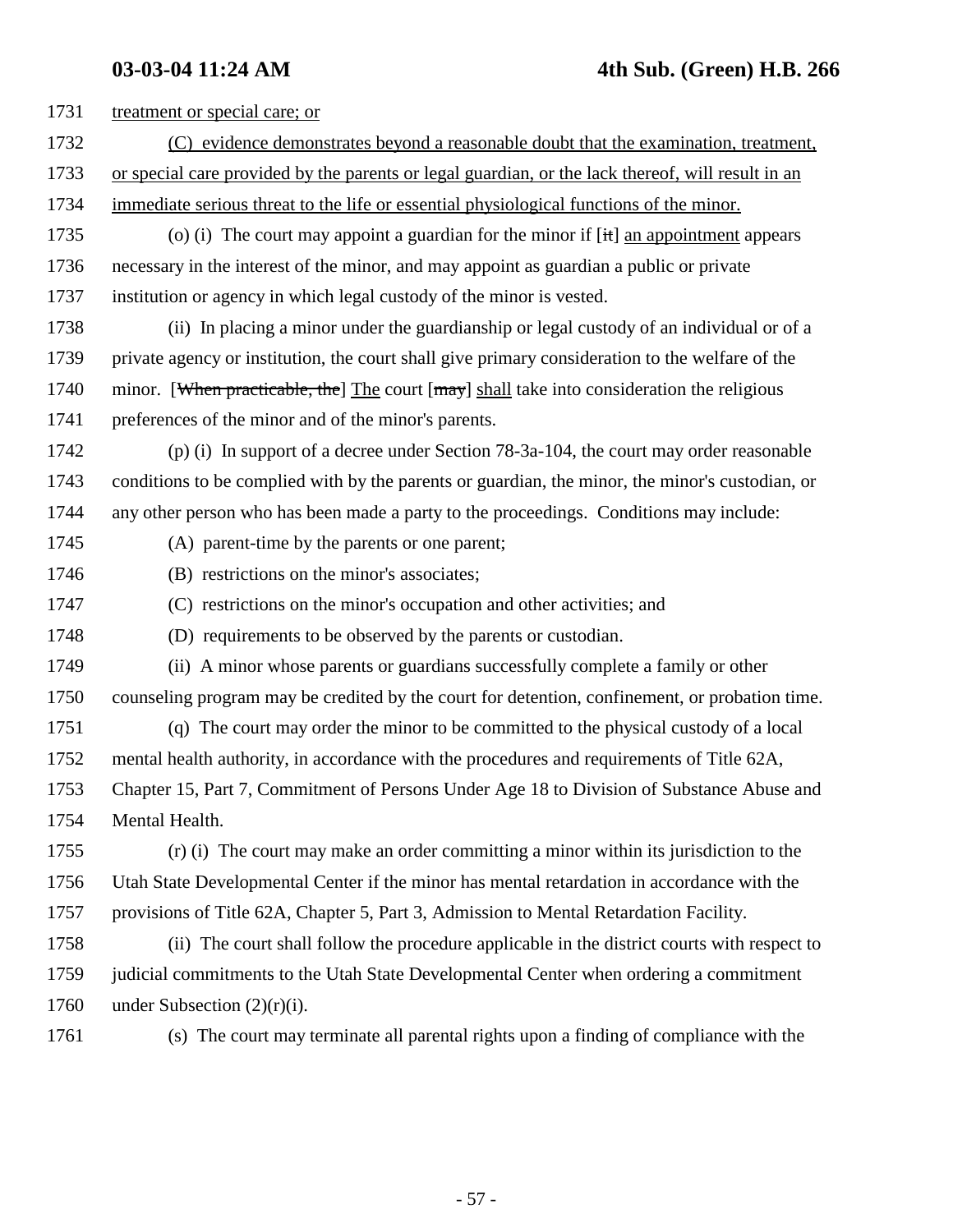1731 treatment or special care; or

1732 (C) evidence demonstrates beyond a reasonable doubt that the examination, treatment,

1733 or special care provided by the parents or legal guardian, or the lack thereof, will result in an

1734 immediate serious threat to the life or essential physiological functions of the minor.

1735 (o) (i) The court may appoint a guardian for the minor if [~~it~~] an appointment appears

1736 necessary in the interest of the minor, and may appoint as guardian a public or private

1737 institution or agency in which legal custody of the minor is vested.

1738 (ii) In placing a minor under the guardianship or legal custody of an individual or of a

1739 private agency or institution, the court shall give primary consideration to the welfare of the

1740 minor. [~~When practicable, the~~] The court [~~may~~] shall take into consideration the religious

1741 preferences of the minor and of the minor's parents.

1742 (p) (i) In support of a decree under Section 78-3a-104, the court may order reasonable

1743 conditions to be complied with by the parents or guardian, the minor, the minor's custodian, or

1744 any other person who has been made a party to the proceedings. Conditions may include:

1745 (A) parent-time by the parents or one parent;

1746 (B) restrictions on the minor's associates;

1747 (C) restrictions on the minor's occupation and other activities; and

1748 (D) requirements to be observed by the parents or custodian.

1749 (ii) A minor whose parents or guardians successfully complete a family or other

1750 counseling program may be credited by the court for detention, confinement, or probation time.

1751 (q) The court may order the minor to be committed to the physical custody of a local

1752 mental health authority, in accordance with the procedures and requirements of Title 62A,

1753 Chapter 15, Part 7, Commitment of Persons Under Age 18 to Division of Substance Abuse and

1754 Mental Health.

1755 (r) (i) The court may make an order committing a minor within its jurisdiction to the

1756 Utah State Developmental Center if the minor has mental retardation in accordance with the

1757 provisions of Title 62A, Chapter 5, Part 3, Admission to Mental Retardation Facility.

1758 (ii) The court shall follow the procedure applicable in the district courts with respect to

1759 judicial commitments to the Utah State Developmental Center when ordering a commitment

1760 under Subsection (2)(r)(i).

1761 (s) The court may terminate all parental rights upon a finding of compliance with the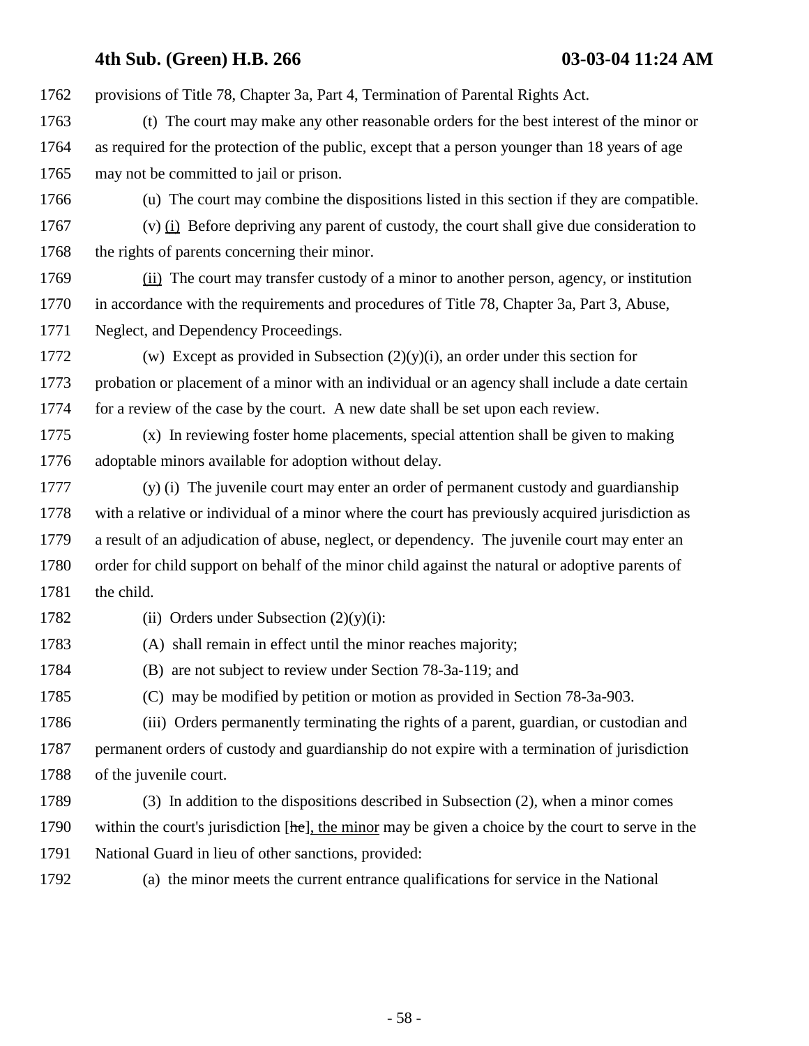provisions of Title 78, Chapter 3a, Part 4, Termination of Parental Rights Act.

(t) The court may make any other reasonable orders for the best interest of the minor or as required for the protection of the public, except that a person younger than 18 years of age may not be committed to jail or prison.

(u) The court may combine the dispositions listed in this section if they are compatible.

(v) (i) Before depriving any parent of custody, the court shall give due consideration to the rights of parents concerning their minor.

(ii) The court may transfer custody of a minor to another person, agency, or institution in accordance with the requirements and procedures of Title 78, Chapter 3a, Part 3, Abuse, Neglect, and Dependency Proceedings.

(w) Except as provided in Subsection (2)(y)(i), an order under this section for probation or placement of a minor with an individual or an agency shall include a date certain for a review of the case by the court. A new date shall be set upon each review.

(x) In reviewing foster home placements, special attention shall be given to making adoptable minors available for adoption without delay.

(y) (i) The juvenile court may enter an order of permanent custody and guardianship with a relative or individual of a minor where the court has previously acquired jurisdiction as a result of an adjudication of abuse, neglect, or dependency. The juvenile court may enter an order for child support on behalf of the minor child against the natural or adoptive parents of the child.

(ii) Orders under Subsection (2)(y)(i):

(A) shall remain in effect until the minor reaches majority;

(B) are not subject to review under Section 78-3a-119; and

(C) may be modified by petition or motion as provided in Section 78-3a-903.

(iii) Orders permanently terminating the rights of a parent, guardian, or custodian and permanent orders of custody and guardianship do not expire with a termination of jurisdiction of the juvenile court.

(3) In addition to the dispositions described in Subsection (2), when a minor comes within the court's jurisdiction [~~he~~], the minor may be given a choice by the court to serve in the National Guard in lieu of other sanctions, provided:

(a) the minor meets the current entrance qualifications for service in the National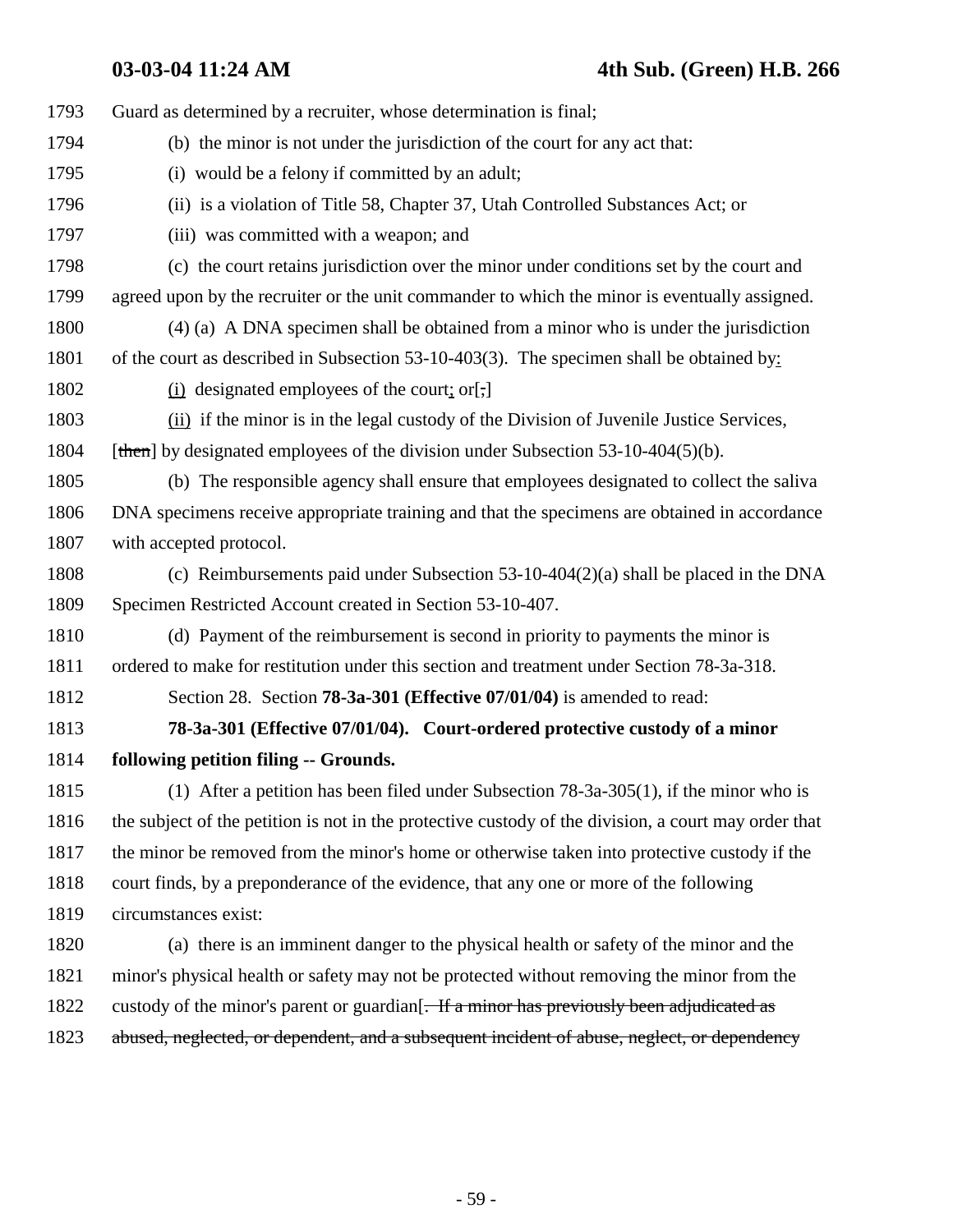1793 Guard as determined by a recruiter, whose determination is final;

1794 (b) the minor is not under the jurisdiction of the court for any act that:

1795 (i) would be a felony if committed by an adult;

1796 (ii) is a violation of Title 58, Chapter 37, Utah Controlled Substances Act; or

1797 (iii) was committed with a weapon; and

1798 (c) the court retains jurisdiction over the minor under conditions set by the court and

1799 agreed upon by the recruiter or the unit commander to which the minor is eventually assigned.

1800 (4) (a) A DNA specimen shall be obtained from a minor who is under the jurisdiction

1801 of the court as described in Subsection 53-10-403(3). The specimen shall be obtained by:

1802 (i) designated employees of the court; or[,]

1803 (ii) if the minor is in the legal custody of the Division of Juvenile Justice Services,

1804 [~~then~~] by designated employees of the division under Subsection 53-10-404(5)(b).

1805 (b) The responsible agency shall ensure that employees designated to collect the saliva

1806 DNA specimens receive appropriate training and that the specimens are obtained in accordance

1807 with accepted protocol.

1808 (c) Reimbursements paid under Subsection 53-10-404(2)(a) shall be placed in the DNA

1809 Specimen Restricted Account created in Section 53-10-407.

1810 (d) Payment of the reimbursement is second in priority to payments the minor is

1811 ordered to make for restitution under this section and treatment under Section 78-3a-318.

1812 Section 28. Section **78-3a-301 (Effective 07/01/04)** is amended to read:

1813 **78-3a-301 (Effective 07/01/04). Court-ordered protective custody of a minor**

1814 **following petition filing -- Grounds.**

1815 (1) After a petition has been filed under Subsection 78-3a-305(1), if the minor who is

1816 the subject of the petition is not in the protective custody of the division, a court may order that

1817 the minor be removed from the minor's home or otherwise taken into protective custody if the

1818 court finds, by a preponderance of the evidence, that any one or more of the following

1819 circumstances exist:

1820 (a) there is an imminent danger to the physical health or safety of the minor and the

1821 minor's physical health or safety may not be protected without removing the minor from the

1822 custody of the minor's parent or guardian[~~. If a minor has previously been adjudicated as~~

1823 ~~abused, neglected, or dependent, and a subsequent incident of abuse, neglect, or dependency~~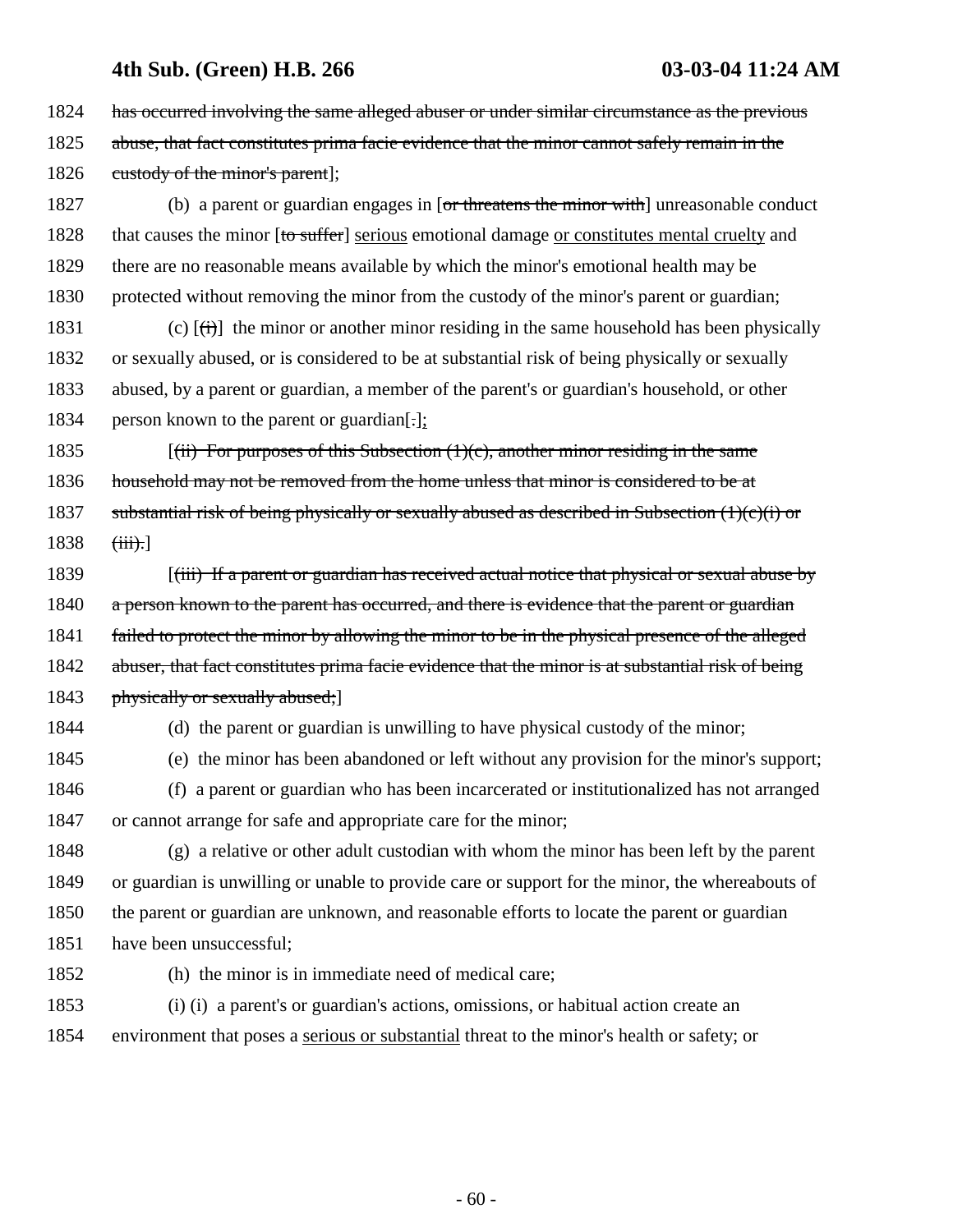1824 ~~has occurred involving the same alleged abuser or under similar circumstance as the previous~~
1825 ~~abuse, that fact constitutes prima facie evidence that the minor cannot safely remain in the~~
1826 ~~custody of the minor's parent~~];

1827 (b) a parent or guardian engages in [~~or threatens the minor with~~] unreasonable conduct
1828 that causes the minor [~~to suffer~~] <u>serious</u> emotional damage <u>or constitutes mental cruelty</u> and
1829 there are no reasonable means available by which the minor's emotional health may be
1830 protected without removing the minor from the custody of the minor's parent or guardian;

1831 (c) [~~(i)~~] the minor or another minor residing in the same household has been physically
1832 or sexually abused, or is considered to be at substantial risk of being physically or sexually
1833 abused, by a parent or guardian, a member of the parent's or guardian's household, or other
1834 person known to the parent or guardian[~~.~~]<u>;</u>

1835 [~~(ii) For purposes of this Subsection (1)(c), another minor residing in the same~~
1836 ~~household may not be removed from the home unless that minor is considered to be at~~
1837 ~~substantial risk of being physically or sexually abused as described in Subsection (1)(c)(i) or~~
1838 ~~(iii).~~]

1839 [~~(iii) If a parent or guardian has received actual notice that physical or sexual abuse by~~
1840 ~~a person known to the parent has occurred, and there is evidence that the parent or guardian~~
1841 ~~failed to protect the minor by allowing the minor to be in the physical presence of the alleged~~
1842 ~~abuser, that fact constitutes prima facie evidence that the minor is at substantial risk of being~~
1843 ~~physically or sexually abused;~~]

1844 (d) the parent or guardian is unwilling to have physical custody of the minor;

1845 (e) the minor has been abandoned or left without any provision for the minor's support;

1846 (f) a parent or guardian who has been incarcerated or institutionalized has not arranged
1847 or cannot arrange for safe and appropriate care for the minor;

1848 (g) a relative or other adult custodian with whom the minor has been left by the parent
1849 or guardian is unwilling or unable to provide care or support for the minor, the whereabouts of
1850 the parent or guardian are unknown, and reasonable efforts to locate the parent or guardian
1851 have been unsuccessful;

1852 (h) the minor is in immediate need of medical care;

1853 (i) (i) a parent's or guardian's actions, omissions, or habitual action create an
1854 environment that poses a <u>serious or substantial</u> threat to the minor's health or safety; or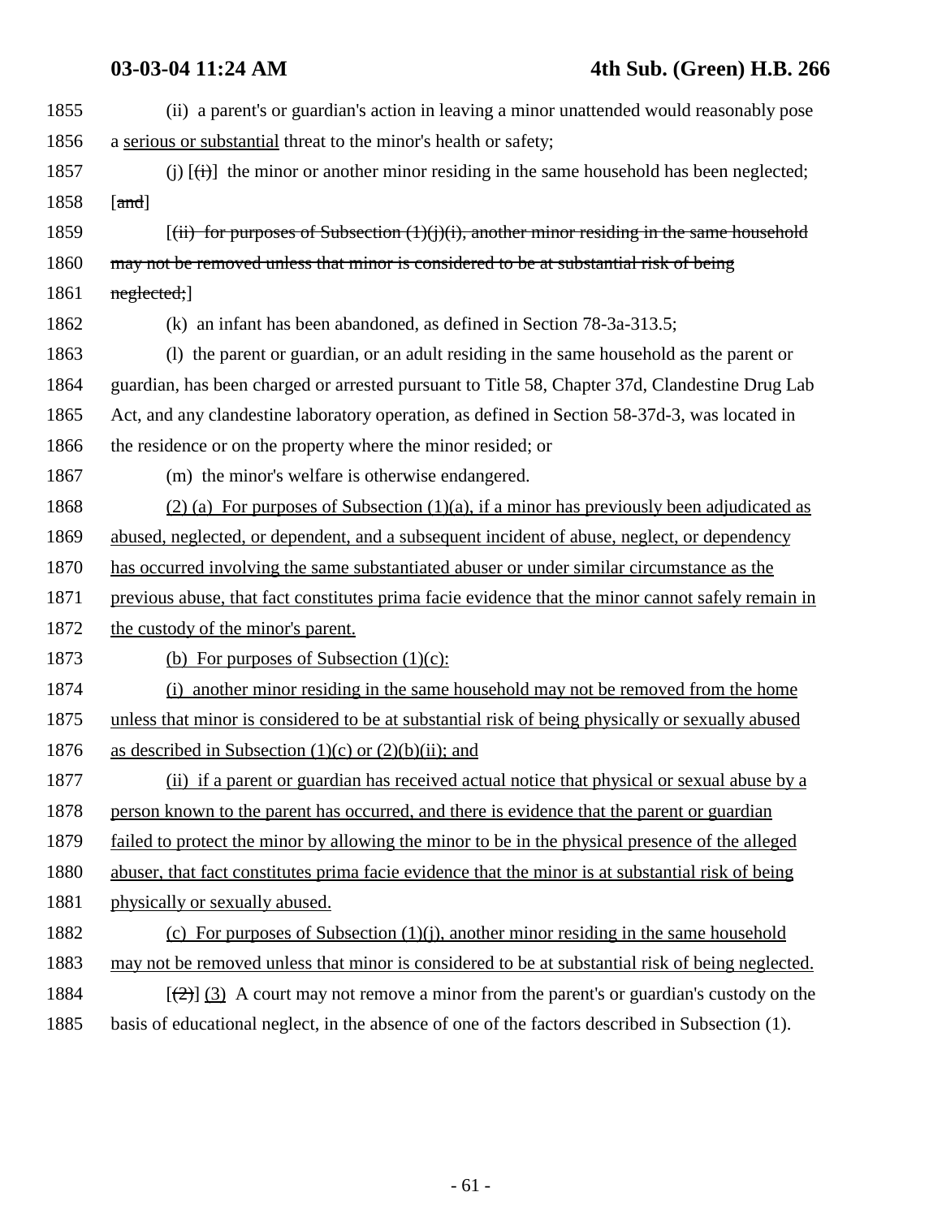(ii) a parent's or guardian's action in leaving a minor unattended would reasonably pose a <u>serious or substantial</u> threat to the minor's health or safety;

(j) [~~(i)~~] the minor or another minor residing in the same household has been neglected; [~~and~~]

[~~(ii) for purposes of Subsection (1)(j)(i), another minor residing in the same household may not be removed unless that minor is considered to be at substantial risk of being neglected;~~]

(k) an infant has been abandoned, as defined in Section 78-3a-313.5;

(l) the parent or guardian, or an adult residing in the same household as the parent or guardian, has been charged or arrested pursuant to Title 58, Chapter 37d, Clandestine Drug Lab Act, and any clandestine laboratory operation, as defined in Section 58-37d-3, was located in the residence or on the property where the minor resided; or

(m) the minor's welfare is otherwise endangered.

<u>(2) (a) For purposes of Subsection (1)(a), if a minor has previously been adjudicated as abused, neglected, or dependent, and a subsequent incident of abuse, neglect, or dependency has occurred involving the same substantiated abuser or under similar circumstance as the previous abuse, that fact constitutes prima facie evidence that the minor cannot safely remain in the custody of the minor's parent.</u>

<u>(b) For purposes of Subsection (1)(c):</u>

<u>(i) another minor residing in the same household may not be removed from the home unless that minor is considered to be at substantial risk of being physically or sexually abused as described in Subsection (1)(c) or (2)(b)(ii); and</u>

<u>(ii) if a parent or guardian has received actual notice that physical or sexual abuse by a person known to the parent has occurred, and there is evidence that the parent or guardian failed to protect the minor by allowing the minor to be in the physical presence of the alleged abuser, that fact constitutes prima facie evidence that the minor is at substantial risk of being physically or sexually abused.</u>

<u>(c) For purposes of Subsection (1)(j), another minor residing in the same household may not be removed unless that minor is considered to be at substantial risk of being neglected.</u>

[~~(2)~~] <u>(3)</u> A court may not remove a minor from the parent's or guardian's custody on the basis of educational neglect, in the absence of one of the factors described in Subsection (1).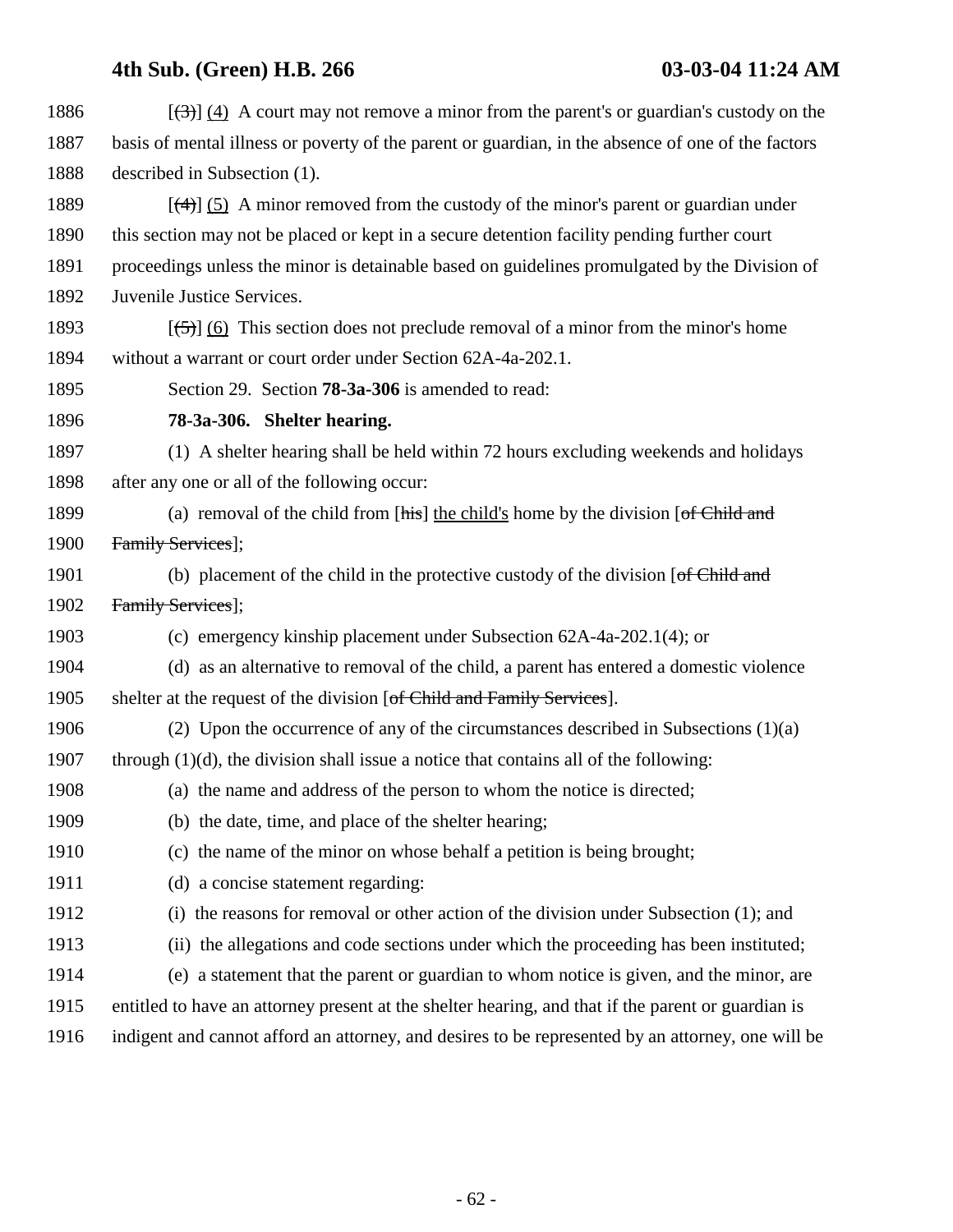1886 [~~(3)~~] (4) A court may not remove a minor from the parent's or guardian's custody on the
1887 basis of mental illness or poverty of the parent or guardian, in the absence of one of the factors
1888 described in Subsection (1).

1889 [~~(4)~~] (5) A minor removed from the custody of the minor's parent or guardian under
1890 this section may not be placed or kept in a secure detention facility pending further court
1891 proceedings unless the minor is detainable based on guidelines promulgated by the Division of
1892 Juvenile Justice Services.

1893 [~~(5)~~] (6) This section does not preclude removal of a minor from the minor's home
1894 without a warrant or court order under Section 62A-4a-202.1.

1895 Section 29. Section **78-3a-306** is amended to read:

1896 **78-3a-306. Shelter hearing.**

1897 (1) A shelter hearing shall be held within 72 hours excluding weekends and holidays
1898 after any one or all of the following occur:

1899 (a) removal of the child from [~~his~~] the child's home by the division [~~of Child and~~
1900 ~~Family Services~~];

1901 (b) placement of the child in the protective custody of the division [~~of Child and~~
1902 ~~Family Services~~];

1903 (c) emergency kinship placement under Subsection 62A-4a-202.1(4); or

1904 (d) as an alternative to removal of the child, a parent has entered a domestic violence
1905 shelter at the request of the division [~~of Child and Family Services~~].

1906 (2) Upon the occurrence of any of the circumstances described in Subsections (1)(a)
1907 through (1)(d), the division shall issue a notice that contains all of the following:

1908 (a) the name and address of the person to whom the notice is directed;

1909 (b) the date, time, and place of the shelter hearing;

1910 (c) the name of the minor on whose behalf a petition is being brought;

1911 (d) a concise statement regarding:

1912 (i) the reasons for removal or other action of the division under Subsection (1); and

1913 (ii) the allegations and code sections under which the proceeding has been instituted;

1914 (e) a statement that the parent or guardian to whom notice is given, and the minor, are
1915 entitled to have an attorney present at the shelter hearing, and that if the parent or guardian is
1916 indigent and cannot afford an attorney, and desires to be represented by an attorney, one will be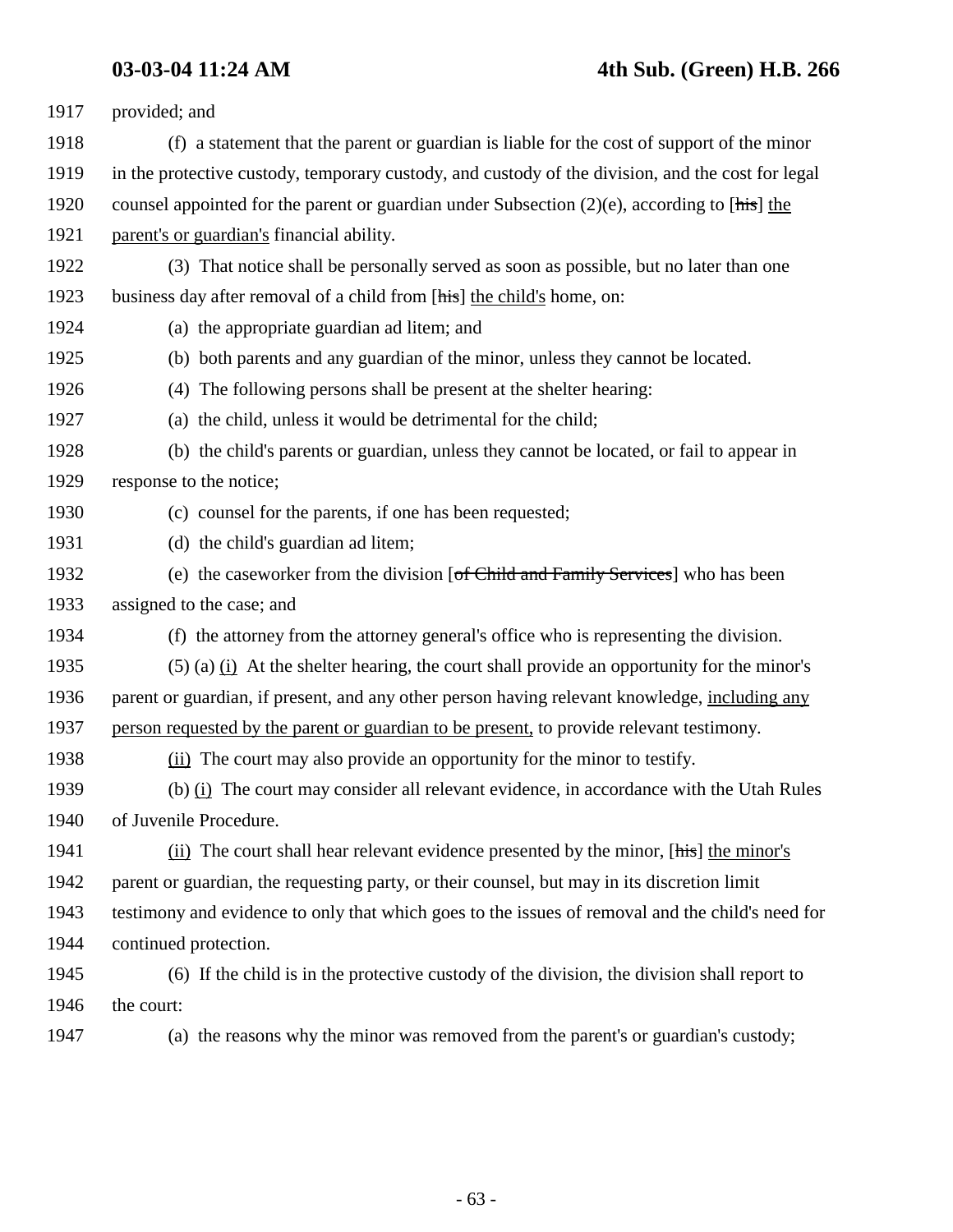provided; and

(f) a statement that the parent or guardian is liable for the cost of support of the minor in the protective custody, temporary custody, and custody of the division, and the cost for legal counsel appointed for the parent or guardian under Subsection (2)(e), according to [~~his~~] <u>the parent's or guardian's</u> financial ability.

(3) That notice shall be personally served as soon as possible, but no later than one business day after removal of a child from [~~his~~] <u>the child's</u> home, on:

(a) the appropriate guardian ad litem; and

(b) both parents and any guardian of the minor, unless they cannot be located.

(4) The following persons shall be present at the shelter hearing:

(a) the child, unless it would be detrimental for the child;

(b) the child's parents or guardian, unless they cannot be located, or fail to appear in response to the notice;

(c) counsel for the parents, if one has been requested;

(d) the child's guardian ad litem;

(e) the caseworker from the division [~~of Child and Family Services~~] who has been assigned to the case; and

(f) the attorney from the attorney general's office who is representing the division.

(5) (a) <u>(i)</u> At the shelter hearing, the court shall provide an opportunity for the minor's parent or guardian, if present, and any other person having relevant knowledge, <u>including any person requested by the parent or guardian to be present,</u> to provide relevant testimony.

<u>(ii)</u> The court may also provide an opportunity for the minor to testify.

(b) <u>(i)</u> The court may consider all relevant evidence, in accordance with the Utah Rules of Juvenile Procedure.

<u>(ii)</u> The court shall hear relevant evidence presented by the minor, [~~his~~] <u>the minor's</u> parent or guardian, the requesting party, or their counsel, but may in its discretion limit testimony and evidence to only that which goes to the issues of removal and the child's need for continued protection.

(6) If the child is in the protective custody of the division, the division shall report to the court:

(a) the reasons why the minor was removed from the parent's or guardian's custody;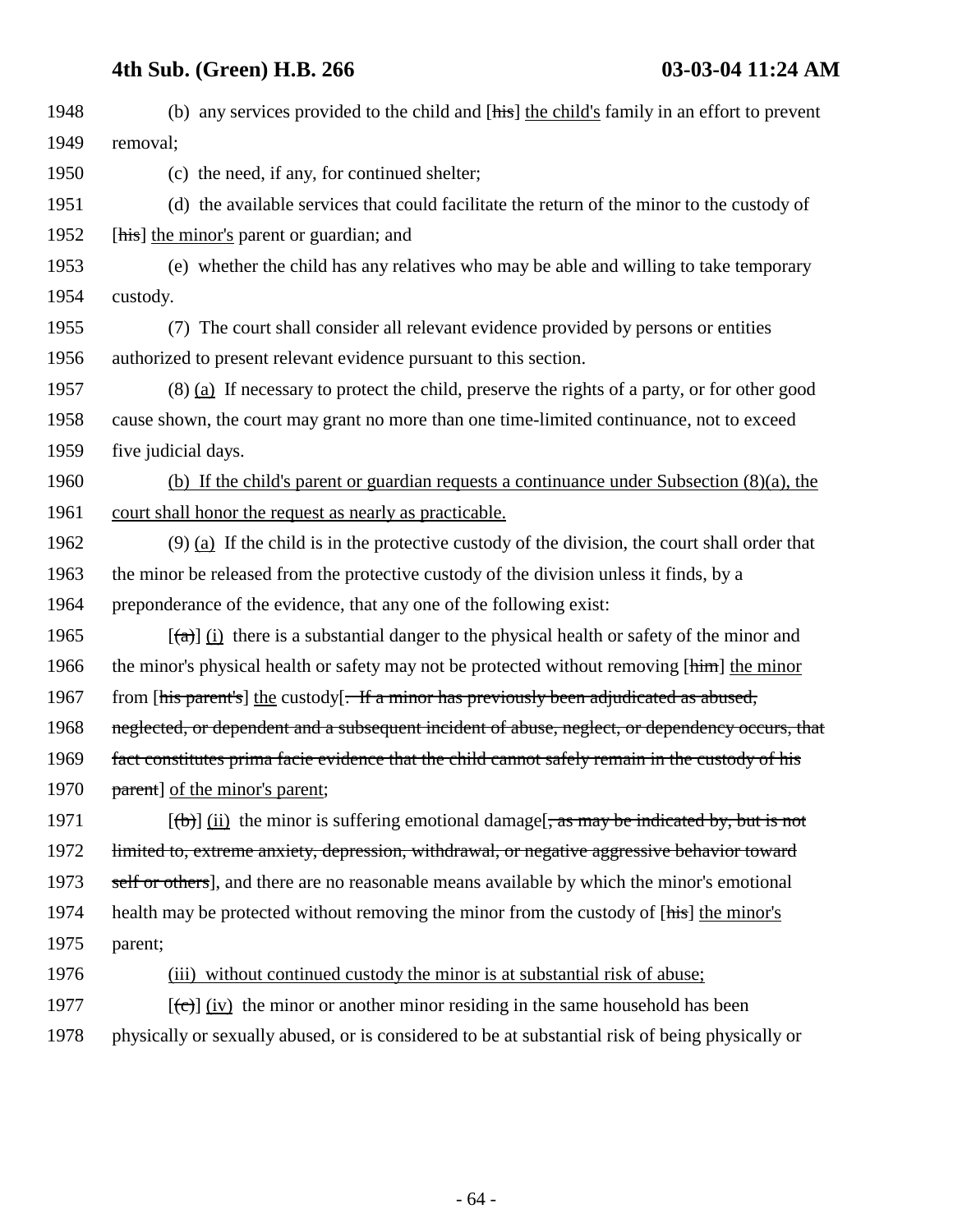1948 (b) any services provided to the child and [~~his~~] <u>the child's</u> family in an effort to prevent
1949 removal;
1950 (c) the need, if any, for continued shelter;
1951 (d) the available services that could facilitate the return of the minor to the custody of
1952 [~~his~~] <u>the minor's</u> parent or guardian; and
1953 (e) whether the child has any relatives who may be able and willing to take temporary
1954 custody.
1955 (7) The court shall consider all relevant evidence provided by persons or entities
1956 authorized to present relevant evidence pursuant to this section.
1957 (8) <u>(a)</u> If necessary to protect the child, preserve the rights of a party, or for other good
1958 cause shown, the court may grant no more than one time-limited continuance, not to exceed
1959 five judicial days.
1960 <u>(b) If the child's parent or guardian requests a continuance under Subsection (8)(a), the</u>
1961 <u>court shall honor the request as nearly as practicable.</u>
1962 (9) <u>(a)</u> If the child is in the protective custody of the division, the court shall order that
1963 the minor be released from the protective custody of the division unless it finds, by a
1964 preponderance of the evidence, that any one of the following exist:
1965 [~~(a)~~] <u>(i)</u> there is a substantial danger to the physical health or safety of the minor and
1966 the minor's physical health or safety may not be protected without removing [~~him~~] <u>the minor</u>
1967 from [~~his parent's~~] <u>the</u> custody[~~. If a minor has previously been adjudicated as abused,~~
1968 ~~neglected, or dependent and a subsequent incident of abuse, neglect, or dependency occurs, that~~
1969 ~~fact constitutes prima facie evidence that the child cannot safely remain in the custody of his~~
1970 ~~parent~~] <u>of the minor's parent</u>;
1971 [~~(b)~~] <u>(ii)</u> the minor is suffering emotional damage[~~, as may be indicated by, but is not~~
1972 ~~limited to, extreme anxiety, depression, withdrawal, or negative aggressive behavior toward~~
1973 ~~self or others~~], and there are no reasonable means available by which the minor's emotional
1974 health may be protected without removing the minor from the custody of [~~his~~] <u>the minor's</u>
1975 parent;
1976 <u>(iii) without continued custody the minor is at substantial risk of abuse;</u>
1977 [~~(c)~~] <u>(iv)</u> the minor or another minor residing in the same household has been
1978 physically or sexually abused, or is considered to be at substantial risk of being physically or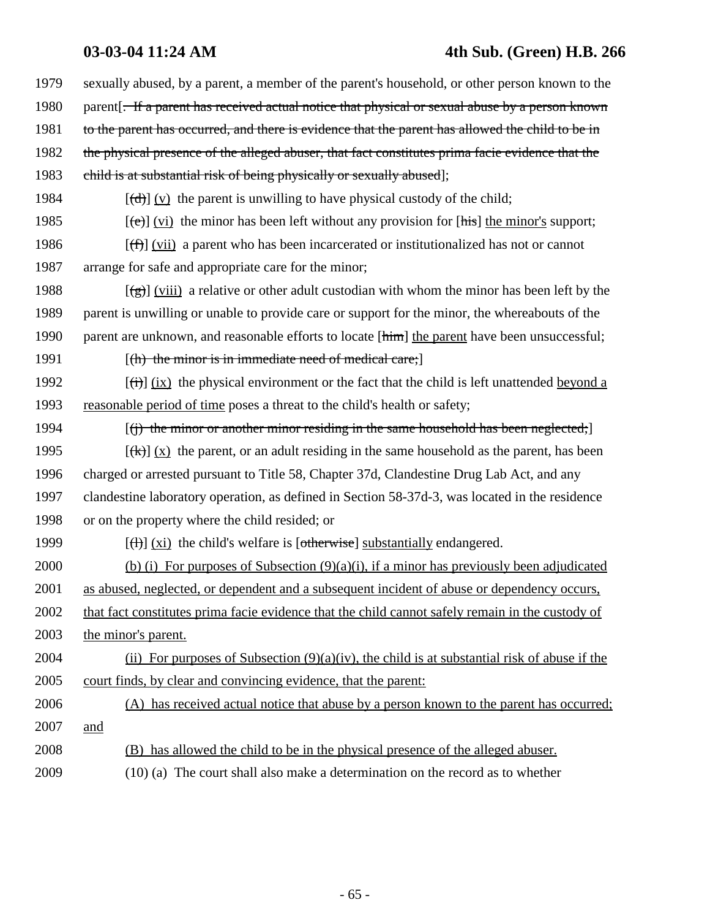1979 sexually abused, by a parent, a member of the parent's household, or other person known to the

1980 parent[~~. If a parent has received actual notice that physical or sexual abuse by a person known~~

1981 ~~to the parent has occurred, and there is evidence that the parent has allowed the child to be in~~

1982 ~~the physical presence of the alleged abuser, that fact constitutes prima facie evidence that the~~

1983 ~~child is at substantial risk of being physically or sexually abused~~];

1984 [~~(d)~~] (v) the parent is unwilling to have physical custody of the child;

1985 [~~(e)~~] (vi) the minor has been left without any provision for [~~his~~] the minor's support;

1986 [~~(f)~~] (vii) a parent who has been incarcerated or institutionalized has not or cannot

1987 arrange for safe and appropriate care for the minor;

1988 [~~(g)~~] (viii) a relative or other adult custodian with whom the minor has been left by the

1989 parent is unwilling or unable to provide care or support for the minor, the whereabouts of the

1990 parent are unknown, and reasonable efforts to locate [~~him~~] the parent have been unsuccessful;

1991 [~~(h) the minor is in immediate need of medical care;~~]

1992 [~~(i)~~] (ix) the physical environment or the fact that the child is left unattended beyond a

1993 reasonable period of time poses a threat to the child's health or safety;

1994 [~~(j) the minor or another minor residing in the same household has been neglected;~~]

1995 [~~(k)~~] (x) the parent, or an adult residing in the same household as the parent, has been

1996 charged or arrested pursuant to Title 58, Chapter 37d, Clandestine Drug Lab Act, and any

1997 clandestine laboratory operation, as defined in Section 58-37d-3, was located in the residence

1998 or on the property where the child resided; or

1999 [~~(l)~~] (xi) the child's welfare is [~~otherwise~~] substantially endangered.

2000 (b) (i) For purposes of Subsection (9)(a)(i), if a minor has previously been adjudicated

2001 as abused, neglected, or dependent and a subsequent incident of abuse or dependency occurs,

2002 that fact constitutes prima facie evidence that the child cannot safely remain in the custody of

2003 the minor's parent.

2004 (ii) For purposes of Subsection (9)(a)(iv), the child is at substantial risk of abuse if the

2005 court finds, by clear and convincing evidence, that the parent:

2006 (A) has received actual notice that abuse by a person known to the parent has occurred;

2007 and

2008 (B) has allowed the child to be in the physical presence of the alleged abuser.

2009 (10) (a) The court shall also make a determination on the record as to whether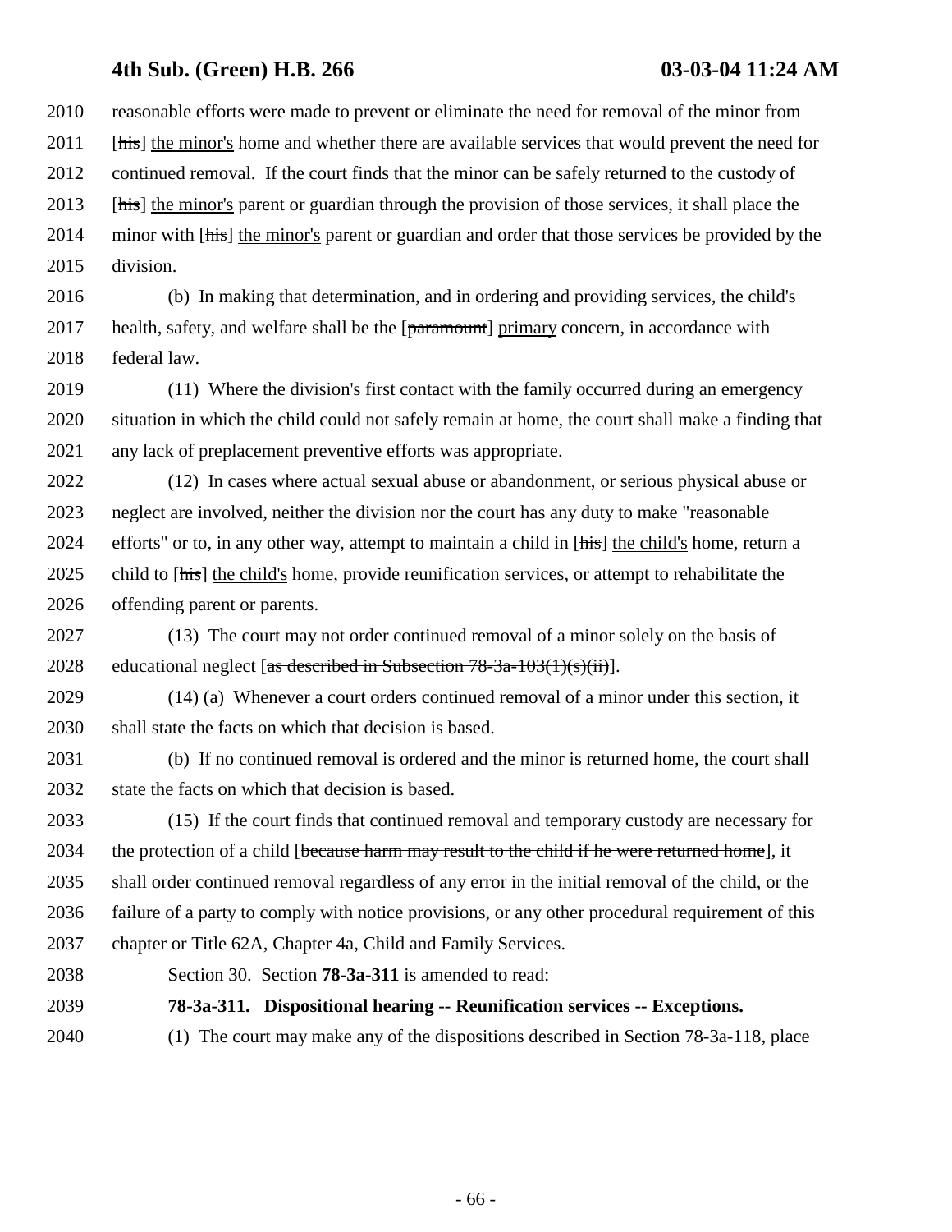reasonable efforts were made to prevent or eliminate the need for removal of the minor from [~~his~~] <u>the minor's</u> home and whether there are available services that would prevent the need for continued removal. If the court finds that the minor can be safely returned to the custody of [~~his~~] <u>the minor's</u> parent or guardian through the provision of those services, it shall place the minor with [~~his~~] <u>the minor's</u> parent or guardian and order that those services be provided by the division.

(b) In making that determination, and in ordering and providing services, the child's health, safety, and welfare shall be the [~~paramount~~] <u>primary</u> concern, in accordance with federal law.

(11) Where the division's first contact with the family occurred during an emergency situation in which the child could not safely remain at home, the court shall make a finding that any lack of preplacement preventive efforts was appropriate.

(12) In cases where actual sexual abuse or abandonment, or serious physical abuse or neglect are involved, neither the division nor the court has any duty to make "reasonable efforts" or to, in any other way, attempt to maintain a child in [~~his~~] <u>the child's</u> home, return a child to [~~his~~] <u>the child's</u> home, provide reunification services, or attempt to rehabilitate the offending parent or parents.

(13) The court may not order continued removal of a minor solely on the basis of educational neglect [~~as described in Subsection 78-3a-103(1)(s)(ii)~~].

(14) (a) Whenever a court orders continued removal of a minor under this section, it shall state the facts on which that decision is based.

(b) If no continued removal is ordered and the minor is returned home, the court shall state the facts on which that decision is based.

(15) If the court finds that continued removal and temporary custody are necessary for the protection of a child [~~because harm may result to the child if he were returned home~~], it shall order continued removal regardless of any error in the initial removal of the child, or the failure of a party to comply with notice provisions, or any other procedural requirement of this chapter or Title 62A, Chapter 4a, Child and Family Services.

Section 30. Section **78-3a-311** is amended to read:

**78-3a-311. Dispositional hearing -- Reunification services -- Exceptions.**

(1) The court may make any of the dispositions described in Section 78-3a-118, place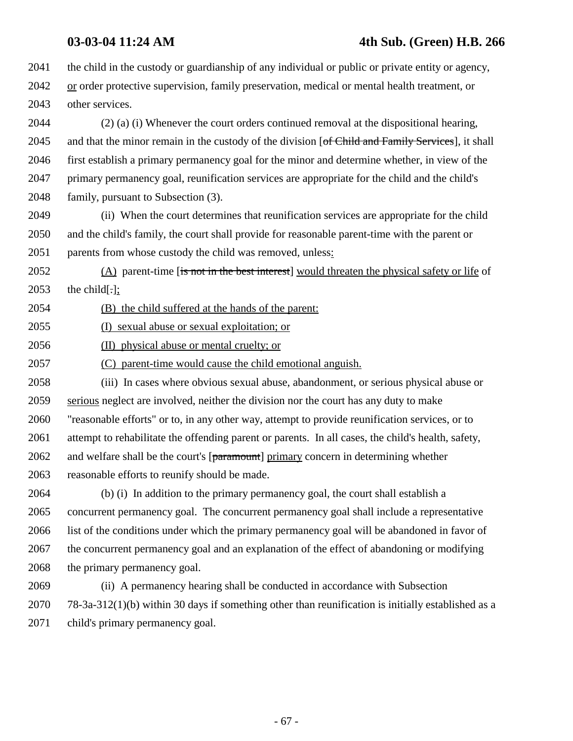2041 the child in the custody or guardianship of any individual or public or private entity or agency,
2042 or order protective supervision, family preservation, medical or mental health treatment, or
2043 other services.

2044 (2) (a) (i) Whenever the court orders continued removal at the dispositional hearing,
2045 and that the minor remain in the custody of the division [of Child and Family Services], it shall
2046 first establish a primary permanency goal for the minor and determine whether, in view of the
2047 primary permanency goal, reunification services are appropriate for the child and the child's
2048 family, pursuant to Subsection (3).

2049 (ii) When the court determines that reunification services are appropriate for the child
2050 and the child's family, the court shall provide for reasonable parent-time with the parent or
2051 parents from whose custody the child was removed, unless:

2052 (A) parent-time [is not in the best interest] would threaten the physical safety or life of
2053 the child[.];

2054 (B) the child suffered at the hands of the parent:

2055 (I) sexual abuse or sexual exploitation; or

2056 (II) physical abuse or mental cruelty; or

2057 (C) parent-time would cause the child emotional anguish.

2058 (iii) In cases where obvious sexual abuse, abandonment, or serious physical abuse or
2059 serious neglect are involved, neither the division nor the court has any duty to make
2060 "reasonable efforts" or to, in any other way, attempt to provide reunification services, or to
2061 attempt to rehabilitate the offending parent or parents. In all cases, the child's health, safety,
2062 and welfare shall be the court's [paramount] primary concern in determining whether
2063 reasonable efforts to reunify should be made.

2064 (b) (i) In addition to the primary permanency goal, the court shall establish a
2065 concurrent permanency goal. The concurrent permanency goal shall include a representative
2066 list of the conditions under which the primary permanency goal will be abandoned in favor of
2067 the concurrent permanency goal and an explanation of the effect of abandoning or modifying
2068 the primary permanency goal.

2069 (ii) A permanency hearing shall be conducted in accordance with Subsection
2070 78-3a-312(1)(b) within 30 days if something other than reunification is initially established as a
2071 child's primary permanency goal.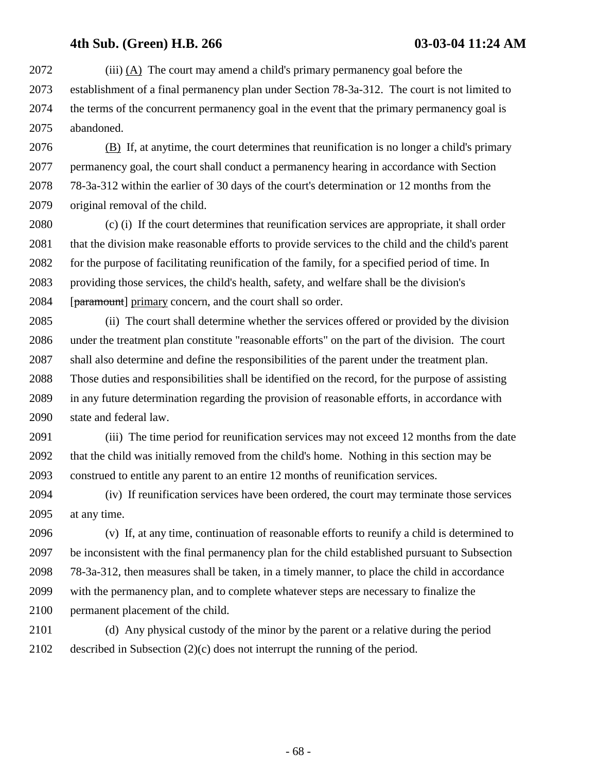2072 (iii) (A) The court may amend a child's primary permanency goal before the
2073 establishment of a final permanency plan under Section 78-3a-312. The court is not limited to
2074 the terms of the concurrent permanency goal in the event that the primary permanency goal is
2075 abandoned.

2076 (B) If, at anytime, the court determines that reunification is no longer a child's primary
2077 permanency goal, the court shall conduct a permanency hearing in accordance with Section
2078 78-3a-312 within the earlier of 30 days of the court's determination or 12 months from the
2079 original removal of the child.

2080 (c) (i) If the court determines that reunification services are appropriate, it shall order
2081 that the division make reasonable efforts to provide services to the child and the child's parent
2082 for the purpose of facilitating reunification of the family, for a specified period of time. In
2083 providing those services, the child's health, safety, and welfare shall be the division's
2084 [~~paramount~~] primary concern, and the court shall so order.

2085 (ii) The court shall determine whether the services offered or provided by the division
2086 under the treatment plan constitute "reasonable efforts" on the part of the division. The court
2087 shall also determine and define the responsibilities of the parent under the treatment plan.
2088 Those duties and responsibilities shall be identified on the record, for the purpose of assisting
2089 in any future determination regarding the provision of reasonable efforts, in accordance with
2090 state and federal law.

2091 (iii) The time period for reunification services may not exceed 12 months from the date
2092 that the child was initially removed from the child's home. Nothing in this section may be
2093 construed to entitle any parent to an entire 12 months of reunification services.

2094 (iv) If reunification services have been ordered, the court may terminate those services
2095 at any time.

2096 (v) If, at any time, continuation of reasonable efforts to reunify a child is determined to
2097 be inconsistent with the final permanency plan for the child established pursuant to Subsection
2098 78-3a-312, then measures shall be taken, in a timely manner, to place the child in accordance
2099 with the permanency plan, and to complete whatever steps are necessary to finalize the
2100 permanent placement of the child.

2101 (d) Any physical custody of the minor by the parent or a relative during the period
2102 described in Subsection (2)(c) does not interrupt the running of the period.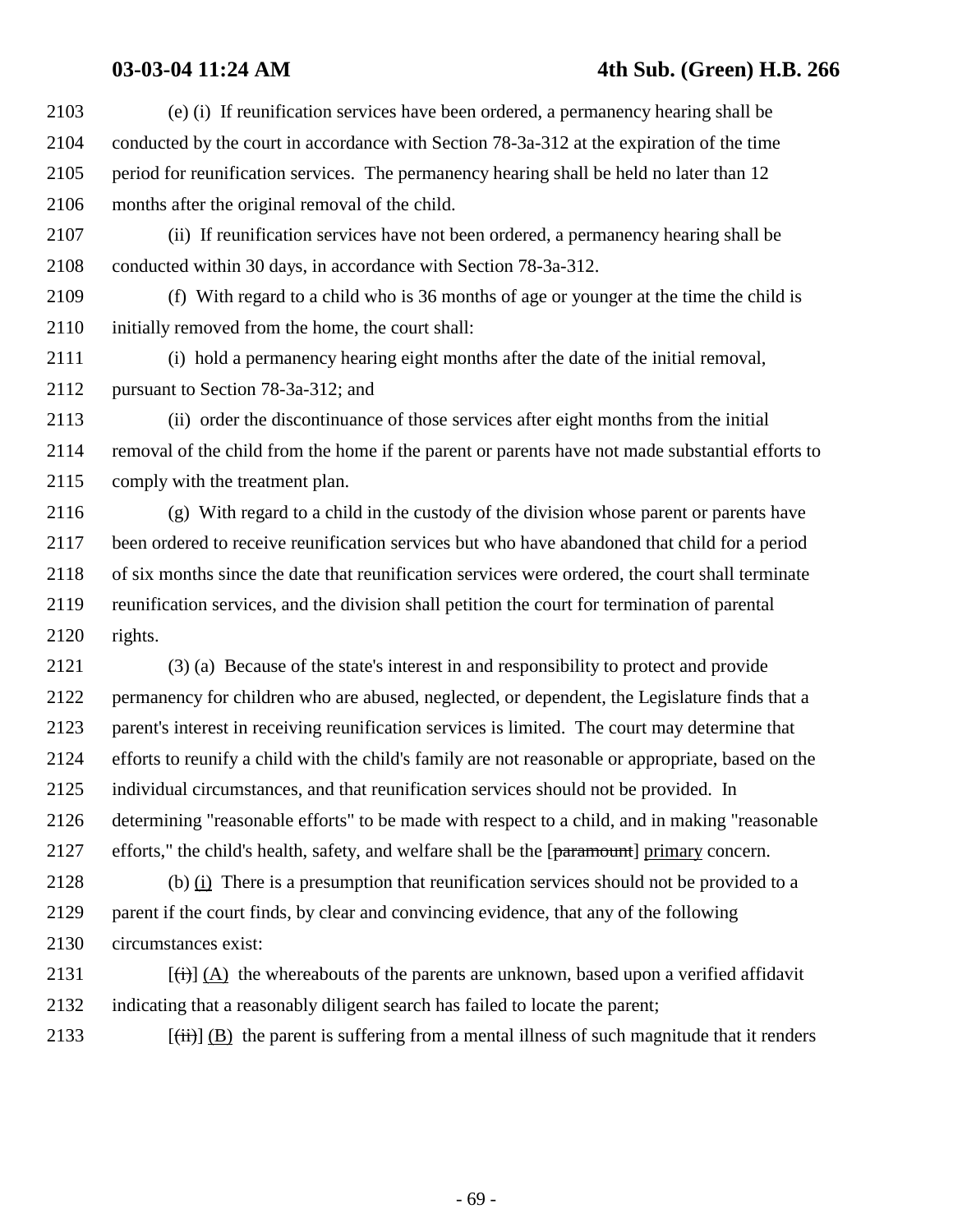2103 (e) (i) If reunification services have been ordered, a permanency hearing shall be
2104 conducted by the court in accordance with Section 78-3a-312 at the expiration of the time
2105 period for reunification services. The permanency hearing shall be held no later than 12
2106 months after the original removal of the child.

2107 (ii) If reunification services have not been ordered, a permanency hearing shall be
2108 conducted within 30 days, in accordance with Section 78-3a-312.

2109 (f) With regard to a child who is 36 months of age or younger at the time the child is
2110 initially removed from the home, the court shall:

2111 (i) hold a permanency hearing eight months after the date of the initial removal,
2112 pursuant to Section 78-3a-312; and

2113 (ii) order the discontinuance of those services after eight months from the initial
2114 removal of the child from the home if the parent or parents have not made substantial efforts to
2115 comply with the treatment plan.

2116 (g) With regard to a child in the custody of the division whose parent or parents have
2117 been ordered to receive reunification services but who have abandoned that child for a period
2118 of six months since the date that reunification services were ordered, the court shall terminate
2119 reunification services, and the division shall petition the court for termination of parental
2120 rights.

2121 (3) (a) Because of the state's interest in and responsibility to protect and provide
2122 permanency for children who are abused, neglected, or dependent, the Legislature finds that a
2123 parent's interest in receiving reunification services is limited. The court may determine that
2124 efforts to reunify a child with the child's family are not reasonable or appropriate, based on the
2125 individual circumstances, and that reunification services should not be provided. In
2126 determining "reasonable efforts" to be made with respect to a child, and in making "reasonable
2127 efforts," the child's health, safety, and welfare shall be the [~~paramount~~] primary concern.

2128 (b) (i) There is a presumption that reunification services should not be provided to a
2129 parent if the court finds, by clear and convincing evidence, that any of the following
2130 circumstances exist:

2131 [~~(i)~~] (A) the whereabouts of the parents are unknown, based upon a verified affidavit
2132 indicating that a reasonably diligent search has failed to locate the parent;

2133 [~~(ii)~~] (B) the parent is suffering from a mental illness of such magnitude that it renders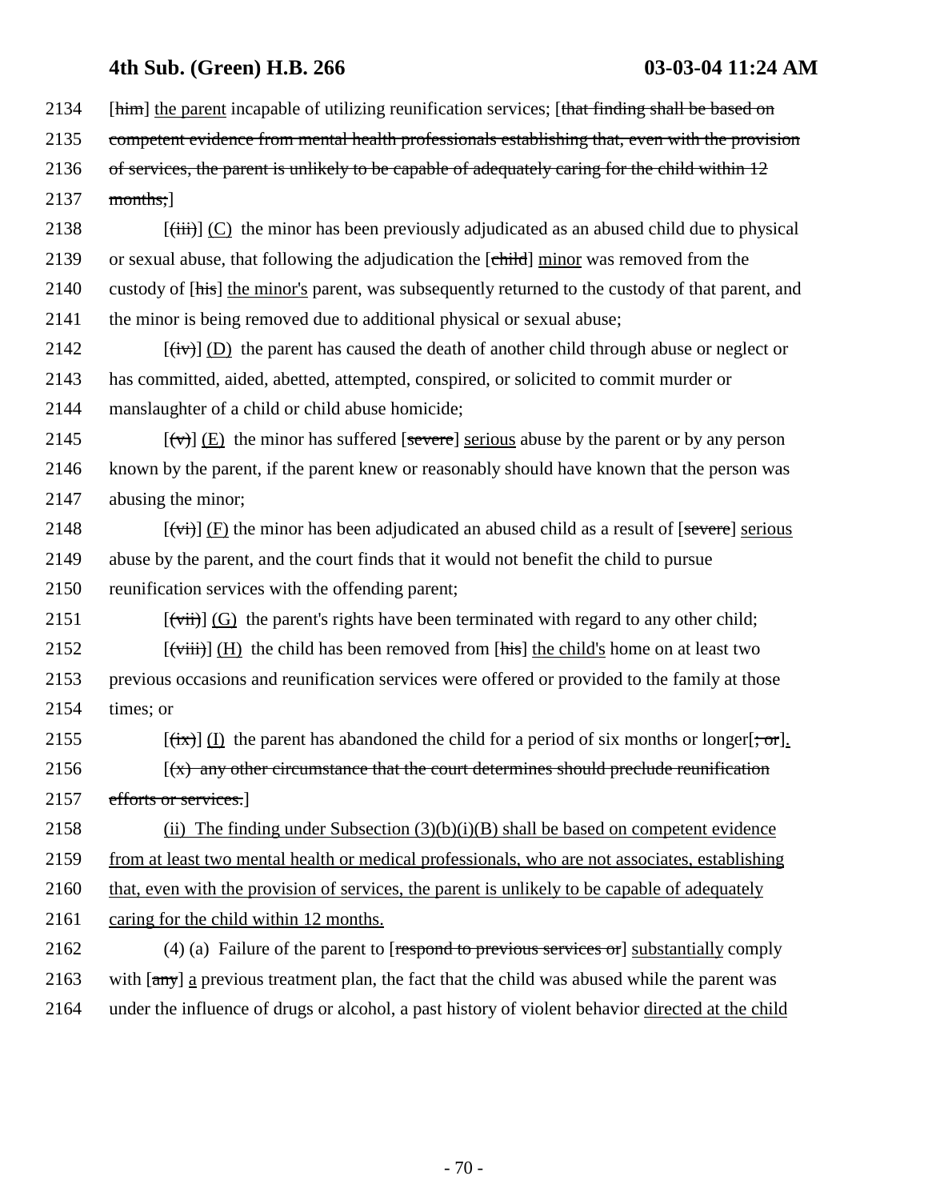2134 [him] the parent incapable of utilizing reunification services; [that finding shall be based on

2135 competent evidence from mental health professionals establishing that, even with the provision

2136 of services, the parent is unlikely to be capable of adequately caring for the child within 12

2137 months;]

2138 [(iii)] (C) the minor has been previously adjudicated as an abused child due to physical

2139 or sexual abuse, that following the adjudication the [child] minor was removed from the

2140 custody of [his] the minor's parent, was subsequently returned to the custody of that parent, and

2141 the minor is being removed due to additional physical or sexual abuse;

2142 [(iv)] (D) the parent has caused the death of another child through abuse or neglect or

2143 has committed, aided, abetted, attempted, conspired, or solicited to commit murder or

2144 manslaughter of a child or child abuse homicide;

2145 [(v)] (E) the minor has suffered [severe] serious abuse by the parent or by any person

2146 known by the parent, if the parent knew or reasonably should have known that the person was

2147 abusing the minor;

2148 [(vi)] (F) the minor has been adjudicated an abused child as a result of [severe] serious

2149 abuse by the parent, and the court finds that it would not benefit the child to pursue

2150 reunification services with the offending parent;

2151 [(vii)] (G) the parent's rights have been terminated with regard to any other child;

2152 [(viii)] (H) the child has been removed from [his] the child's home on at least two

2153 previous occasions and reunification services were offered or provided to the family at those

2154 times; or

2155 [(ix)] (I) the parent has abandoned the child for a period of six months or longer[; or].

2156 [(x) any other circumstance that the court determines should preclude reunification

2157 efforts or services.]

2158 (ii) The finding under Subsection (3)(b)(i)(B) shall be based on competent evidence

2159 from at least two mental health or medical professionals, who are not associates, establishing

2160 that, even with the provision of services, the parent is unlikely to be capable of adequately

2161 caring for the child within 12 months.

2162 (4) (a) Failure of the parent to [respond to previous services or] substantially comply

2163 with [any] a previous treatment plan, the fact that the child was abused while the parent was

2164 under the influence of drugs or alcohol, a past history of violent behavior directed at the child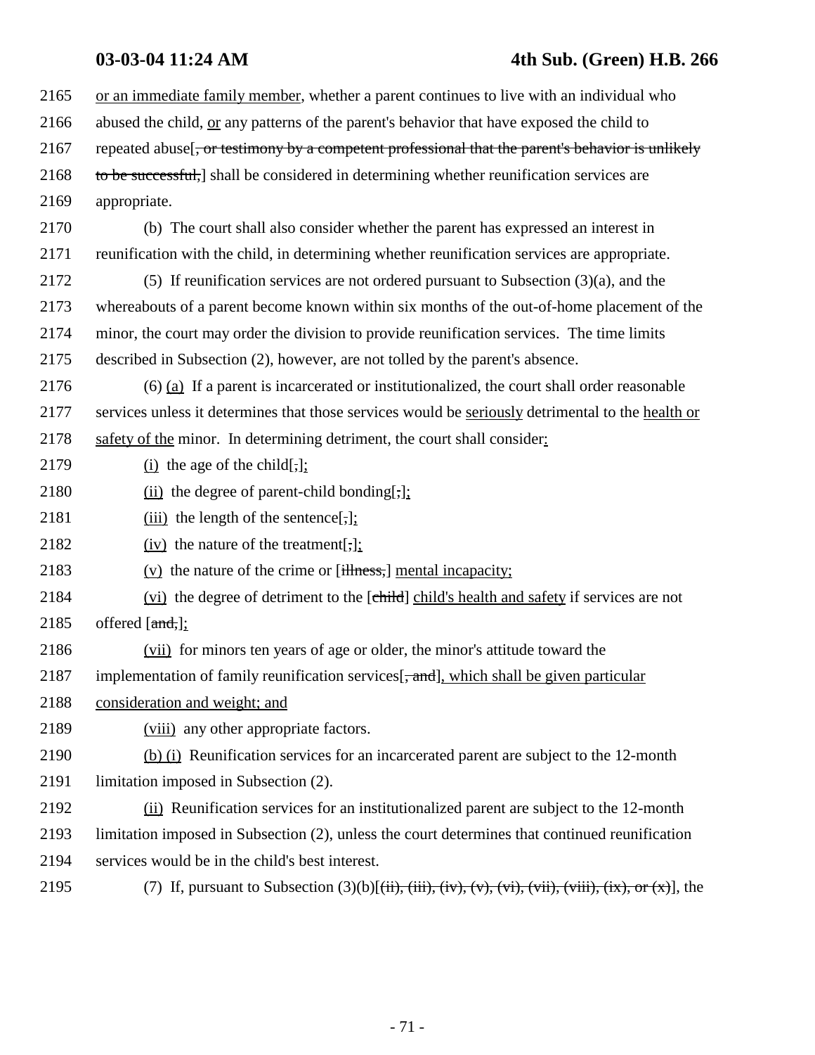2165 or an immediate family member, whether a parent continues to live with an individual who
2166 abused the child, or any patterns of the parent's behavior that have exposed the child to
2167 repeated abuse[~~, or testimony by a competent professional that the parent's behavior is unlikely~~
2168 ~~to be successful,~~] shall be considered in determining whether reunification services are
2169 appropriate.

2170 (b) The court shall also consider whether the parent has expressed an interest in
2171 reunification with the child, in determining whether reunification services are appropriate.

2172 (5) If reunification services are not ordered pursuant to Subsection (3)(a), and the
2173 whereabouts of a parent become known within six months of the out-of-home placement of the
2174 minor, the court may order the division to provide reunification services. The time limits
2175 described in Subsection (2), however, are not tolled by the parent's absence.

2176 (6) (a) If a parent is incarcerated or institutionalized, the court shall order reasonable
2177 services unless it determines that those services would be seriously detrimental to the health or
2178 safety of the minor. In determining detriment, the court shall consider:

2179 (i) the age of the child[~~,~~];

2180 (ii) the degree of parent-child bonding[~~,~~];

2181 (iii) the length of the sentence[~~,~~];

2182 (iv) the nature of the treatment[~~,~~];

2183 (v) the nature of the crime or [~~illness,~~] mental incapacity;

2184 (vi) the degree of detriment to the [~~child~~] child's health and safety if services are not
2185 offered [~~and,~~];

2186 (vii) for minors ten years of age or older, the minor's attitude toward the
2187 implementation of family reunification services[~~, and~~], which shall be given particular
2188 consideration and weight; and

2189 (viii) any other appropriate factors.

2190 (b) (i) Reunification services for an incarcerated parent are subject to the 12-month
2191 limitation imposed in Subsection (2).

2192 (ii) Reunification services for an institutionalized parent are subject to the 12-month
2193 limitation imposed in Subsection (2), unless the court determines that continued reunification
2194 services would be in the child's best interest.

2195 (7) If, pursuant to Subsection (3)(b)[~~(ii), (iii), (iv), (v), (vi), (vii), (viii), (ix), or (x)~~], the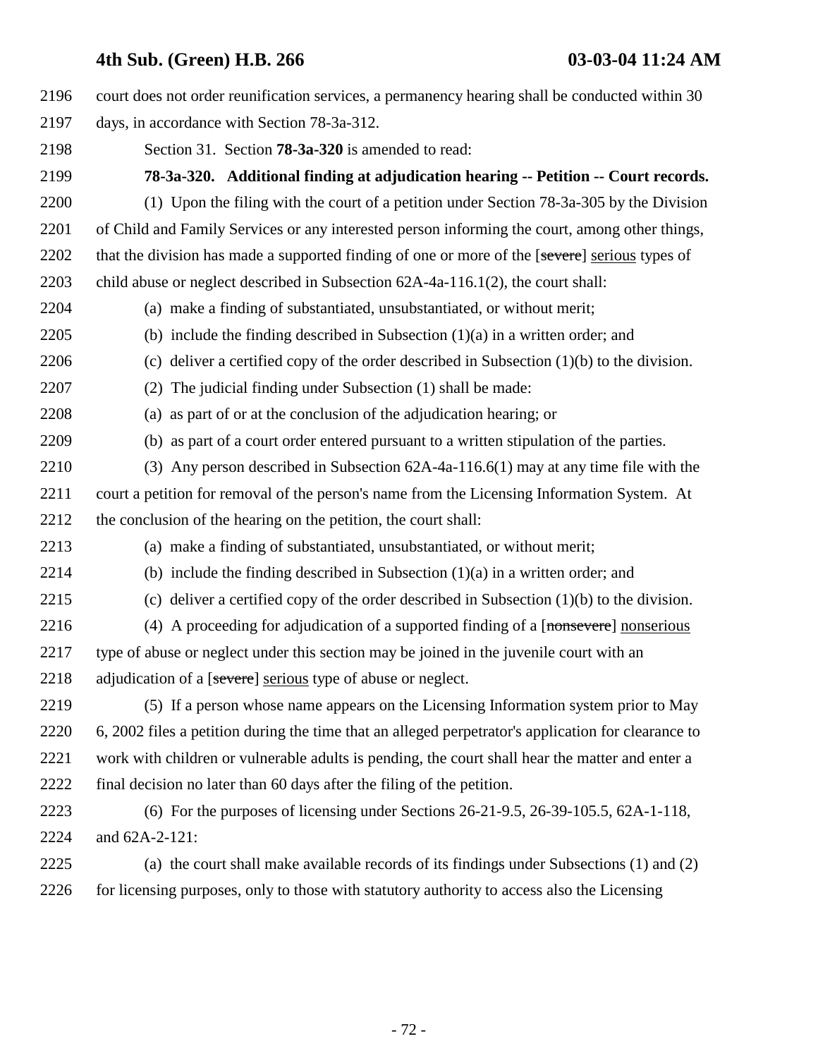court does not order reunification services, a permanency hearing shall be conducted within 30 days, in accordance with Section 78-3a-312.

Section 31. Section **78-3a-320** is amended to read:

**78-3a-320. Additional finding at adjudication hearing -- Petition -- Court records.**

(1) Upon the filing with the court of a petition under Section 78-3a-305 by the Division of Child and Family Services or any interested person informing the court, among other things, that the division has made a supported finding of one or more of the [~~severe~~] serious types of child abuse or neglect described in Subsection 62A-4a-116.1(2), the court shall:

(a) make a finding of substantiated, unsubstantiated, or without merit;

(b) include the finding described in Subsection (1)(a) in a written order; and

(c) deliver a certified copy of the order described in Subsection (1)(b) to the division.

(2) The judicial finding under Subsection (1) shall be made:

(a) as part of or at the conclusion of the adjudication hearing; or

(b) as part of a court order entered pursuant to a written stipulation of the parties.

(3) Any person described in Subsection 62A-4a-116.6(1) may at any time file with the court a petition for removal of the person's name from the Licensing Information System. At the conclusion of the hearing on the petition, the court shall:

(a) make a finding of substantiated, unsubstantiated, or without merit;

(b) include the finding described in Subsection (1)(a) in a written order; and

(c) deliver a certified copy of the order described in Subsection (1)(b) to the division.

(4) A proceeding for adjudication of a supported finding of a [~~nonsevere~~] nonserious type of abuse or neglect under this section may be joined in the juvenile court with an adjudication of a [~~severe~~] serious type of abuse or neglect.

(5) If a person whose name appears on the Licensing Information system prior to May 6, 2002 files a petition during the time that an alleged perpetrator's application for clearance to work with children or vulnerable adults is pending, the court shall hear the matter and enter a final decision no later than 60 days after the filing of the petition.

(6) For the purposes of licensing under Sections 26-21-9.5, 26-39-105.5, 62A-1-118, and 62A-2-121:

(a) the court shall make available records of its findings under Subsections (1) and (2) for licensing purposes, only to those with statutory authority to access also the Licensing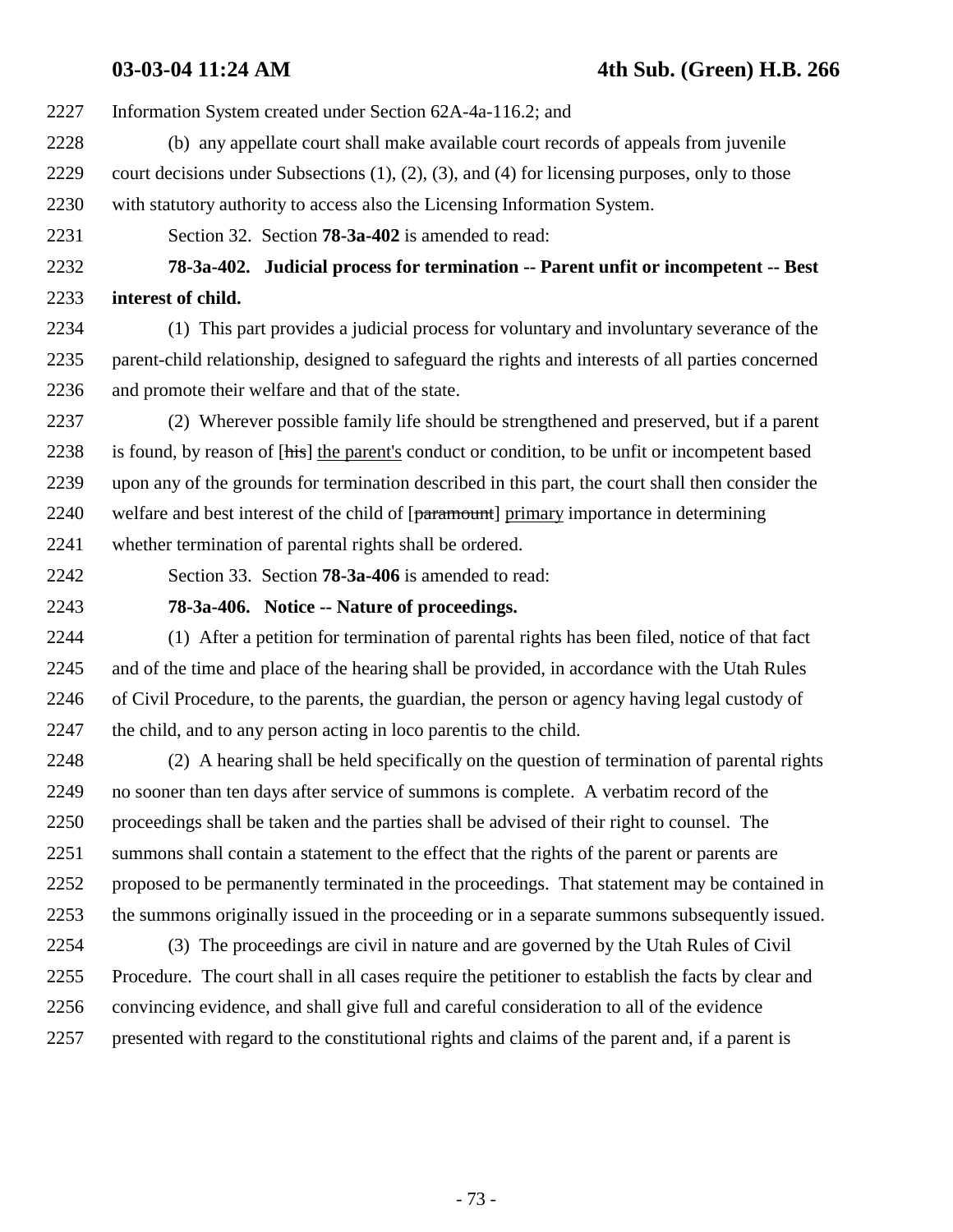Information System created under Section 62A-4a-116.2; and

(b) any appellate court shall make available court records of appeals from juvenile court decisions under Subsections (1), (2), (3), and (4) for licensing purposes, only to those with statutory authority to access also the Licensing Information System.

Section 32. Section **78-3a-402** is amended to read:

**78-3a-402. Judicial process for termination -- Parent unfit or incompetent -- Best interest of child.**

(1) This part provides a judicial process for voluntary and involuntary severance of the parent-child relationship, designed to safeguard the rights and interests of all parties concerned and promote their welfare and that of the state.

(2) Wherever possible family life should be strengthened and preserved, but if a parent is found, by reason of [~~his~~] the parent's conduct or condition, to be unfit or incompetent based upon any of the grounds for termination described in this part, the court shall then consider the welfare and best interest of the child of [~~paramount~~] primary importance in determining whether termination of parental rights shall be ordered.

Section 33. Section **78-3a-406** is amended to read:

**78-3a-406. Notice -- Nature of proceedings.**

(1) After a petition for termination of parental rights has been filed, notice of that fact and of the time and place of the hearing shall be provided, in accordance with the Utah Rules of Civil Procedure, to the parents, the guardian, the person or agency having legal custody of the child, and to any person acting in loco parentis to the child.

(2) A hearing shall be held specifically on the question of termination of parental rights no sooner than ten days after service of summons is complete. A verbatim record of the proceedings shall be taken and the parties shall be advised of their right to counsel. The summons shall contain a statement to the effect that the rights of the parent or parents are proposed to be permanently terminated in the proceedings. That statement may be contained in the summons originally issued in the proceeding or in a separate summons subsequently issued.

(3) The proceedings are civil in nature and are governed by the Utah Rules of Civil Procedure. The court shall in all cases require the petitioner to establish the facts by clear and convincing evidence, and shall give full and careful consideration to all of the evidence presented with regard to the constitutional rights and claims of the parent and, if a parent is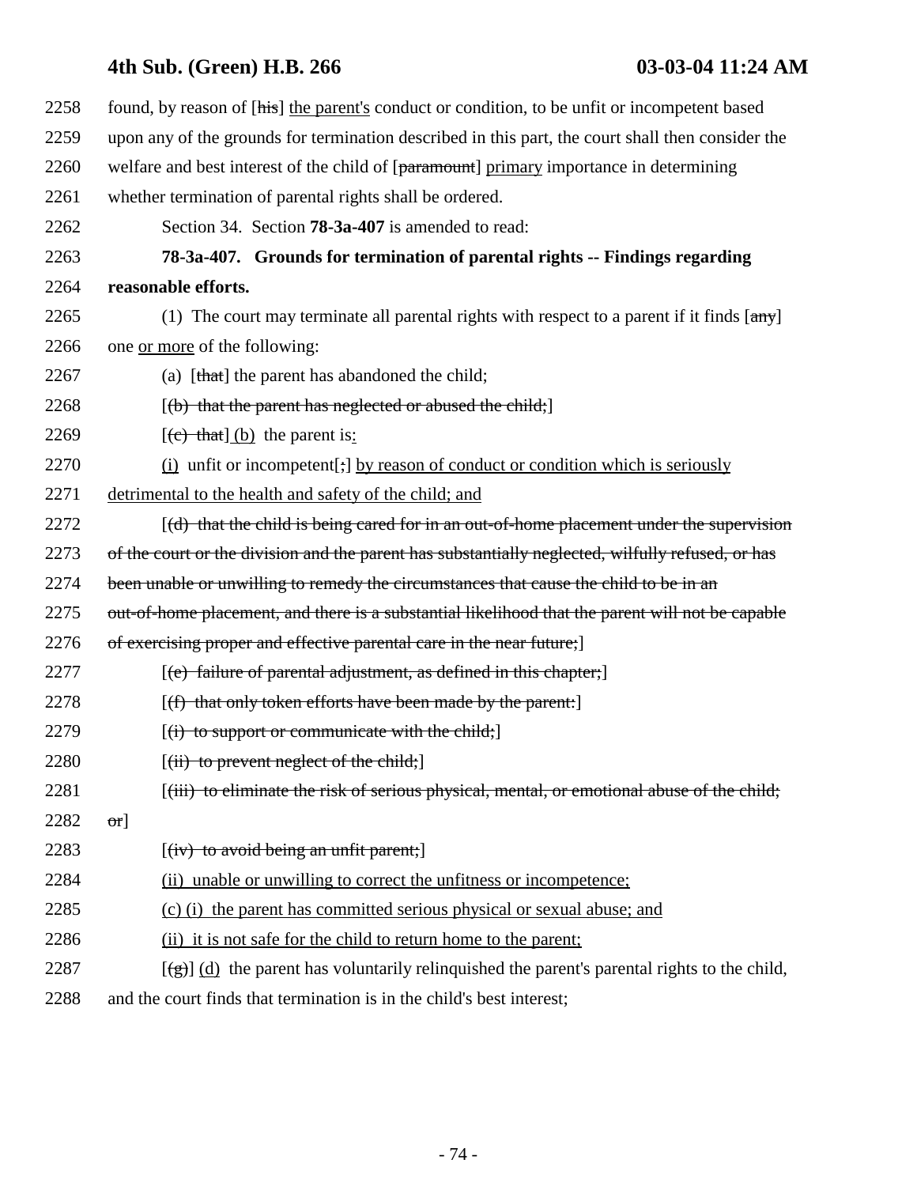2258 found, by reason of [~~his~~] the parent's conduct or condition, to be unfit or incompetent based
2259 upon any of the grounds for termination described in this part, the court shall then consider the
2260 welfare and best interest of the child of [~~paramount~~] primary importance in determining
2261 whether termination of parental rights shall be ordered.

2262 Section 34. Section **78-3a-407** is amended to read:

2263 **78-3a-407. Grounds for termination of parental rights -- Findings regarding**
2264 **reasonable efforts.**

2265 (1) The court may terminate all parental rights with respect to a parent if it finds [~~any~~]
2266 one or more of the following:

2267 (a) [~~that~~] the parent has abandoned the child;

2268 [~~(b) that the parent has neglected or abused the child;~~]

2269 [~~(c) that~~] (b) the parent is:

2270 (i) unfit or incompetent[~~;~~] by reason of conduct or condition which is seriously
2271 detrimental to the health and safety of the child; and

2272 [~~(d) that the child is being cared for in an out-of-home placement under the supervision~~
2273 ~~of the court or the division and the parent has substantially neglected, wilfully refused, or has~~
2274 ~~been unable or unwilling to remedy the circumstances that cause the child to be in an~~
2275 ~~out-of-home placement, and there is a substantial likelihood that the parent will not be capable~~
2276 ~~of exercising proper and effective parental care in the near future;~~]

2277 [~~(e) failure of parental adjustment, as defined in this chapter;~~]

2278 [~~(f) that only token efforts have been made by the parent:~~]

2279 [~~(i) to support or communicate with the child;~~]

2280 [~~(ii) to prevent neglect of the child;~~]

2281 [~~(iii) to eliminate the risk of serious physical, mental, or emotional abuse of the child;~~
2282 ~~or~~]

2283 [~~(iv) to avoid being an unfit parent;~~]

2284 (ii) unable or unwilling to correct the unfitness or incompetence;

2285 (c) (i) the parent has committed serious physical or sexual abuse; and

2286 (ii) it is not safe for the child to return home to the parent;

2287 [~~(g)~~] (d) the parent has voluntarily relinquished the parent's parental rights to the child,
2288 and the court finds that termination is in the child's best interest;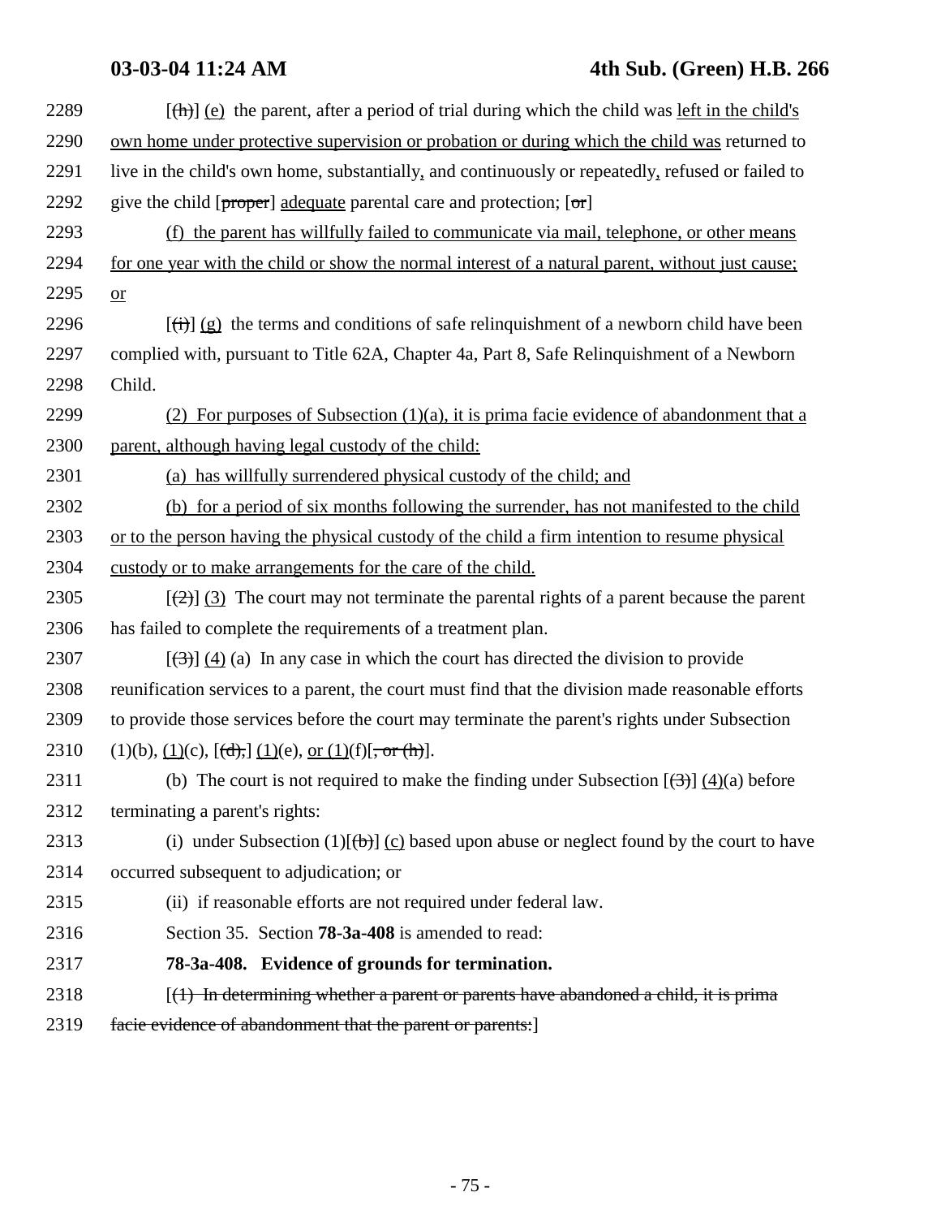2289 [(h)] (e) the parent, after a period of trial during which the child was left in the child's
2290 own home under protective supervision or probation or during which the child was returned to
2291 live in the child's own home, substantially, and continuously or repeatedly, refused or failed to
2292 give the child [proper] adequate parental care and protection; [or]

2293 (f) the parent has willfully failed to communicate via mail, telephone, or other means
2294 for one year with the child or show the normal interest of a natural parent, without just cause;
2295 or

2296 [(i)] (g) the terms and conditions of safe relinquishment of a newborn child have been
2297 complied with, pursuant to Title 62A, Chapter 4a, Part 8, Safe Relinquishment of a Newborn
2298 Child.

2299 (2) For purposes of Subsection (1)(a), it is prima facie evidence of abandonment that a
2300 parent, although having legal custody of the child:

2301 (a) has willfully surrendered physical custody of the child; and

2302 (b) for a period of six months following the surrender, has not manifested to the child
2303 or to the person having the physical custody of the child a firm intention to resume physical
2304 custody or to make arrangements for the care of the child.

2305 [(2)] (3) The court may not terminate the parental rights of a parent because the parent
2306 has failed to complete the requirements of a treatment plan.

2307 [(3)] (4) (a) In any case in which the court has directed the division to provide
2308 reunification services to a parent, the court must find that the division made reasonable efforts
2309 to provide those services before the court may terminate the parent's rights under Subsection
2310 (1)(b), (1)(c), [(d),] (1)(e), or (1)(f)[, or (h)].

2311 (b) The court is not required to make the finding under Subsection [(3)] (4)(a) before
2312 terminating a parent's rights:

2313 (i) under Subsection (1)[(b)] (c) based upon abuse or neglect found by the court to have
2314 occurred subsequent to adjudication; or

2315 (ii) if reasonable efforts are not required under federal law.

2316 Section 35. Section **78-3a-408** is amended to read:

2317 **78-3a-408. Evidence of grounds for termination.**

2318 [(1) In determining whether a parent or parents have abandoned a child, it is prima
2319 facie evidence of abandonment that the parent or parents:]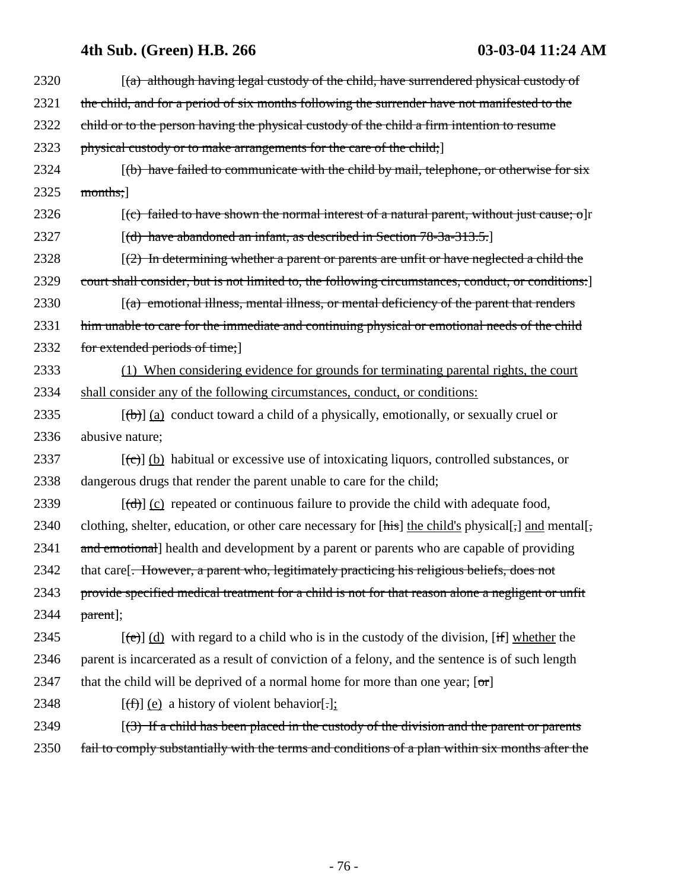2320 [(a) although having legal custody of the child, have surrendered physical custody of
2321 the child, and for a period of six months following the surrender have not manifested to the
2322 child or to the person having the physical custody of the child a firm intention to resume
2323 physical custody or to make arrangements for the care of the child;]

2324 [(b) have failed to communicate with the child by mail, telephone, or otherwise for six
2325 months;]

2326 [(c) failed to have shown the normal interest of a natural parent, without just cause; o]r

2327 [(d) have abandoned an infant, as described in Section 78-3a-313.5.]

2328 [(2) In determining whether a parent or parents are unfit or have neglected a child the
2329 court shall consider, but is not limited to, the following circumstances, conduct, or conditions:]

2330 [(a) emotional illness, mental illness, or mental deficiency of the parent that renders
2331 him unable to care for the immediate and continuing physical or emotional needs of the child
2332 for extended periods of time;]

2333 (1) When considering evidence for grounds for terminating parental rights, the court
2334 shall consider any of the following circumstances, conduct, or conditions:

2335 [(b)] (a) conduct toward a child of a physically, emotionally, or sexually cruel or
2336 abusive nature;

2337 [(c)] (b) habitual or excessive use of intoxicating liquors, controlled substances, or
2338 dangerous drugs that render the parent unable to care for the child;

2339 [(d)] (c) repeated or continuous failure to provide the child with adequate food,
2340 clothing, shelter, education, or other care necessary for [his] the child's physical[,] and mental[,
2341 and emotional] health and development by a parent or parents who are capable of providing
2342 that care[. However, a parent who, legitimately practicing his religious beliefs, does not
2343 provide specified medical treatment for a child is not for that reason alone a negligent or unfit
2344 parent];

2345 [(e)] (d) with regard to a child who is in the custody of the division, [if] whether the
2346 parent is incarcerated as a result of conviction of a felony, and the sentence is of such length
2347 that the child will be deprived of a normal home for more than one year; [or]

2348 [(f)] (e) a history of violent behavior[.];

2349 [(3) If a child has been placed in the custody of the division and the parent or parents
2350 fail to comply substantially with the terms and conditions of a plan within six months after the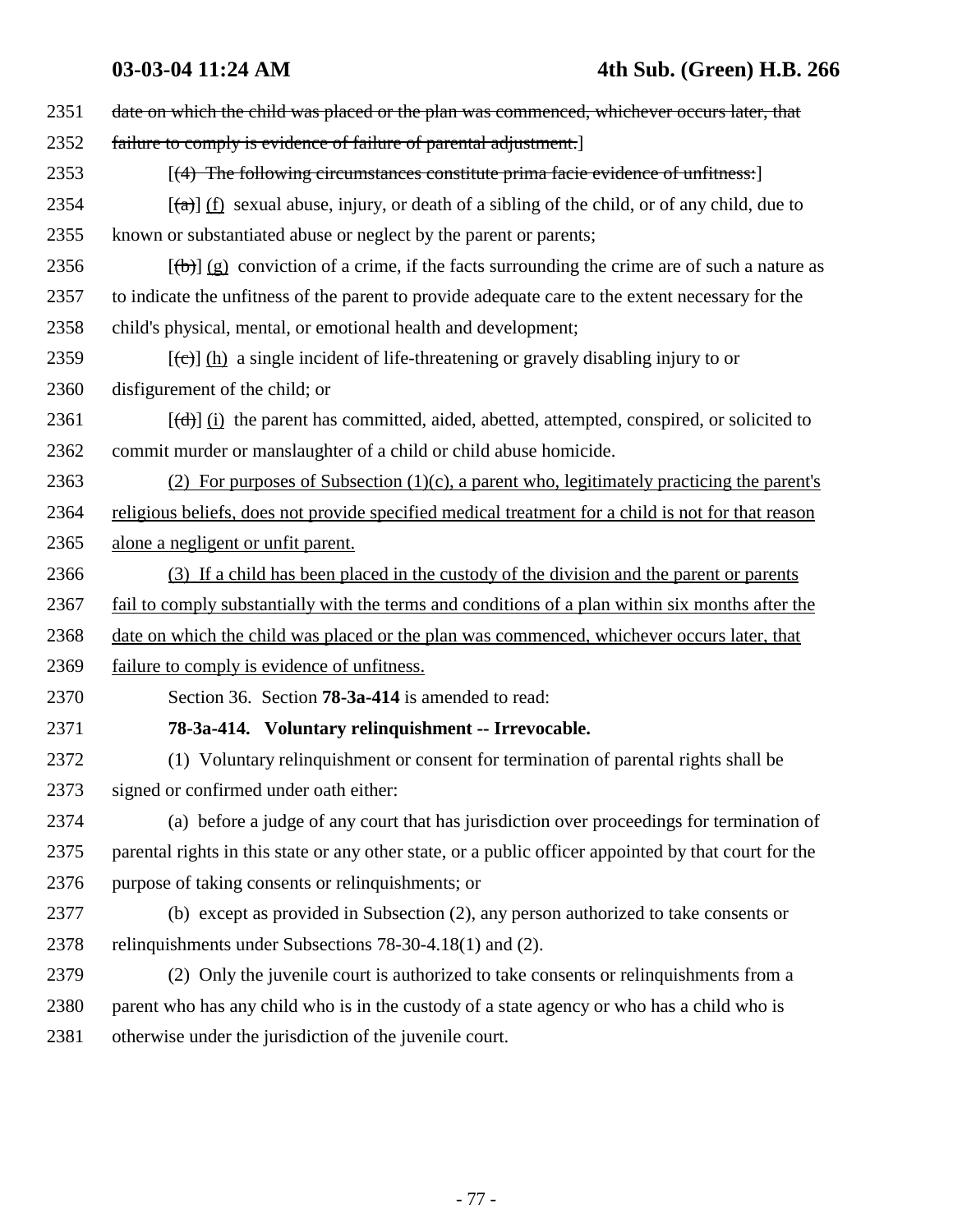2351 ~~date on which the child was placed or the plan was commenced, whichever occurs later, that~~
2352 ~~failure to comply is evidence of failure of parental adjustment.~~]

2353 [~~(4) The following circumstances constitute prima facie evidence of unfitness:~~]

2354 [~~(a)~~] (f) sexual abuse, injury, or death of a sibling of the child, or of any child, due to
2355 known or substantiated abuse or neglect by the parent or parents;

2356 [~~(b)~~] (g) conviction of a crime, if the facts surrounding the crime are of such a nature as
2357 to indicate the unfitness of the parent to provide adequate care to the extent necessary for the
2358 child's physical, mental, or emotional health and development;

2359 [~~(c)~~] (h) a single incident of life-threatening or gravely disabling injury to or
2360 disfigurement of the child; or

2361 [~~(d)~~] (i) the parent has committed, aided, abetted, attempted, conspired, or solicited to
2362 commit murder or manslaughter of a child or child abuse homicide.

2363 (2) For purposes of Subsection (1)(c), a parent who, legitimately practicing the parent's
2364 religious beliefs, does not provide specified medical treatment for a child is not for that reason
2365 alone a negligent or unfit parent.

2366 (3) If a child has been placed in the custody of the division and the parent or parents
2367 fail to comply substantially with the terms and conditions of a plan within six months after the
2368 date on which the child was placed or the plan was commenced, whichever occurs later, that
2369 failure to comply is evidence of unfitness.

2370 Section 36. Section **78-3a-414** is amended to read:

2371 **78-3a-414. Voluntary relinquishment -- Irrevocable.**

2372 (1) Voluntary relinquishment or consent for termination of parental rights shall be
2373 signed or confirmed under oath either:

2374 (a) before a judge of any court that has jurisdiction over proceedings for termination of
2375 parental rights in this state or any other state, or a public officer appointed by that court for the
2376 purpose of taking consents or relinquishments; or

2377 (b) except as provided in Subsection (2), any person authorized to take consents or
2378 relinquishments under Subsections 78-30-4.18(1) and (2).

2379 (2) Only the juvenile court is authorized to take consents or relinquishments from a
2380 parent who has any child who is in the custody of a state agency or who has a child who is
2381 otherwise under the jurisdiction of the juvenile court.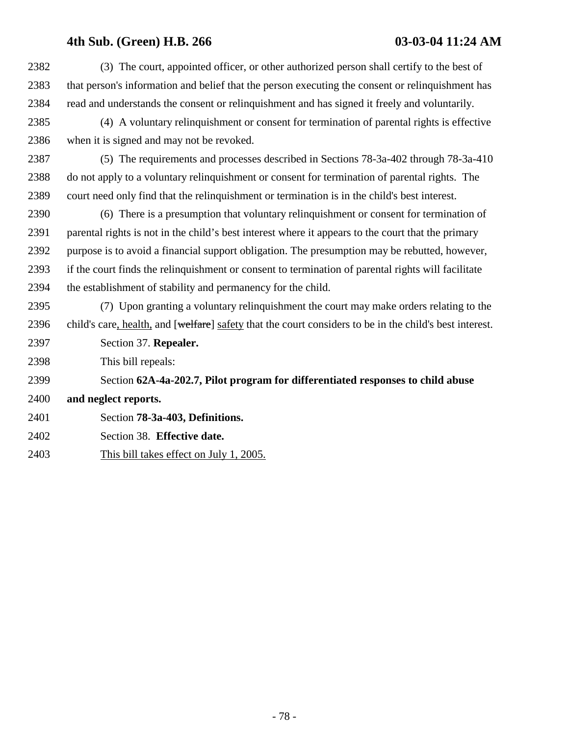(3) The court, appointed officer, or other authorized person shall certify to the best of that person's information and belief that the person executing the consent or relinquishment has read and understands the consent or relinquishment and has signed it freely and voluntarily.

(4) A voluntary relinquishment or consent for termination of parental rights is effective when it is signed and may not be revoked.

(5) The requirements and processes described in Sections 78-3a-402 through 78-3a-410 do not apply to a voluntary relinquishment or consent for termination of parental rights. The court need only find that the relinquishment or termination is in the child's best interest.

(6) There is a presumption that voluntary relinquishment or consent for termination of parental rights is not in the child's best interest where it appears to the court that the primary purpose is to avoid a financial support obligation. The presumption may be rebutted, however, if the court finds the relinquishment or consent to termination of parental rights will facilitate the establishment of stability and permanency for the child.

(7) Upon granting a voluntary relinquishment the court may make orders relating to the child's care<u>, health,</u> and [~~welfare~~] <u>safety</u> that the court considers to be in the child's best interest.

Section 37. **Repealer.**

This bill repeals:

Section **62A-4a-202.7, Pilot program for differentiated responses to child abuse and neglect reports.**

Section **78-3a-403, Definitions.**

Section 38. **Effective date.**

<u>This bill takes effect on July 1, 2005.</u>